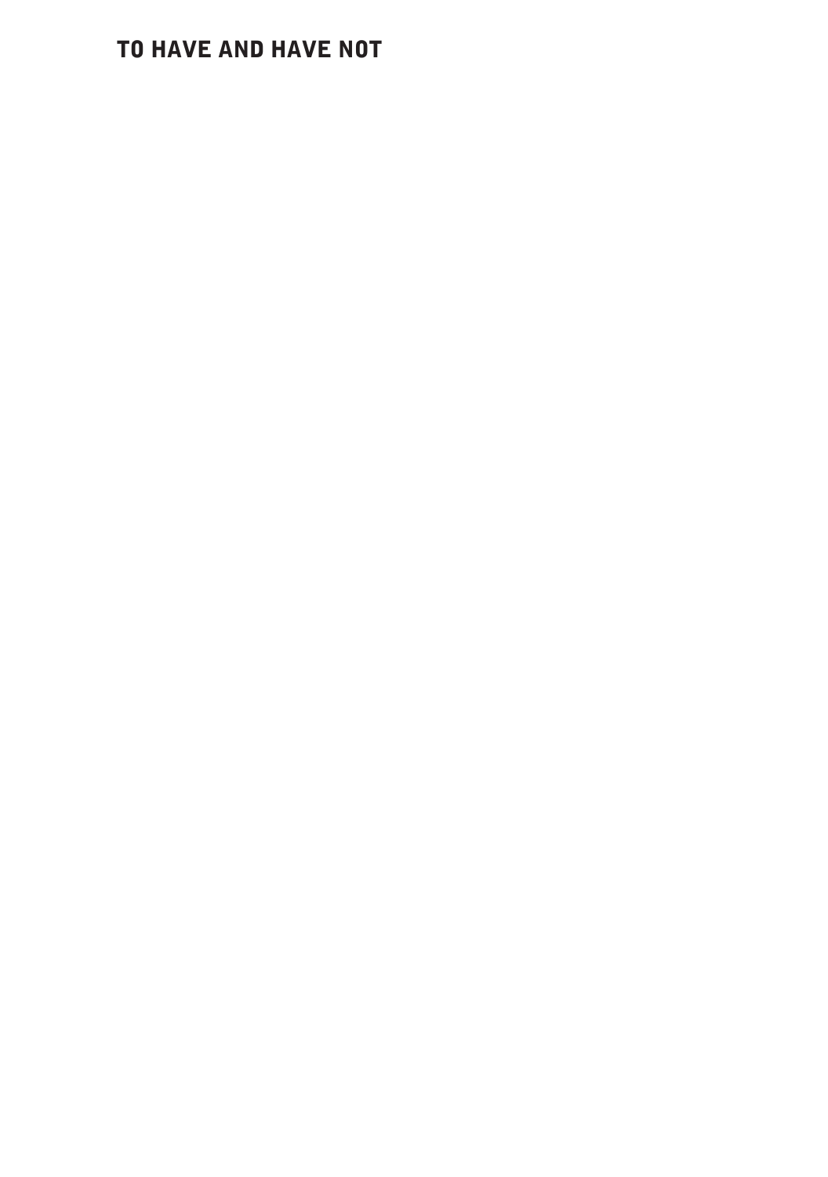# TO HAVE AND HAVE NOT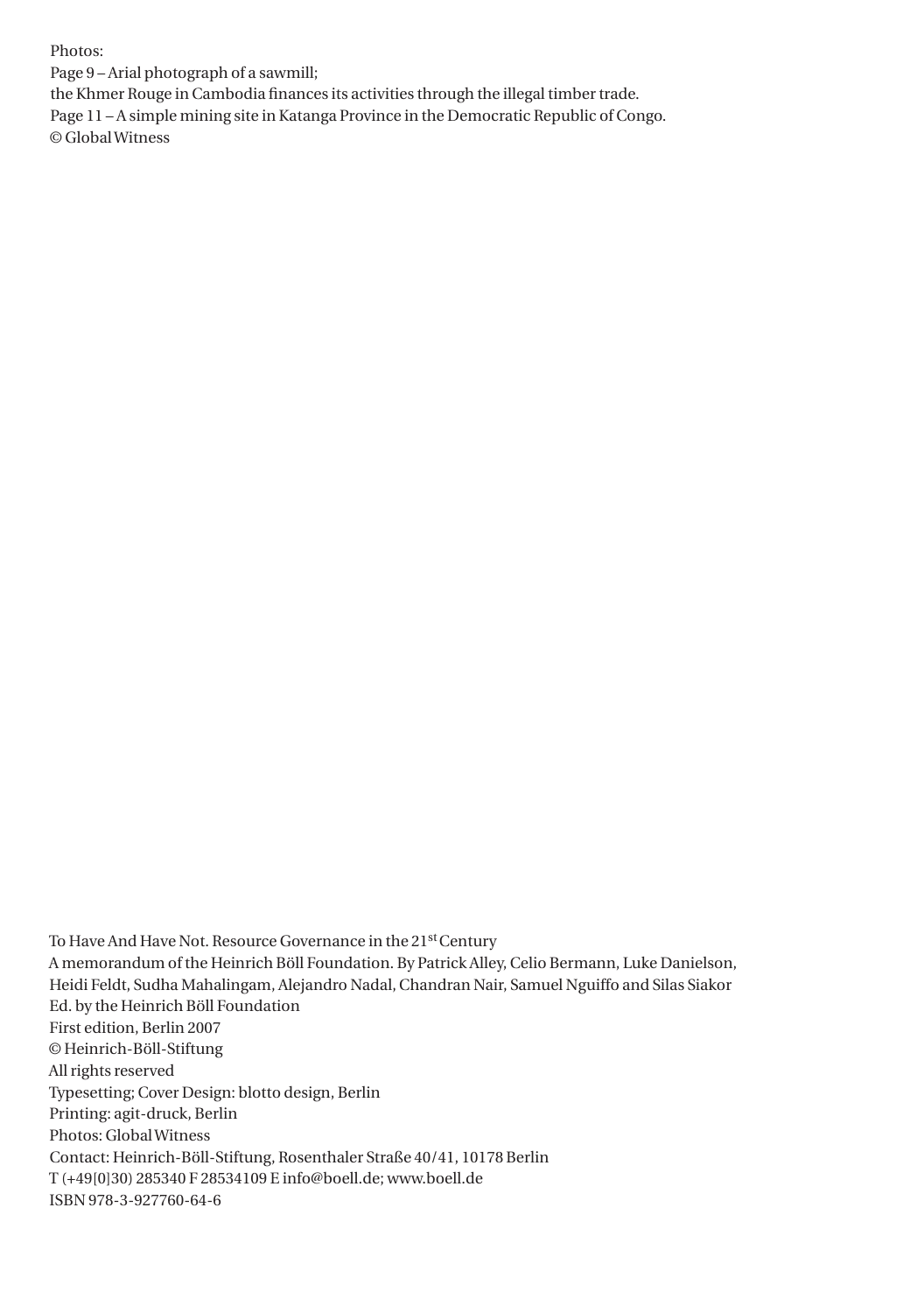Photos:
Page 9 – Arial photograph of a sawmill;
the Khmer Rouge in Cambodia finances its activities through the illegal timber trade.
Page 11 – A simple mining site in Katanga Province in the Democratic Republic of Congo.
© Global Witness

To Have And Have Not. Resource Governance in the 21st Century
A memorandum of the Heinrich Böll Foundation. By Patrick Alley, Celio Bermann, Luke Danielson, Heidi Feldt, Sudha Mahalingam, Alejandro Nadal, Chandran Nair, Samuel Nguiffo and Silas Siakor
Ed. by the Heinrich Böll Foundation
First edition, Berlin 2007
© Heinrich-Böll-Stiftung
All rights reserved
Typesetting; Cover Design: blotto design, Berlin
Printing: agit-druck, Berlin
Photos: Global Witness
Contact: Heinrich-Böll-Stiftung, Rosenthaler Straße 40/41, 10178 Berlin
T (+49[0]30) 285340 F 28534109 E info@boell.de; www.boell.de
ISBN 978-3-927760-64-6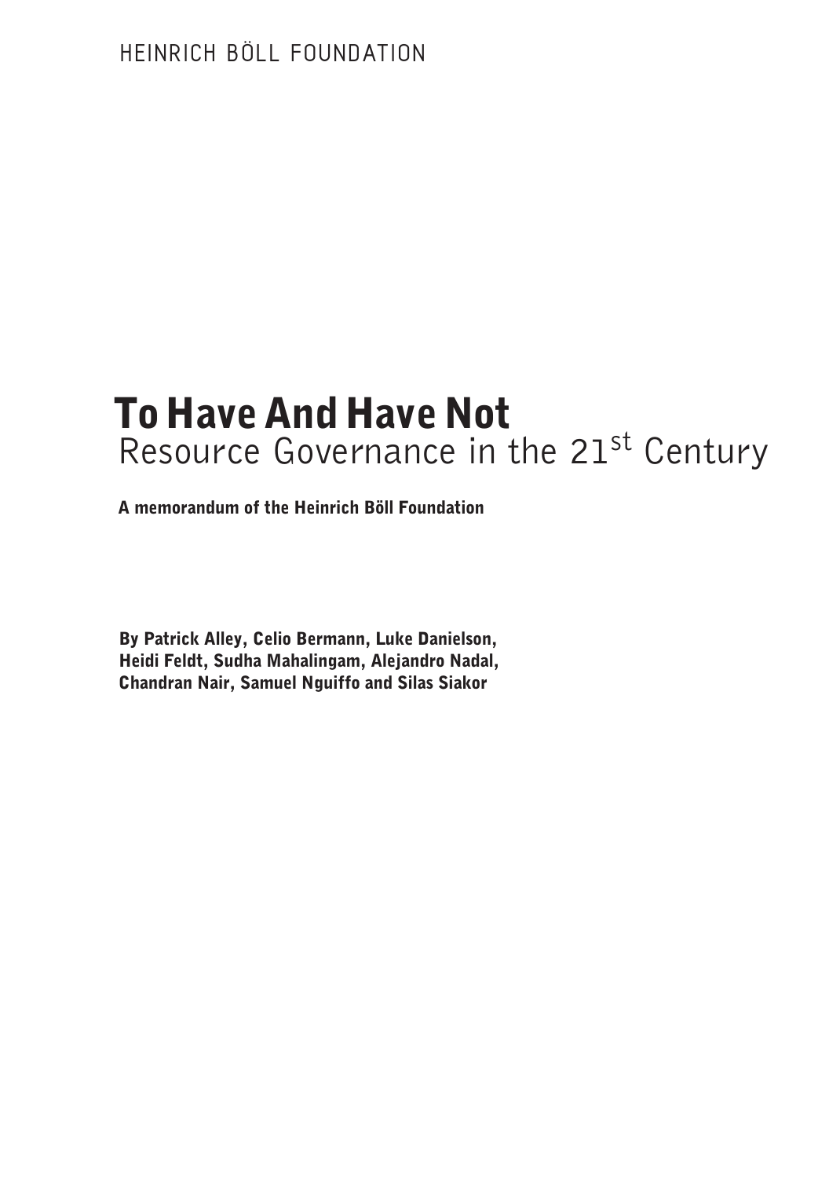HEINRICH BÖLL FOUNDATION

# To Have And Have Not

## Resource Governance in the 21$^{st}$ Century

**A memorandum of the Heinrich Böll Foundation**

**By Patrick Alley, Celio Bermann, Luke Danielson, Heidi Feldt, Sudha Mahalingam, Alejandro Nadal, Chandran Nair, Samuel Nguiffo and Silas Siakor**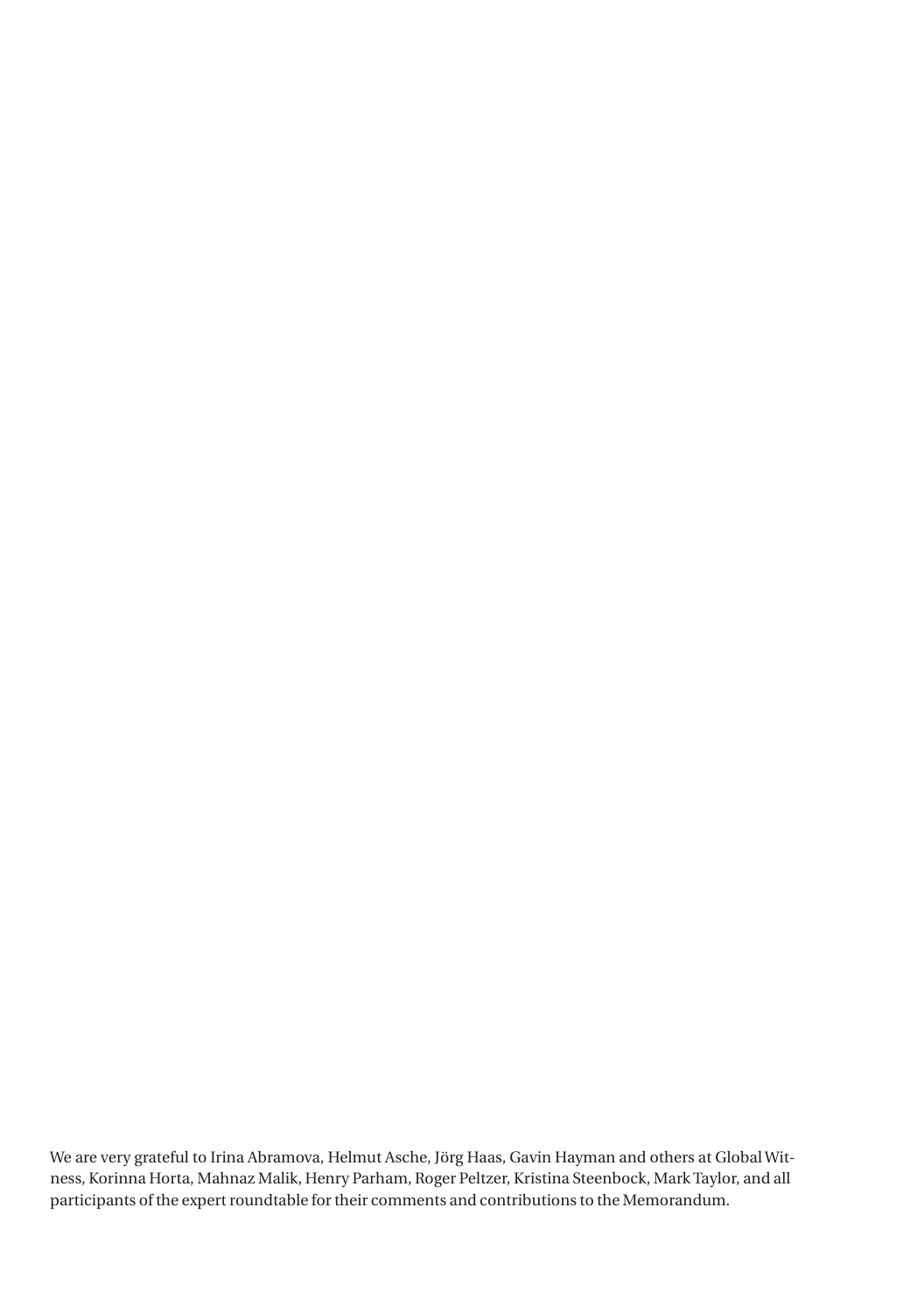We are very grateful to Irina Abramova, Helmut Asche, Jörg Haas, Gavin Hayman and others at Global Witness, Korinna Horta, Mahnaz Malik, Henry Parham, Roger Peltzer, Kristina Steenbock, Mark Taylor, and all participants of the expert roundtable for their comments and contributions to the Memorandum.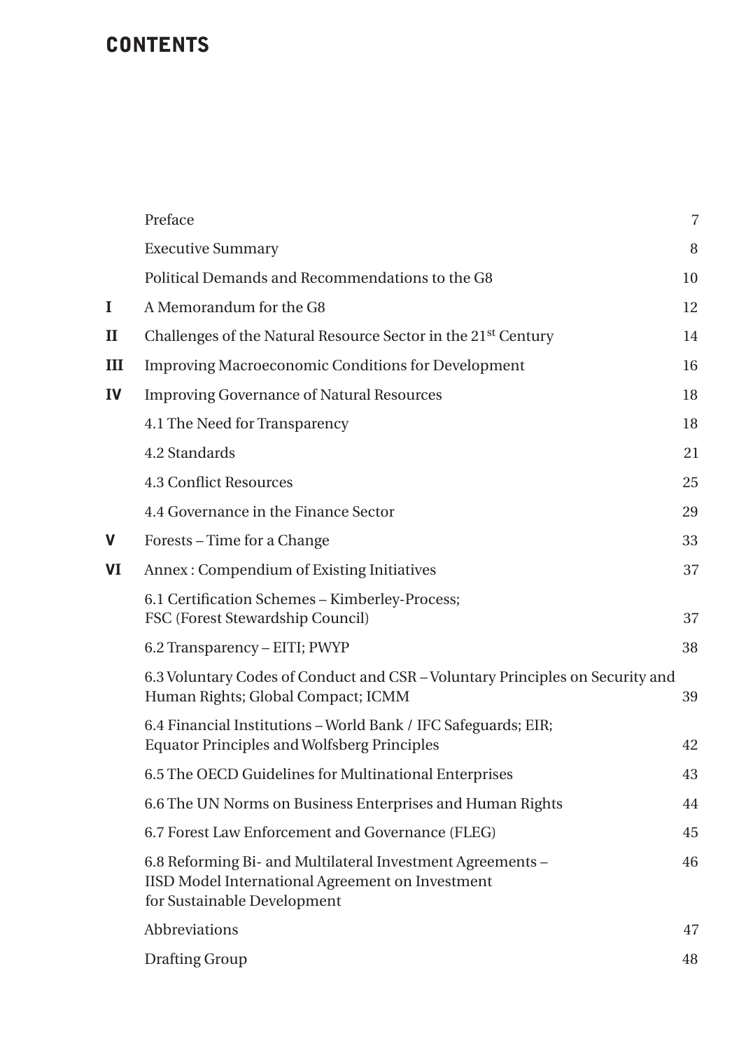# CONTENTS

| | | |
|---|---|---|
| | Preface | 7 |
| | Executive Summary | 8 |
| | Political Demands and Recommendations to the G8 | 10 |
| **I** | A Memorandum for the G8 | 12 |
| **II** | Challenges of the Natural Resource Sector in the 21st Century | 14 |
| **III** | Improving Macroeconomic Conditions for Development | 16 |
| **IV** | Improving Governance of Natural Resources | 18 |
| | 4.1 The Need for Transparency | 18 |
| | 4.2 Standards | 21 |
| | 4.3 Conflict Resources | 25 |
| | 4.4 Governance in the Finance Sector | 29 |
| **V** | Forests – Time for a Change | 33 |
| **VI** | Annex : Compendium of Existing Initiatives | 37 |
| | 6.1 Certification Schemes – Kimberley-Process; FSC (Forest Stewardship Council) | 37 |
| | 6.2 Transparency – EITI; PWYP | 38 |
| | 6.3 Voluntary Codes of Conduct and CSR – Voluntary Principles on Security and Human Rights; Global Compact; ICMM | 39 |
| | 6.4 Financial Institutions – World Bank / IFC Safeguards; EIR; Equator Principles and Wolfsberg Principles | 42 |
| | 6.5 The OECD Guidelines for Multinational Enterprises | 43 |
| | 6.6 The UN Norms on Business Enterprises and Human Rights | 44 |
| | 6.7 Forest Law Enforcement and Governance (FLEG) | 45 |
| | 6.8 Reforming Bi- and Multilateral Investment Agreements – IISD Model International Agreement on Investment for Sustainable Development | 46 |
| | Abbreviations | 47 |
| | Drafting Group | 48 |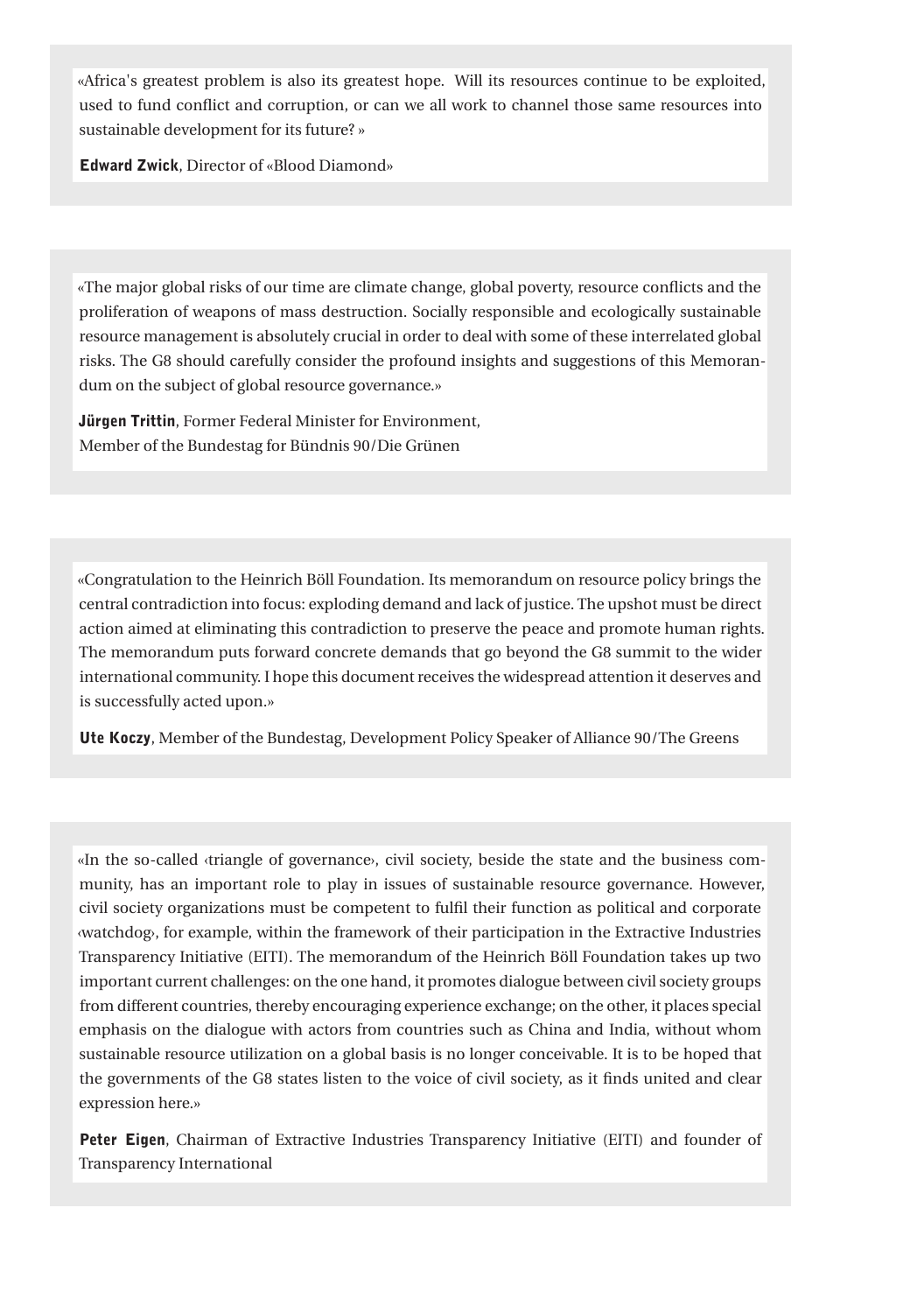«Africa's greatest problem is also its greatest hope.  Will its resources continue to be exploited, used to fund conflict and corruption, or can we all work to channel those same resources into sustainable development for its future? »

**Edward Zwick**, Director of «Blood Diamond»

«The major global risks of our time are climate change, global poverty, resource conflicts and the proliferation of weapons of mass destruction. Socially responsible and ecologically sustainable resource management is absolutely crucial in order to deal with some of these interrelated global risks. The G8 should carefully consider the profound insights and suggestions of this Memorandum on the subject of global resource governance.»

**Jürgen Trittin**, Former Federal Minister for Environment,
Member of the Bundestag for Bündnis 90/Die Grünen

«Congratulation to the Heinrich Böll Foundation. Its memorandum on resource policy brings the central contradiction into focus: exploding demand and lack of justice. The upshot must be direct action aimed at eliminating this contradiction to preserve the peace and promote human rights. The memorandum puts forward concrete demands that go beyond the G8 summit to the wider international community. I hope this document receives the widespread attention it deserves and is successfully acted upon.»

**Ute Koczy**, Member of the Bundestag, Development Policy Speaker of Alliance 90/The Greens

«In the so-called ‹triangle of governance›, civil society, beside the state and the business community, has an important role to play in issues of sustainable resource governance. However, civil society organizations must be competent to fulfil their function as political and corporate ‹watchdog›, for example, within the framework of their participation in the Extractive Industries Transparency Initiative (EITI). The memorandum of the Heinrich Böll Foundation takes up two important current challenges: on the one hand, it promotes dialogue between civil society groups from different countries, thereby encouraging experience exchange; on the other, it places special emphasis on the dialogue with actors from countries such as China and India, without whom sustainable resource utilization on a global basis is no longer conceivable. It is to be hoped that the governments of the G8 states listen to the voice of civil society, as it finds united and clear expression here.»

**Peter Eigen**, Chairman of Extractive Industries Transparency Initiative (EITI) and founder of Transparency International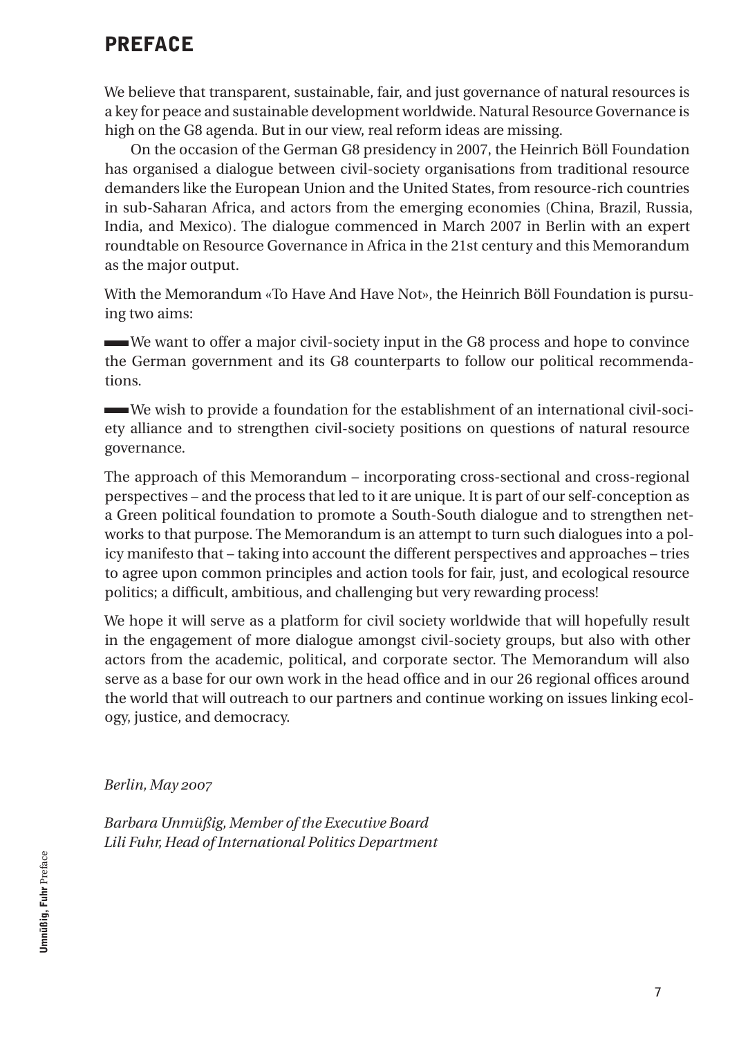# PREFACE

We believe that transparent, sustainable, fair, and just governance of natural resources is a key for peace and sustainable development worldwide. Natural Resource Governance is high on the G8 agenda. But in our view, real reform ideas are missing.

On the occasion of the German G8 presidency in 2007, the Heinrich Böll Foundation has organised a dialogue between civil-society organisations from traditional resource demanders like the European Union and the United States, from resource-rich countries in sub-Saharan Africa, and actors from the emerging economies (China, Brazil, Russia, India, and Mexico). The dialogue commenced in March 2007 in Berlin with an expert roundtable on Resource Governance in Africa in the 21st century and this Memorandum as the major output.

With the Memorandum «To Have And Have Not», the Heinrich Böll Foundation is pursuing two aims:

- We want to offer a major civil-society input in the G8 process and hope to convince the German government and its G8 counterparts to follow our political recommendations.
- We wish to provide a foundation for the establishment of an international civil-society alliance and to strengthen civil-society positions on questions of natural resource governance.

The approach of this Memorandum – incorporating cross-sectional and cross-regional perspectives – and the process that led to it are unique. It is part of our self-conception as a Green political foundation to promote a South-South dialogue and to strengthen networks to that purpose. The Memorandum is an attempt to turn such dialogues into a policy manifesto that – taking into account the different perspectives and approaches – tries to agree upon common principles and action tools for fair, just, and ecological resource politics; a difficult, ambitious, and challenging but very rewarding process!

We hope it will serve as a platform for civil society worldwide that will hopefully result in the engagement of more dialogue amongst civil-society groups, but also with other actors from the academic, political, and corporate sector. The Memorandum will also serve as a base for our own work in the head office and in our 26 regional offices around the world that will outreach to our partners and continue working on issues linking ecology, justice, and democracy.

*Berlin, May 2007*

*Barbara Unmüßig, Member of the Executive Board*
*Lili Fuhr, Head of International Politics Department*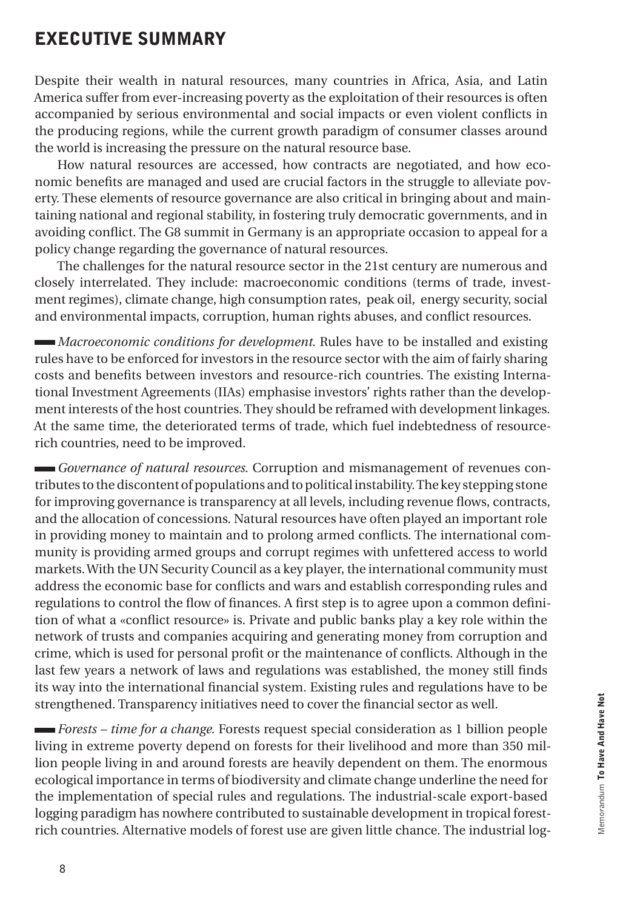# EXECUTIVE SUMMARY

Despite their wealth in natural resources, many countries in Africa, Asia, and Latin America suffer from ever-increasing poverty as the exploitation of their resources is often accompanied by serious environmental and social impacts or even violent conflicts in the producing regions, while the current growth paradigm of consumer classes around the world is increasing the pressure on the natural resource base.

How natural resources are accessed, how contracts are negotiated, and how economic benefits are managed and used are crucial factors in the struggle to alleviate poverty. These elements of resource governance are also critical in bringing about and maintaining national and regional stability, in fostering truly democratic governments, and in avoiding conflict. The G8 summit in Germany is an appropriate occasion to appeal for a policy change regarding the governance of natural resources.

The challenges for the natural resource sector in the 21st century are numerous and closely interrelated. They include: macroeconomic conditions (terms of trade, investment regimes), climate change, high consumption rates, peak oil, energy security, social and environmental impacts, corruption, human rights abuses, and conflict resources.

*Macroeconomic conditions for development.* Rules have to be installed and existing rules have to be enforced for investors in the resource sector with the aim of fairly sharing costs and benefits between investors and resource-rich countries. The existing International Investment Agreements (IIAs) emphasise investors' rights rather than the development interests of the host countries. They should be reframed with development linkages. At the same time, the deteriorated terms of trade, which fuel indebtedness of resource-rich countries, need to be improved.

*Governance of natural resources.* Corruption and mismanagement of revenues contributes to the discontent of populations and to political instability. The key stepping stone for improving governance is transparency at all levels, including revenue flows, contracts, and the allocation of concessions. Natural resources have often played an important role in providing money to maintain and to prolong armed conflicts. The international community is providing armed groups and corrupt regimes with unfettered access to world markets. With the UN Security Council as a key player, the international community must address the economic base for conflicts and wars and establish corresponding rules and regulations to control the flow of finances. A first step is to agree upon a common definition of what a «conflict resource» is. Private and public banks play a key role within the network of trusts and companies acquiring and generating money from corruption and crime, which is used for personal profit or the maintenance of conflicts. Although in the last few years a network of laws and regulations was established, the money still finds its way into the international financial system. Existing rules and regulations have to be strengthened. Transparency initiatives need to cover the financial sector as well.

*Forests – time for a change.* Forests request special consideration as 1 billion people living in extreme poverty depend on forests for their livelihood and more than 350 million people living in and around forests are heavily dependent on them. The enormous ecological importance in terms of biodiversity and climate change underline the need for the implementation of special rules and regulations. The industrial-scale export-based logging paradigm has nowhere contributed to sustainable development in tropical forest-rich countries. Alternative models of forest use are given little chance. The industrial log-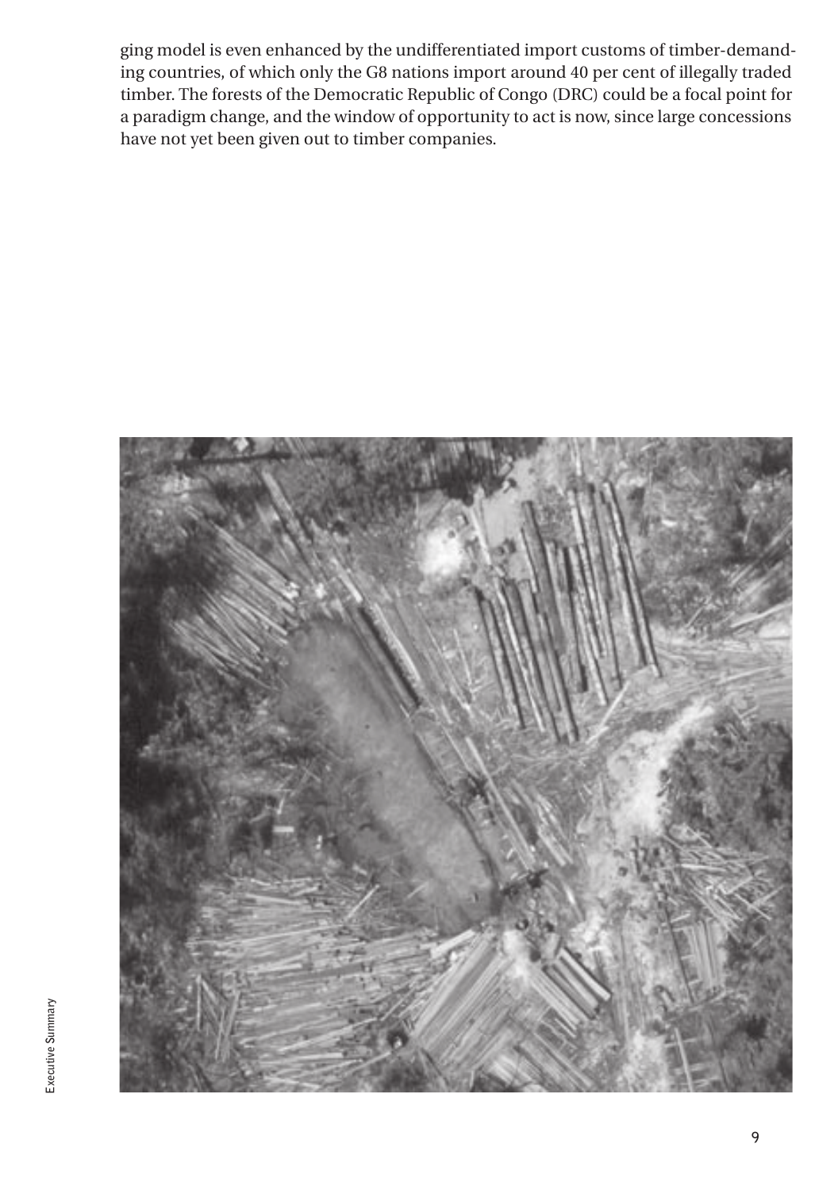ging model is even enhanced by the undifferentiated import customs of timber-demanding countries, of which only the G8 nations import around 40 per cent of illegally traded timber. The forests of the Democratic Republic of Congo (DRC) could be a focal point for a paradigm change, and the window of opportunity to act is now, since large concessions have not yet been given out to timber companies.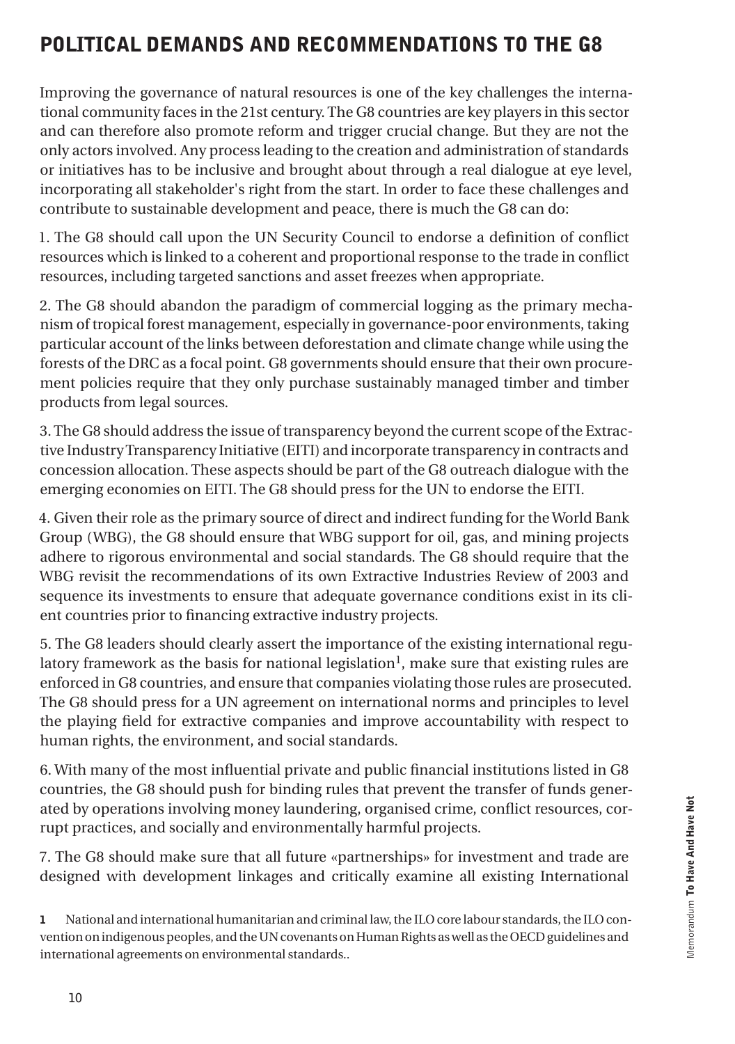# POLITICAL DEMANDS AND RECOMMENDATIONS TO THE G8

Improving the governance of natural resources is one of the key challenges the international community faces in the 21st century. The G8 countries are key players in this sector and can therefore also promote reform and trigger crucial change. But they are not the only actors involved. Any process leading to the creation and administration of standards or initiatives has to be inclusive and brought about through a real dialogue at eye level, incorporating all stakeholder's right from the start. In order to face these challenges and contribute to sustainable development and peace, there is much the G8 can do:

1. The G8 should call upon the UN Security Council to endorse a definition of conflict resources which is linked to a coherent and proportional response to the trade in conflict resources, including targeted sanctions and asset freezes when appropriate.

2. The G8 should abandon the paradigm of commercial logging as the primary mechanism of tropical forest management, especially in governance-poor environments, taking particular account of the links between deforestation and climate change while using the forests of the DRC as a focal point. G8 governments should ensure that their own procurement policies require that they only purchase sustainably managed timber and timber products from legal sources.

3. The G8 should address the issue of transparency beyond the current scope of the Extractive Industry Transparency Initiative (EITI) and incorporate transparency in contracts and concession allocation. These aspects should be part of the G8 outreach dialogue with the emerging economies on EITI. The G8 should press for the UN to endorse the EITI.

4. Given their role as the primary source of direct and indirect funding for the World Bank Group (WBG), the G8 should ensure that WBG support for oil, gas, and mining projects adhere to rigorous environmental and social standards. The G8 should require that the WBG revisit the recommendations of its own Extractive Industries Review of 2003 and sequence its investments to ensure that adequate governance conditions exist in its client countries prior to financing extractive industry projects.

5. The G8 leaders should clearly assert the importance of the existing international regulatory framework as the basis for national legislation[1], make sure that existing rules are enforced in G8 countries, and ensure that companies violating those rules are prosecuted. The G8 should press for a UN agreement on international norms and principles to level the playing field for extractive companies and improve accountability with respect to human rights, the environment, and social standards.

6. With many of the most influential private and public financial institutions listed in G8 countries, the G8 should push for binding rules that prevent the transfer of funds generated by operations involving money laundering, organised crime, conflict resources, corrupt practices, and socially and environmentally harmful projects.

7. The G8 should make sure that all future «partnerships» for investment and trade are designed with development linkages and critically examine all existing International

**1** National and international humanitarian and criminal law, the ILO core labour standards, the ILO convention on indigenous peoples, and the UN covenants on Human Rights as well as the OECD guidelines and international agreements on environmental standards..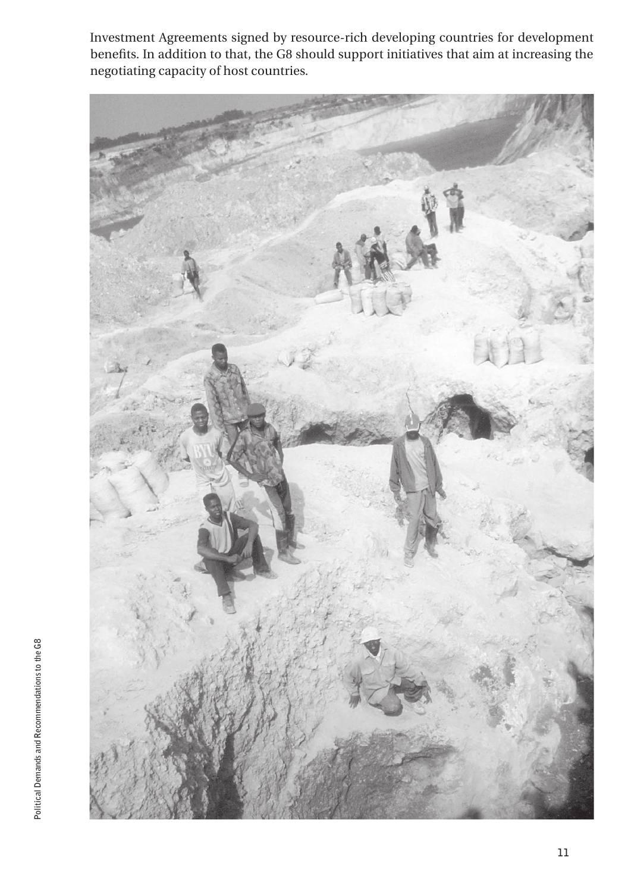Investment Agreements signed by resource-rich developing countries for development benefits. In addition to that, the G8 should support initiatives that aim at increasing the negotiating capacity of host countries.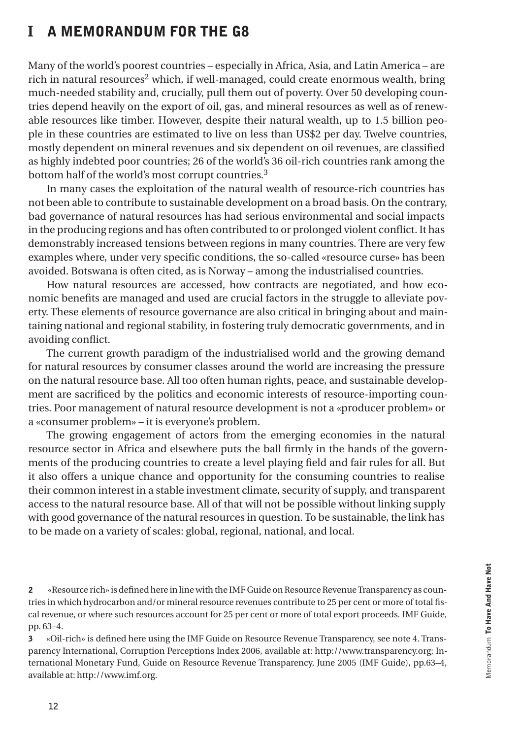# I A MEMORANDUM FOR THE G8

Many of the world's poorest countries – especially in Africa, Asia, and Latin America – are rich in natural resources[2] which, if well-managed, could create enormous wealth, bring much-needed stability and, crucially, pull them out of poverty. Over 50 developing countries depend heavily on the export of oil, gas, and mineral resources as well as of renewable resources like timber. However, despite their natural wealth, up to 1.5 billion people in these countries are estimated to live on less than US$2 per day. Twelve countries, mostly dependent on mineral revenues and six dependent on oil revenues, are classified as highly indebted poor countries; 26 of the world's 36 oil-rich countries rank among the bottom half of the world's most corrupt countries.[3]

In many cases the exploitation of the natural wealth of resource-rich countries has not been able to contribute to sustainable development on a broad basis. On the contrary, bad governance of natural resources has had serious environmental and social impacts in the producing regions and has often contributed to or prolonged violent conflict. It has demonstrably increased tensions between regions in many countries. There are very few examples where, under very specific conditions, the so-called «resource curse» has been avoided. Botswana is often cited, as is Norway – among the industrialised countries.

How natural resources are accessed, how contracts are negotiated, and how economic benefits are managed and used are crucial factors in the struggle to alleviate poverty. These elements of resource governance are also critical in bringing about and maintaining national and regional stability, in fostering truly democratic governments, and in avoiding conflict.

The current growth paradigm of the industrialised world and the growing demand for natural resources by consumer classes around the world are increasing the pressure on the natural resource base. All too often human rights, peace, and sustainable development are sacrificed by the politics and economic interests of resource-importing countries. Poor management of natural resource development is not a «producer problem» or a «consumer problem» – it is everyone's problem.

The growing engagement of actors from the emerging economies in the natural resource sector in Africa and elsewhere puts the ball firmly in the hands of the governments of the producing countries to create a level playing field and fair rules for all. But it also offers a unique chance and opportunity for the consuming countries to realise their common interest in a stable investment climate, security of supply, and transparent access to the natural resource base. All of that will not be possible without linking supply with good governance of the natural resources in question. To be sustainable, the link has to be made on a variety of scales: global, regional, national, and local.

---

**2** «Resource rich» is defined here in line with the IMF Guide on Resource Revenue Transparency as countries in which hydrocarbon and/or mineral resource revenues contribute to 25 per cent or more of total fiscal revenue, or where such resources account for 25 per cent or more of total export proceeds. IMF Guide, pp. 63–4.

**3** «Oil-rich» is defined here using the IMF Guide on Resource Revenue Transparency, see note 4. Transparency International, Corruption Perceptions Index 2006, available at: http://www.transparency.org; International Monetary Fund, Guide on Resource Revenue Transparency, June 2005 (IMF Guide), pp.63–4, available at: http://www.imf.org.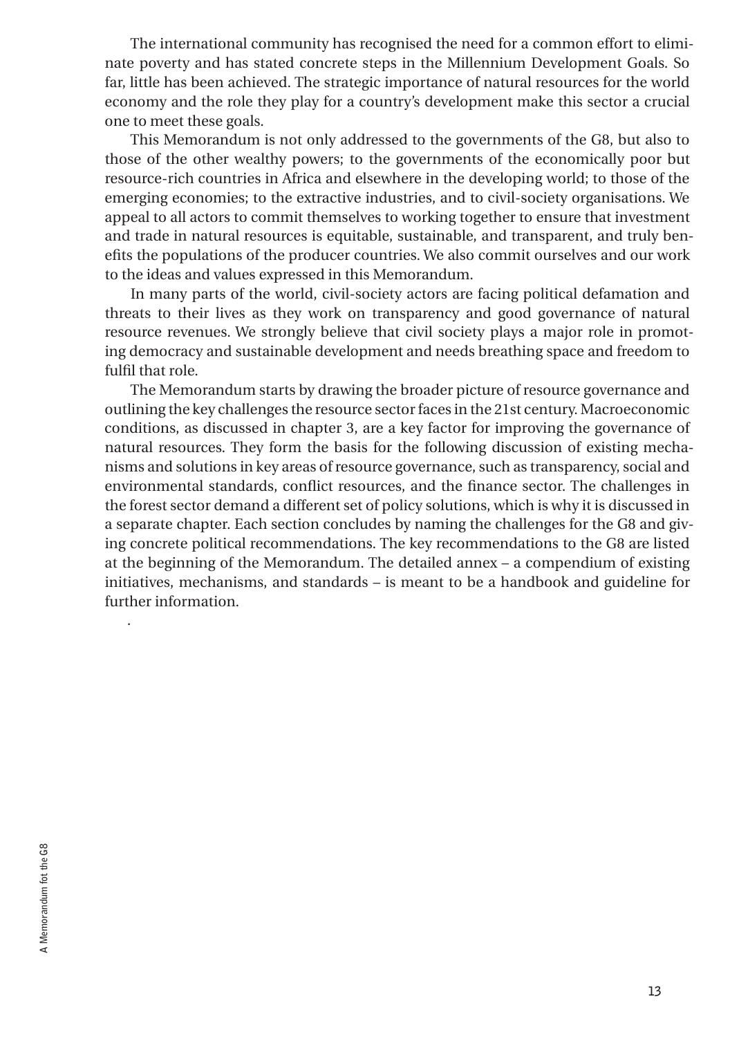The international community has recognised the need for a common effort to eliminate poverty and has stated concrete steps in the Millennium Development Goals. So far, little has been achieved. The strategic importance of natural resources for the world economy and the role they play for a country's development make this sector a crucial one to meet these goals.

This Memorandum is not only addressed to the governments of the G8, but also to those of the other wealthy powers; to the governments of the economically poor but resource-rich countries in Africa and elsewhere in the developing world; to those of the emerging economies; to the extractive industries, and to civil-society organisations. We appeal to all actors to commit themselves to working together to ensure that investment and trade in natural resources is equitable, sustainable, and transparent, and truly benefits the populations of the producer countries. We also commit ourselves and our work to the ideas and values expressed in this Memorandum.

In many parts of the world, civil-society actors are facing political defamation and threats to their lives as they work on transparency and good governance of natural resource revenues. We strongly believe that civil society plays a major role in promoting democracy and sustainable development and needs breathing space and freedom to fulfil that role.

The Memorandum starts by drawing the broader picture of resource governance and outlining the key challenges the resource sector faces in the 21st century. Macroeconomic conditions, as discussed in chapter 3, are a key factor for improving the governance of natural resources. They form the basis for the following discussion of existing mechanisms and solutions in key areas of resource governance, such as transparency, social and environmental standards, conflict resources, and the finance sector. The challenges in the forest sector demand a different set of policy solutions, which is why it is discussed in a separate chapter. Each section concludes by naming the challenges for the G8 and giving concrete political recommendations. The key recommendations to the G8 are listed at the beginning of the Memorandum. The detailed annex – a compendium of existing initiatives, mechanisms, and standards – is meant to be a handbook and guideline for further information.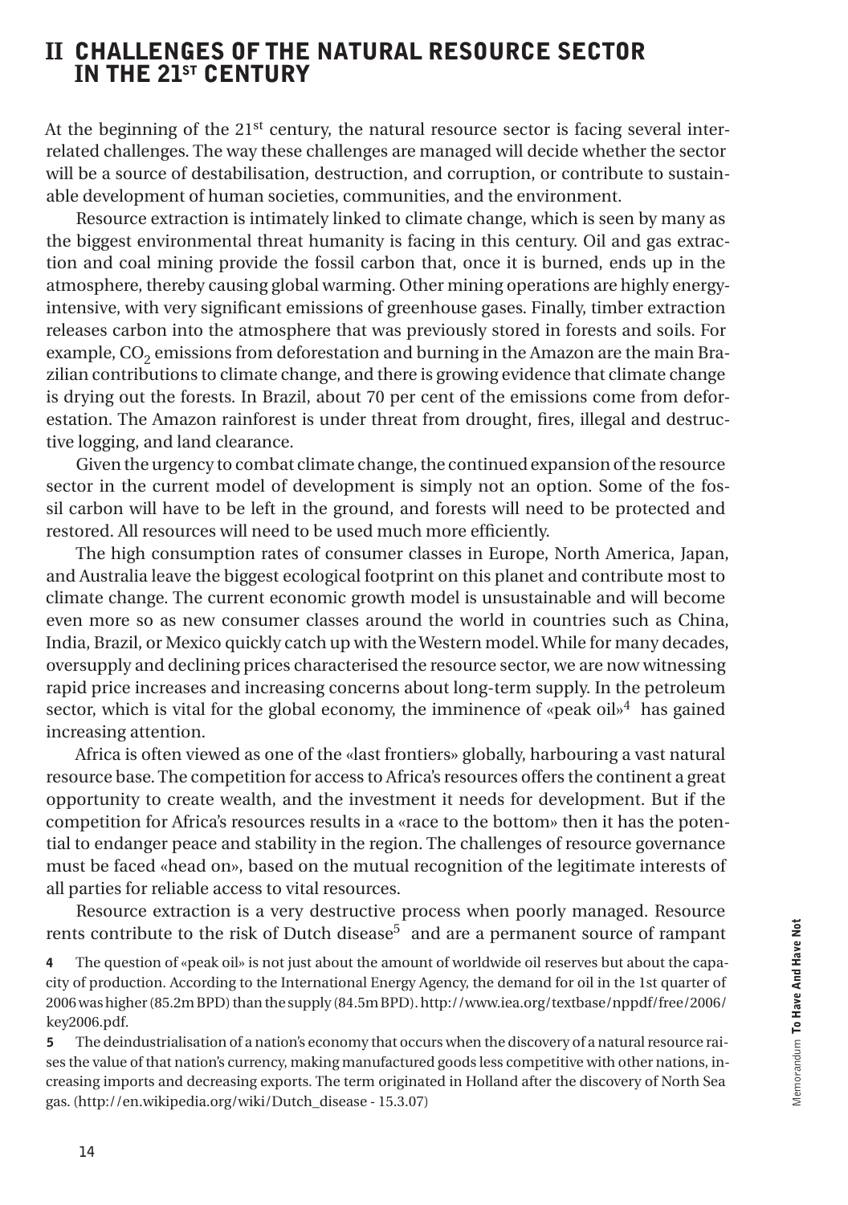# II CHALLENGES OF THE NATURAL RESOURCE SECTOR IN THE 21ST CENTURY

At the beginning of the 21st century, the natural resource sector is facing several interrelated challenges. The way these challenges are managed will decide whether the sector will be a source of destabilisation, destruction, and corruption, or contribute to sustainable development of human societies, communities, and the environment.

Resource extraction is intimately linked to climate change, which is seen by many as the biggest environmental threat humanity is facing in this century. Oil and gas extraction and coal mining provide the fossil carbon that, once it is burned, ends up in the atmosphere, thereby causing global warming. Other mining operations are highly energy-intensive, with very significant emissions of greenhouse gases. Finally, timber extraction releases carbon into the atmosphere that was previously stored in forests and soils. For example, $CO_2$ emissions from deforestation and burning in the Amazon are the main Brazilian contributions to climate change, and there is growing evidence that climate change is drying out the forests. In Brazil, about 70 per cent of the emissions come from deforestation. The Amazon rainforest is under threat from drought, fires, illegal and destructive logging, and land clearance.

Given the urgency to combat climate change, the continued expansion of the resource sector in the current model of development is simply not an option. Some of the fossil carbon will have to be left in the ground, and forests will need to be protected and restored. All resources will need to be used much more efficiently.

The high consumption rates of consumer classes in Europe, North America, Japan, and Australia leave the biggest ecological footprint on this planet and contribute most to climate change. The current economic growth model is unsustainable and will become even more so as new consumer classes around the world in countries such as China, India, Brazil, or Mexico quickly catch up with the Western model. While for many decades, oversupply and declining prices characterised the resource sector, we are now witnessing rapid price increases and increasing concerns about long-term supply. In the petroleum sector, which is vital for the global economy, the imminence of «peak oil»[4] has gained increasing attention.

Africa is often viewed as one of the «last frontiers» globally, harbouring a vast natural resource base. The competition for access to Africa's resources offers the continent a great opportunity to create wealth, and the investment it needs for development. But if the competition for Africa's resources results in a «race to the bottom» then it has the potential to endanger peace and stability in the region. The challenges of resource governance must be faced «head on», based on the mutual recognition of the legitimate interests of all parties for reliable access to vital resources.

Resource extraction is a very destructive process when poorly managed. Resource rents contribute to the risk of Dutch disease[5] and are a permanent source of rampant

---

**4** The question of «peak oil» is not just about the amount of worldwide oil reserves but about the capacity of production. According to the International Energy Agency, the demand for oil in the 1st quarter of 2006 was higher (85.2m BPD) than the supply (84.5m BPD). http://www.iea.org/textbase/nppdf/free/2006/key2006.pdf.

**5** The deindustrialisation of a nation's economy that occurs when the discovery of a natural resource raises the value of that nation's currency, making manufactured goods less competitive with other nations, increasing imports and decreasing exports. The term originated in Holland after the discovery of North Sea gas. (http://en.wikipedia.org/wiki/Dutch_disease - 15.3.07)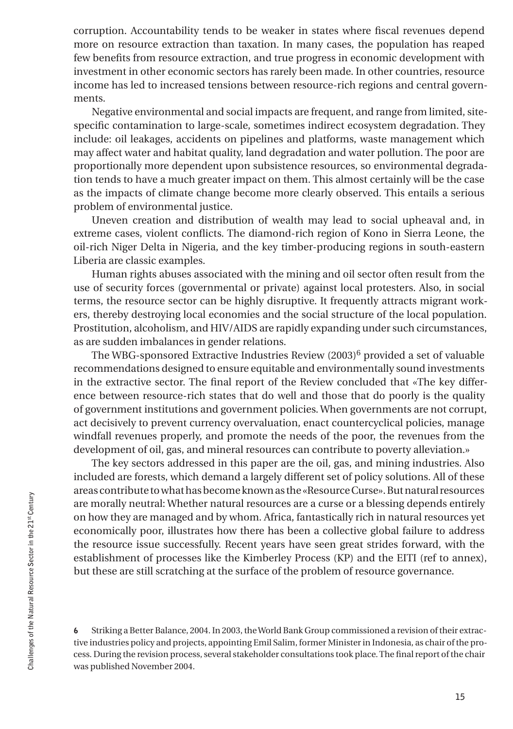corruption. Accountability tends to be weaker in states where fiscal revenues depend more on resource extraction than taxation. In many cases, the population has reaped few benefits from resource extraction, and true progress in economic development with investment in other economic sectors has rarely been made. In other countries, resource income has led to increased tensions between resource-rich regions and central governments.

Negative environmental and social impacts are frequent, and range from limited, site-specific contamination to large-scale, sometimes indirect ecosystem degradation. They include: oil leakages, accidents on pipelines and platforms, waste management which may affect water and habitat quality, land degradation and water pollution. The poor are proportionally more dependent upon subsistence resources, so environmental degradation tends to have a much greater impact on them. This almost certainly will be the case as the impacts of climate change become more clearly observed. This entails a serious problem of environmental justice.

Uneven creation and distribution of wealth may lead to social upheaval and, in extreme cases, violent conflicts. The diamond-rich region of Kono in Sierra Leone, the oil-rich Niger Delta in Nigeria, and the key timber-producing regions in south-eastern Liberia are classic examples.

Human rights abuses associated with the mining and oil sector often result from the use of security forces (governmental or private) against local protesters. Also, in social terms, the resource sector can be highly disruptive. It frequently attracts migrant workers, thereby destroying local economies and the social structure of the local population. Prostitution, alcoholism, and HIV/AIDS are rapidly expanding under such circumstances, as are sudden imbalances in gender relations.

The WBG-sponsored Extractive Industries Review (2003)[6] provided a set of valuable recommendations designed to ensure equitable and environmentally sound investments in the extractive sector. The final report of the Review concluded that «The key difference between resource-rich states that do well and those that do poorly is the quality of government institutions and government policies. When governments are not corrupt, act decisively to prevent currency overvaluation, enact countercyclical policies, manage windfall revenues properly, and promote the needs of the poor, the revenues from the development of oil, gas, and mineral resources can contribute to poverty alleviation.»

The key sectors addressed in this paper are the oil, gas, and mining industries. Also included are forests, which demand a largely different set of policy solutions. All of these areas contribute to what has become known as the «Resource Curse». But natural resources are morally neutral: Whether natural resources are a curse or a blessing depends entirely on how they are managed and by whom. Africa, fantastically rich in natural resources yet economically poor, illustrates how there has been a collective global failure to address the resource issue successfully. Recent years have seen great strides forward, with the establishment of processes like the Kimberley Process (KP) and the EITI (ref to annex), but these are still scratching at the surface of the problem of resource governance.

**6** Striking a Better Balance, 2004. In 2003, the World Bank Group commissioned a revision of their extractive industries policy and projects, appointing Emil Salim, former Minister in Indonesia, as chair of the process. During the revision process, several stakeholder consultations took place. The final report of the chair was published November 2004.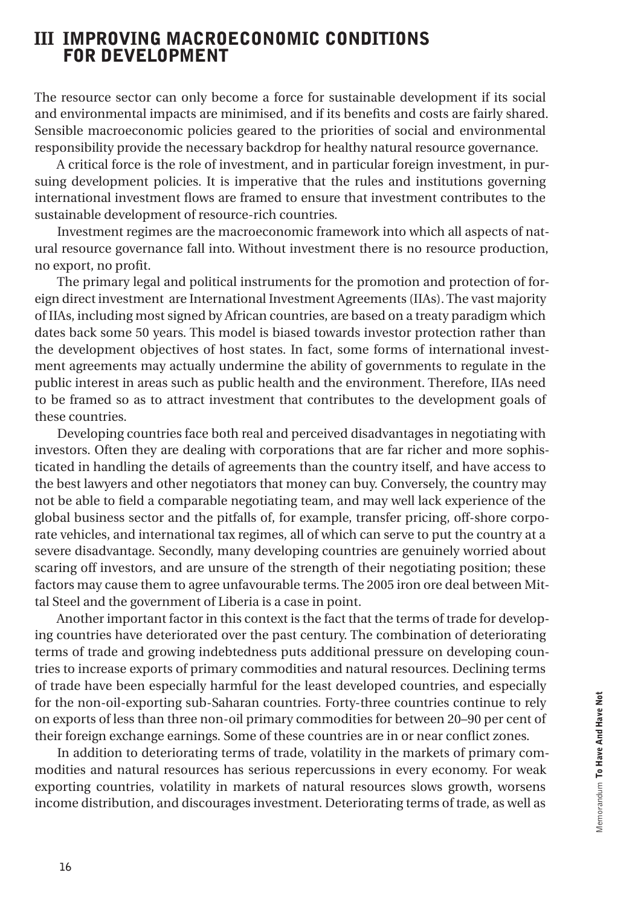# III IMPROVING MACROECONOMIC CONDITIONS FOR DEVELOPMENT

The resource sector can only become a force for sustainable development if its social and environmental impacts are minimised, and if its benefits and costs are fairly shared. Sensible macroeconomic policies geared to the priorities of social and environmental responsibility provide the necessary backdrop for healthy natural resource governance.

A critical force is the role of investment, and in particular foreign investment, in pursuing development policies. It is imperative that the rules and institutions governing international investment flows are framed to ensure that investment contributes to the sustainable development of resource-rich countries.

Investment regimes are the macroeconomic framework into which all aspects of natural resource governance fall into. Without investment there is no resource production, no export, no profit.

The primary legal and political instruments for the promotion and protection of foreign direct investment are International Investment Agreements (IIAs). The vast majority of IIAs, including most signed by African countries, are based on a treaty paradigm which dates back some 50 years. This model is biased towards investor protection rather than the development objectives of host states. In fact, some forms of international investment agreements may actually undermine the ability of governments to regulate in the public interest in areas such as public health and the environment. Therefore, IIAs need to be framed so as to attract investment that contributes to the development goals of these countries.

Developing countries face both real and perceived disadvantages in negotiating with investors. Often they are dealing with corporations that are far richer and more sophisticated in handling the details of agreements than the country itself, and have access to the best lawyers and other negotiators that money can buy. Conversely, the country may not be able to field a comparable negotiating team, and may well lack experience of the global business sector and the pitfalls of, for example, transfer pricing, off-shore corporate vehicles, and international tax regimes, all of which can serve to put the country at a severe disadvantage. Secondly, many developing countries are genuinely worried about scaring off investors, and are unsure of the strength of their negotiating position; these factors may cause them to agree unfavourable terms. The 2005 iron ore deal between Mittal Steel and the government of Liberia is a case in point.

Another important factor in this context is the fact that the terms of trade for developing countries have deteriorated over the past century. The combination of deteriorating terms of trade and growing indebtedness puts additional pressure on developing countries to increase exports of primary commodities and natural resources. Declining terms of trade have been especially harmful for the least developed countries, and especially for the non-oil-exporting sub-Saharan countries. Forty-three countries continue to rely on exports of less than three non-oil primary commodities for between 20–90 per cent of their foreign exchange earnings. Some of these countries are in or near conflict zones.

In addition to deteriorating terms of trade, volatility in the markets of primary commodities and natural resources has serious repercussions in every economy. For weak exporting countries, volatility in markets of natural resources slows growth, worsens income distribution, and discourages investment. Deteriorating terms of trade, as well as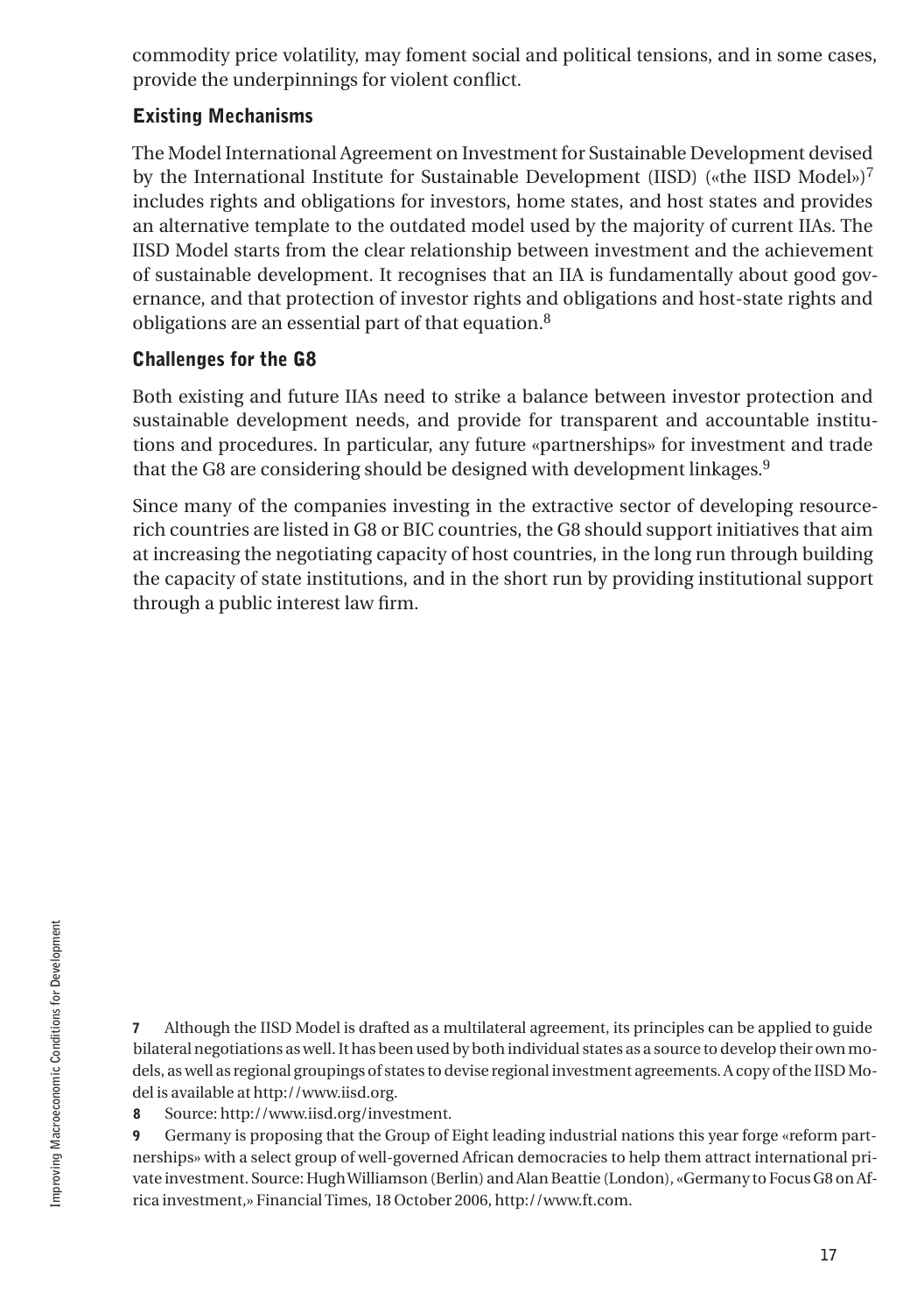commodity price volatility, may foment social and political tensions, and in some cases, provide the underpinnings for violent conflict.

## Existing Mechanisms

The Model International Agreement on Investment for Sustainable Development devised by the International Institute for Sustainable Development (IISD) («the IISD Model»)[7] includes rights and obligations for investors, home states, and host states and provides an alternative template to the outdated model used by the majority of current IIAs. The IISD Model starts from the clear relationship between investment and the achievement of sustainable development. It recognises that an IIA is fundamentally about good governance, and that protection of investor rights and obligations and host-state rights and obligations are an essential part of that equation.[8]

## Challenges for the G8

Both existing and future IIAs need to strike a balance between investor protection and sustainable development needs, and provide for transparent and accountable institutions and procedures. In particular, any future «partnerships» for investment and trade that the G8 are considering should be designed with development linkages.[9]

Since many of the companies investing in the extractive sector of developing resource-rich countries are listed in G8 or BIC countries, the G8 should support initiatives that aim at increasing the negotiating capacity of host countries, in the long run through building the capacity of state institutions, and in the short run by providing institutional support through a public interest law firm.

---

**7** Although the IISD Model is drafted as a multilateral agreement, its principles can be applied to guide bilateral negotiations as well. It has been used by both individual states as a source to develop their own models, as well as regional groupings of states to devise regional investment agreements. A copy of the IISD Model is available at http://www.iisd.org.

**8** Source: http://www.iisd.org/investment.

**9** Germany is proposing that the Group of Eight leading industrial nations this year forge «reform partnerships» with a select group of well-governed African democracies to help them attract international private investment. Source: Hugh Williamson (Berlin) and Alan Beattie (London), «Germany to Focus G8 on Africa investment,» Financial Times, 18 October 2006, http://www.ft.com.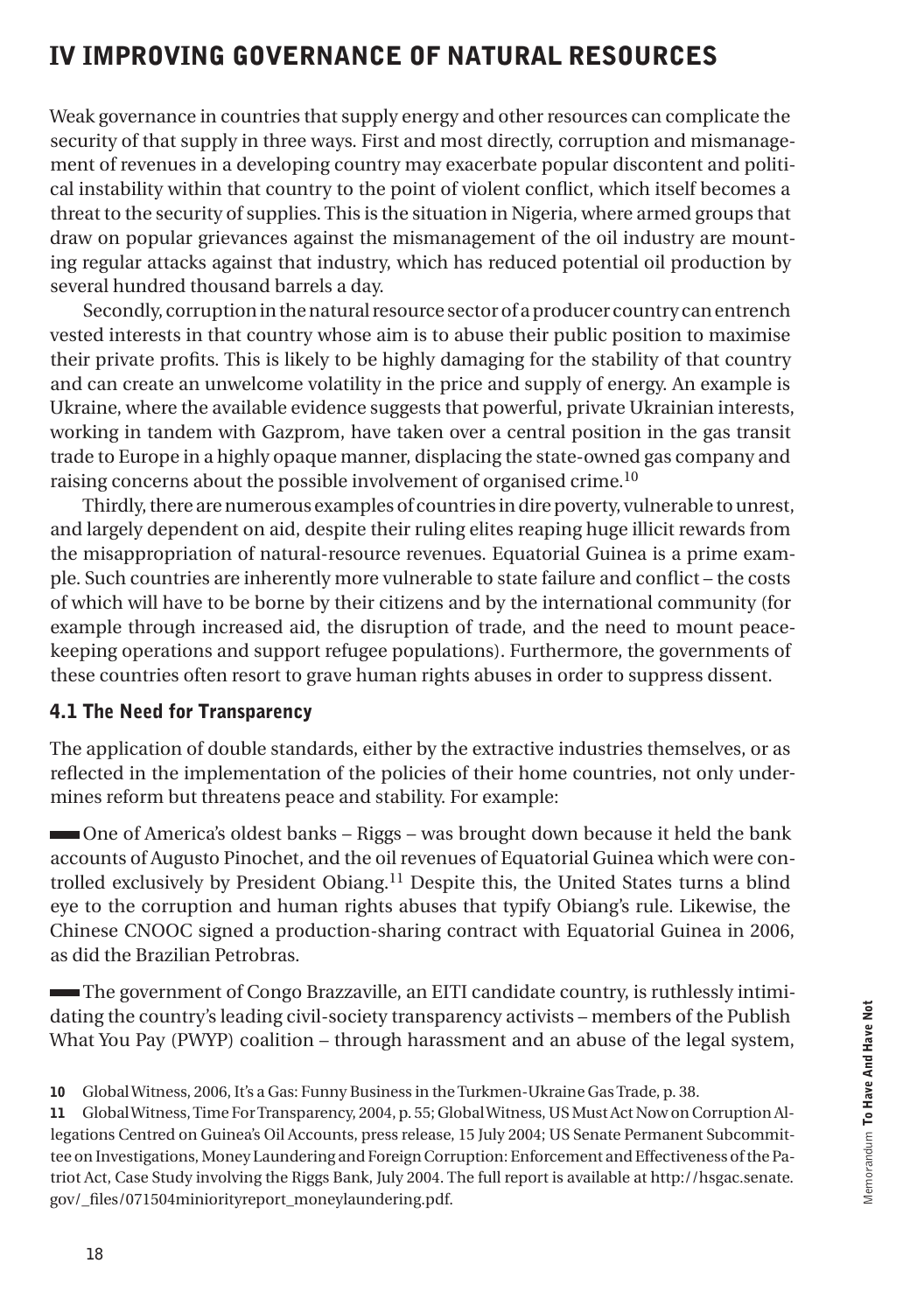# IV IMPROVING GOVERNANCE OF NATURAL RESOURCES

Weak governance in countries that supply energy and other resources can complicate the security of that supply in three ways. First and most directly, corruption and mismanagement of revenues in a developing country may exacerbate popular discontent and political instability within that country to the point of violent conflict, which itself becomes a threat to the security of supplies. This is the situation in Nigeria, where armed groups that draw on popular grievances against the mismanagement of the oil industry are mounting regular attacks against that industry, which has reduced potential oil production by several hundred thousand barrels a day.

Secondly, corruption in the natural resource sector of a producer country can entrench vested interests in that country whose aim is to abuse their public position to maximise their private profits. This is likely to be highly damaging for the stability of that country and can create an unwelcome volatility in the price and supply of energy. An example is Ukraine, where the available evidence suggests that powerful, private Ukrainian interests, working in tandem with Gazprom, have taken over a central position in the gas transit trade to Europe in a highly opaque manner, displacing the state-owned gas company and raising concerns about the possible involvement of organised crime.[10]

Thirdly, there are numerous examples of countries in dire poverty, vulnerable to unrest, and largely dependent on aid, despite their ruling elites reaping huge illicit rewards from the misappropriation of natural-resource revenues. Equatorial Guinea is a prime example. Such countries are inherently more vulnerable to state failure and conflict – the costs of which will have to be borne by their citizens and by the international community (for example through increased aid, the disruption of trade, and the need to mount peacekeeping operations and support refugee populations). Furthermore, the governments of these countries often resort to grave human rights abuses in order to suppress dissent.

## 4.1 The Need for Transparency

The application of double standards, either by the extractive industries themselves, or as reflected in the implementation of the policies of their home countries, not only undermines reform but threatens peace and stability. For example:

- One of America's oldest banks – Riggs – was brought down because it held the bank accounts of Augusto Pinochet, and the oil revenues of Equatorial Guinea which were controlled exclusively by President Obiang.[11] Despite this, the United States turns a blind eye to the corruption and human rights abuses that typify Obiang's rule. Likewise, the Chinese CNOOC signed a production-sharing contract with Equatorial Guinea in 2006, as did the Brazilian Petrobras.

- The government of Congo Brazzaville, an EITI candidate country, is ruthlessly intimidating the country's leading civil-society transparency activists – members of the Publish What You Pay (PWYP) coalition – through harassment and an abuse of the legal system,

---

**10** Global Witness, 2006, It's a Gas: Funny Business in the Turkmen-Ukraine Gas Trade, p. 38.

**11** Global Witness, Time For Transparency, 2004, p. 55; Global Witness, US Must Act Now on Corruption Allegations Centred on Guinea's Oil Accounts, press release, 15 July 2004; US Senate Permanent Subcommittee on Investigations, Money Laundering and Foreign Corruption: Enforcement and Effectiveness of the Patriot Act, Case Study involving the Riggs Bank, July 2004. The full report is available at http://hsgac.senate.gov/_files/071504miniorityreport_moneylaundering.pdf.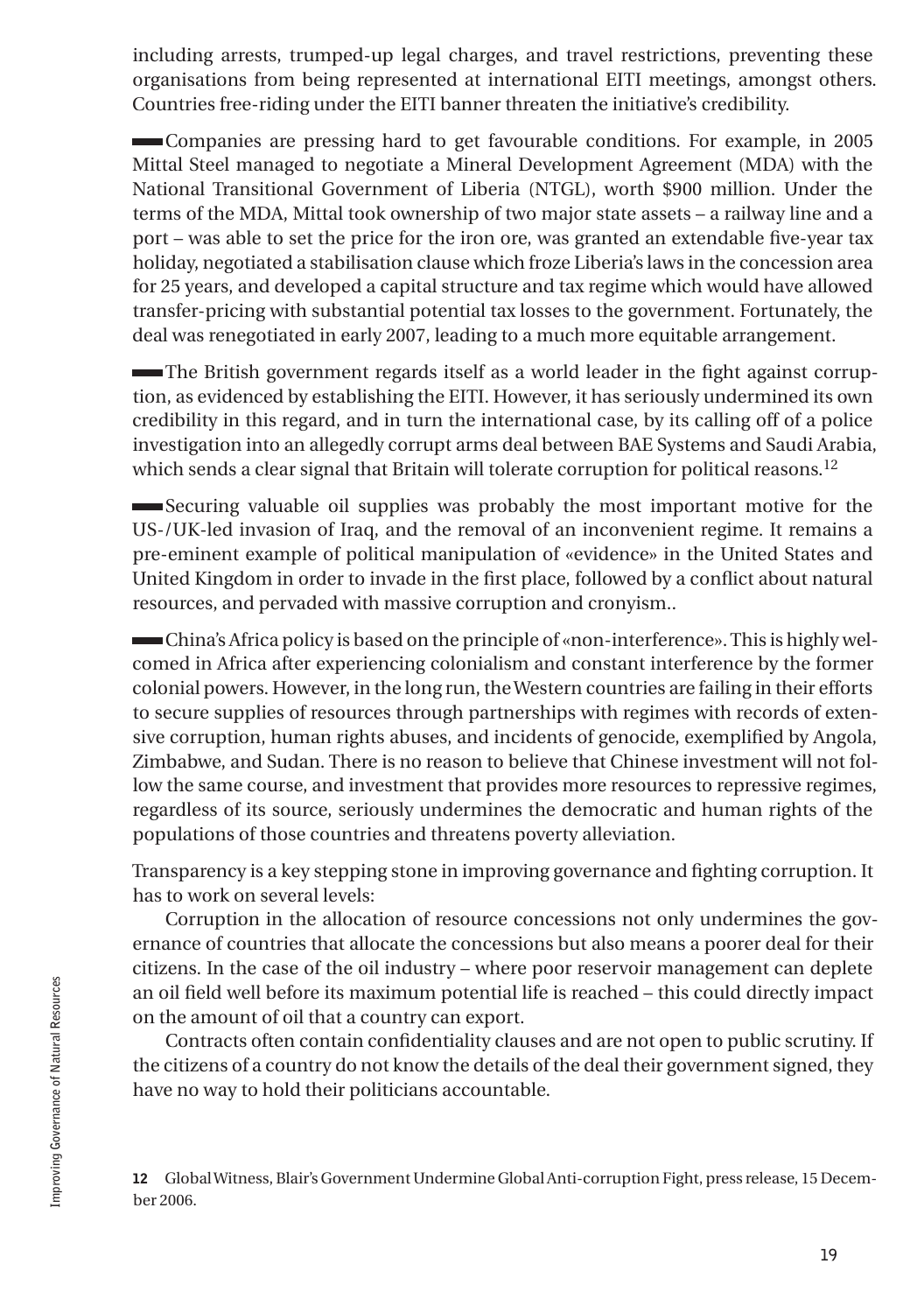including arrests, trumped-up legal charges, and travel restrictions, preventing these organisations from being represented at international EITI meetings, amongst others. Countries free-riding under the EITI banner threaten the initiative's credibility.

- Companies are pressing hard to get favourable conditions. For example, in 2005 Mittal Steel managed to negotiate a Mineral Development Agreement (MDA) with the National Transitional Government of Liberia (NTGL), worth $900 million. Under the terms of the MDA, Mittal took ownership of two major state assets – a railway line and a port – was able to set the price for the iron ore, was granted an extendable five-year tax holiday, negotiated a stabilisation clause which froze Liberia's laws in the concession area for 25 years, and developed a capital structure and tax regime which would have allowed transfer-pricing with substantial potential tax losses to the government. Fortunately, the deal was renegotiated in early 2007, leading to a much more equitable arrangement.

- The British government regards itself as a world leader in the fight against corruption, as evidenced by establishing the EITI. However, it has seriously undermined its own credibility in this regard, and in turn the international case, by its calling off of a police investigation into an allegedly corrupt arms deal between BAE Systems and Saudi Arabia, which sends a clear signal that Britain will tolerate corruption for political reasons.[12]

- Securing valuable oil supplies was probably the most important motive for the US-/UK-led invasion of Iraq, and the removal of an inconvenient regime. It remains a pre-eminent example of political manipulation of «evidence» in the United States and United Kingdom in order to invade in the first place, followed by a conflict about natural resources, and pervaded with massive corruption and cronyism..

- China's Africa policy is based on the principle of «non-interference». This is highly welcomed in Africa after experiencing colonialism and constant interference by the former colonial powers. However, in the long run, the Western countries are failing in their efforts to secure supplies of resources through partnerships with regimes with records of extensive corruption, human rights abuses, and incidents of genocide, exemplified by Angola, Zimbabwe, and Sudan. There is no reason to believe that Chinese investment will not follow the same course, and investment that provides more resources to repressive regimes, regardless of its source, seriously undermines the democratic and human rights of the populations of those countries and threatens poverty alleviation.

Transparency is a key stepping stone in improving governance and fighting corruption. It has to work on several levels:

Corruption in the allocation of resource concessions not only undermines the governance of countries that allocate the concessions but also means a poorer deal for their citizens. In the case of the oil industry – where poor reservoir management can deplete an oil field well before its maximum potential life is reached – this could directly impact on the amount of oil that a country can export.

Contracts often contain confidentiality clauses and are not open to public scrutiny. If the citizens of a country do not know the details of the deal their government signed, they have no way to hold their politicians accountable.

**12** Global Witness, Blair's Government Undermine Global Anti-corruption Fight, press release, 15 December 2006.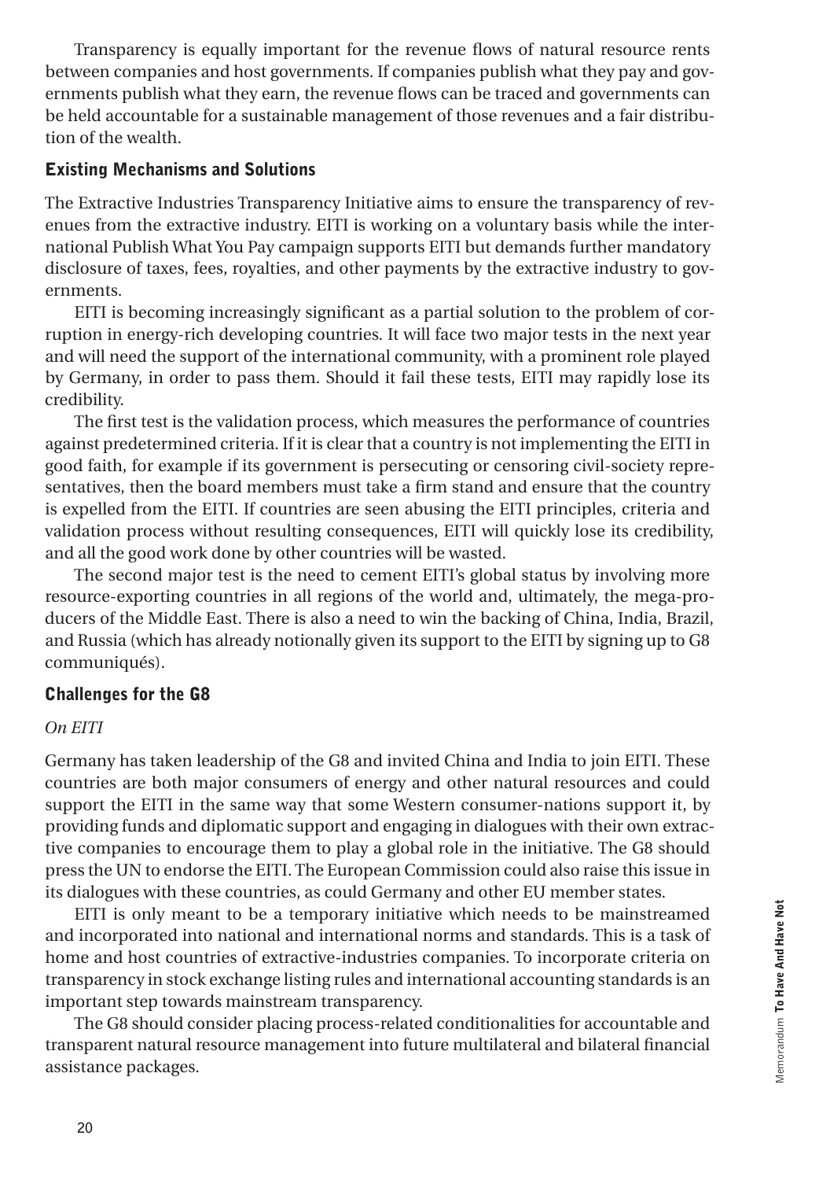Transparency is equally important for the revenue flows of natural resource rents between companies and host governments. If companies publish what they pay and governments publish what they earn, the revenue flows can be traced and governments can be held accountable for a sustainable management of those revenues and a fair distribution of the wealth.

## Existing Mechanisms and Solutions

The Extractive Industries Transparency Initiative aims to ensure the transparency of revenues from the extractive industry. EITI is working on a voluntary basis while the international Publish What You Pay campaign supports EITI but demands further mandatory disclosure of taxes, fees, royalties, and other payments by the extractive industry to governments.

EITI is becoming increasingly significant as a partial solution to the problem of corruption in energy-rich developing countries. It will face two major tests in the next year and will need the support of the international community, with a prominent role played by Germany, in order to pass them. Should it fail these tests, EITI may rapidly lose its credibility.

The first test is the validation process, which measures the performance of countries against predetermined criteria. If it is clear that a country is not implementing the EITI in good faith, for example if its government is persecuting or censoring civil-society representatives, then the board members must take a firm stand and ensure that the country is expelled from the EITI. If countries are seen abusing the EITI principles, criteria and validation process without resulting consequences, EITI will quickly lose its credibility, and all the good work done by other countries will be wasted.

The second major test is the need to cement EITI's global status by involving more resource-exporting countries in all regions of the world and, ultimately, the mega-producers of the Middle East. There is also a need to win the backing of China, India, Brazil, and Russia (which has already notionally given its support to the EITI by signing up to G8 communiqués).

## Challenges for the G8

*On EITI*

Germany has taken leadership of the G8 and invited China and India to join EITI. These countries are both major consumers of energy and other natural resources and could support the EITI in the same way that some Western consumer-nations support it, by providing funds and diplomatic support and engaging in dialogues with their own extractive companies to encourage them to play a global role in the initiative. The G8 should press the UN to endorse the EITI. The European Commission could also raise this issue in its dialogues with these countries, as could Germany and other EU member states.

EITI is only meant to be a temporary initiative which needs to be mainstreamed and incorporated into national and international norms and standards. This is a task of home and host countries of extractive-industries companies. To incorporate criteria on transparency in stock exchange listing rules and international accounting standards is an important step towards mainstream transparency.

The G8 should consider placing process-related conditionalities for accountable and transparent natural resource management into future multilateral and bilateral financial assistance packages.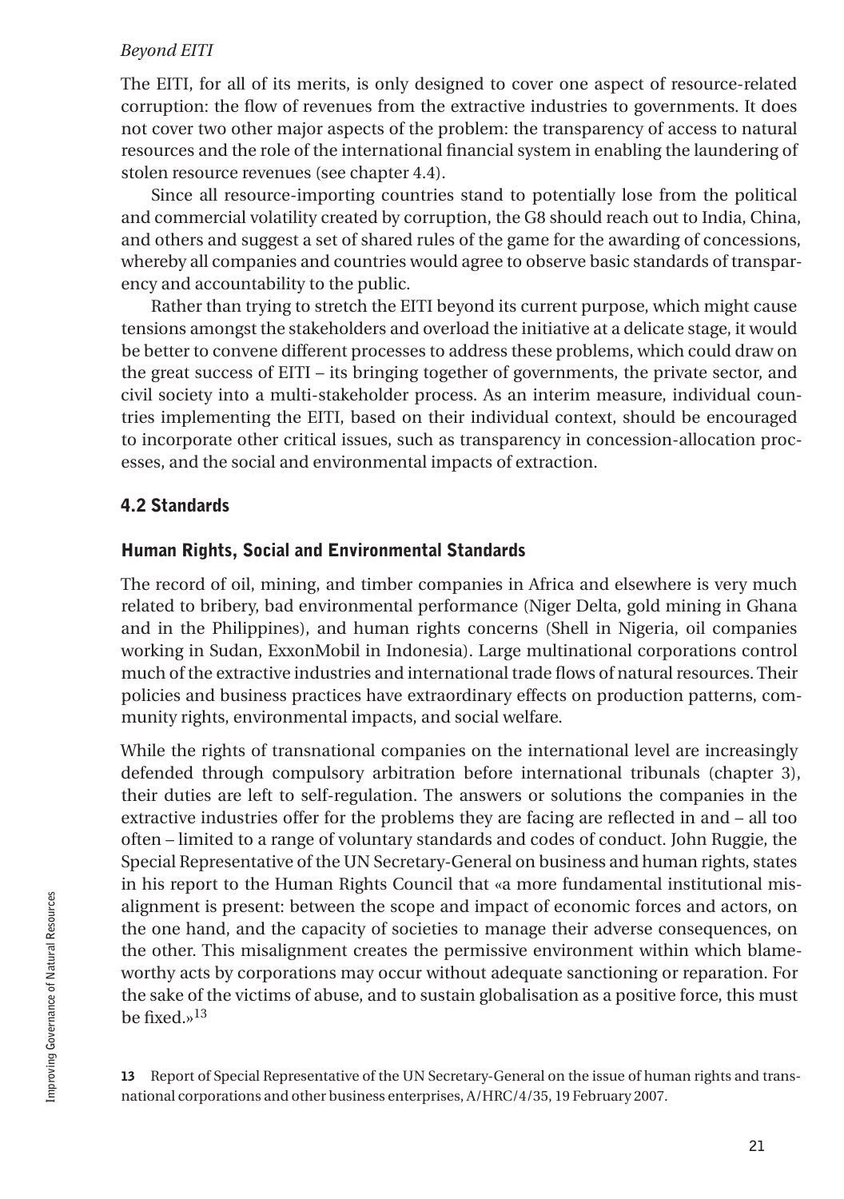*Beyond EITI*

The EITI, for all of its merits, is only designed to cover one aspect of resource-related corruption: the flow of revenues from the extractive industries to governments. It does not cover two other major aspects of the problem: the transparency of access to natural resources and the role of the international financial system in enabling the laundering of stolen resource revenues (see chapter 4.4).

Since all resource-importing countries stand to potentially lose from the political and commercial volatility created by corruption, the G8 should reach out to India, China, and others and suggest a set of shared rules of the game for the awarding of concessions, whereby all companies and countries would agree to observe basic standards of transparency and accountability to the public.

Rather than trying to stretch the EITI beyond its current purpose, which might cause tensions amongst the stakeholders and overload the initiative at a delicate stage, it would be better to convene different processes to address these problems, which could draw on the great success of EITI – its bringing together of governments, the private sector, and civil society into a multi-stakeholder process. As an interim measure, individual countries implementing the EITI, based on their individual context, should be encouraged to incorporate other critical issues, such as transparency in concession-allocation processes, and the social and environmental impacts of extraction.

## 4.2 Standards

### Human Rights, Social and Environmental Standards

The record of oil, mining, and timber companies in Africa and elsewhere is very much related to bribery, bad environmental performance (Niger Delta, gold mining in Ghana and in the Philippines), and human rights concerns (Shell in Nigeria, oil companies working in Sudan, ExxonMobil in Indonesia). Large multinational corporations control much of the extractive industries and international trade flows of natural resources. Their policies and business practices have extraordinary effects on production patterns, community rights, environmental impacts, and social welfare.

While the rights of transnational companies on the international level are increasingly defended through compulsory arbitration before international tribunals (chapter 3), their duties are left to self-regulation. The answers or solutions the companies in the extractive industries offer for the problems they are facing are reflected in and – all too often – limited to a range of voluntary standards and codes of conduct. John Ruggie, the Special Representative of the UN Secretary-General on business and human rights, states in his report to the Human Rights Council that «a more fundamental institutional misalignment is present: between the scope and impact of economic forces and actors, on the one hand, and the capacity of societies to manage their adverse consequences, on the other. This misalignment creates the permissive environment within which blameworthy acts by corporations may occur without adequate sanctioning or reparation. For the sake of the victims of abuse, and to sustain globalisation as a positive force, this must be fixed.»[13]

**13** Report of Special Representative of the UN Secretary-General on the issue of human rights and transnational corporations and other business enterprises, A/HRC/4/35, 19 February 2007.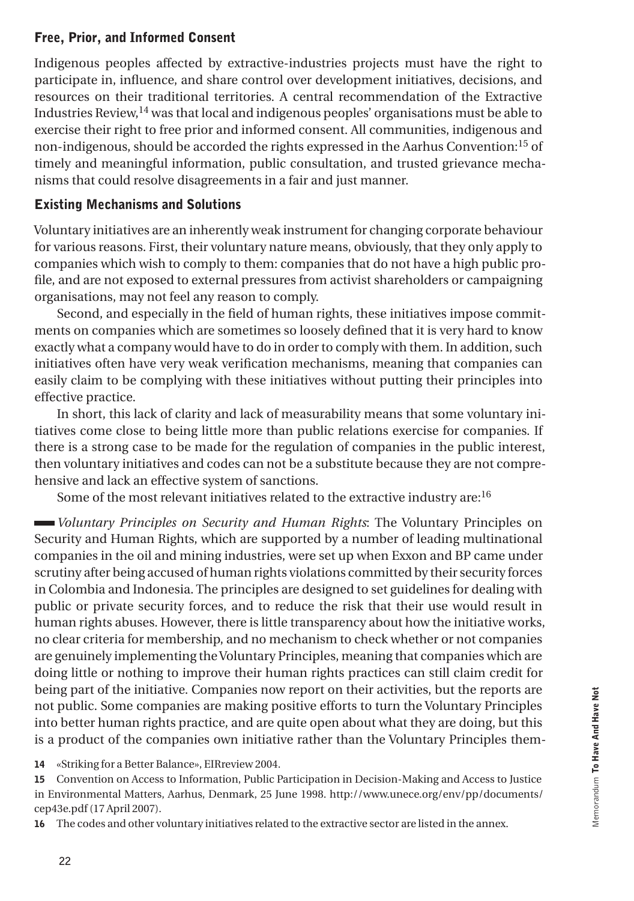### Free, Prior, and Informed Consent

Indigenous peoples affected by extractive-industries projects must have the right to participate in, influence, and share control over development initiatives, decisions, and resources on their traditional territories. A central recommendation of the Extractive Industries Review,[14] was that local and indigenous peoples' organisations must be able to exercise their right to free prior and informed consent. All communities, indigenous and non-indigenous, should be accorded the rights expressed in the Aarhus Convention:[15] of timely and meaningful information, public consultation, and trusted grievance mechanisms that could resolve disagreements in a fair and just manner.

### Existing Mechanisms and Solutions

Voluntary initiatives are an inherently weak instrument for changing corporate behaviour for various reasons. First, their voluntary nature means, obviously, that they only apply to companies which wish to comply to them: companies that do not have a high public profile, and are not exposed to external pressures from activist shareholders or campaigning organisations, may not feel any reason to comply.

Second, and especially in the field of human rights, these initiatives impose commitments on companies which are sometimes so loosely defined that it is very hard to know exactly what a company would have to do in order to comply with them. In addition, such initiatives often have very weak verification mechanisms, meaning that companies can easily claim to be complying with these initiatives without putting their principles into effective practice.

In short, this lack of clarity and lack of measurability means that some voluntary initiatives come close to being little more than public relations exercise for companies. If there is a strong case to be made for the regulation of companies in the public interest, then voluntary initiatives and codes can not be a substitute because they are not comprehensive and lack an effective system of sanctions.

Some of the most relevant initiatives related to the extractive industry are:[16]

- *Voluntary Principles on Security and Human Rights*: The Voluntary Principles on Security and Human Rights, which are supported by a number of leading multinational companies in the oil and mining industries, were set up when Exxon and BP came under scrutiny after being accused of human rights violations committed by their security forces in Colombia and Indonesia. The principles are designed to set guidelines for dealing with public or private security forces, and to reduce the risk that their use would result in human rights abuses. However, there is little transparency about how the initiative works, no clear criteria for membership, and no mechanism to check whether or not companies are genuinely implementing the Voluntary Principles, meaning that companies which are doing little or nothing to improve their human rights practices can still claim credit for being part of the initiative. Companies now report on their activities, but the reports are not public. Some companies are making positive efforts to turn the Voluntary Principles into better human rights practice, and are quite open about what they are doing, but this is a product of the companies own initiative rather than the Voluntary Principles them-

---

14 «Striking for a Better Balance», EIRreview 2004.

15 Convention on Access to Information, Public Participation in Decision-Making and Access to Justice in Environmental Matters, Aarhus, Denmark, 25 June 1998. http://www.unece.org/env/pp/documents/cep43e.pdf (17 April 2007).

16 The codes and other voluntary initiatives related to the extractive sector are listed in the annex.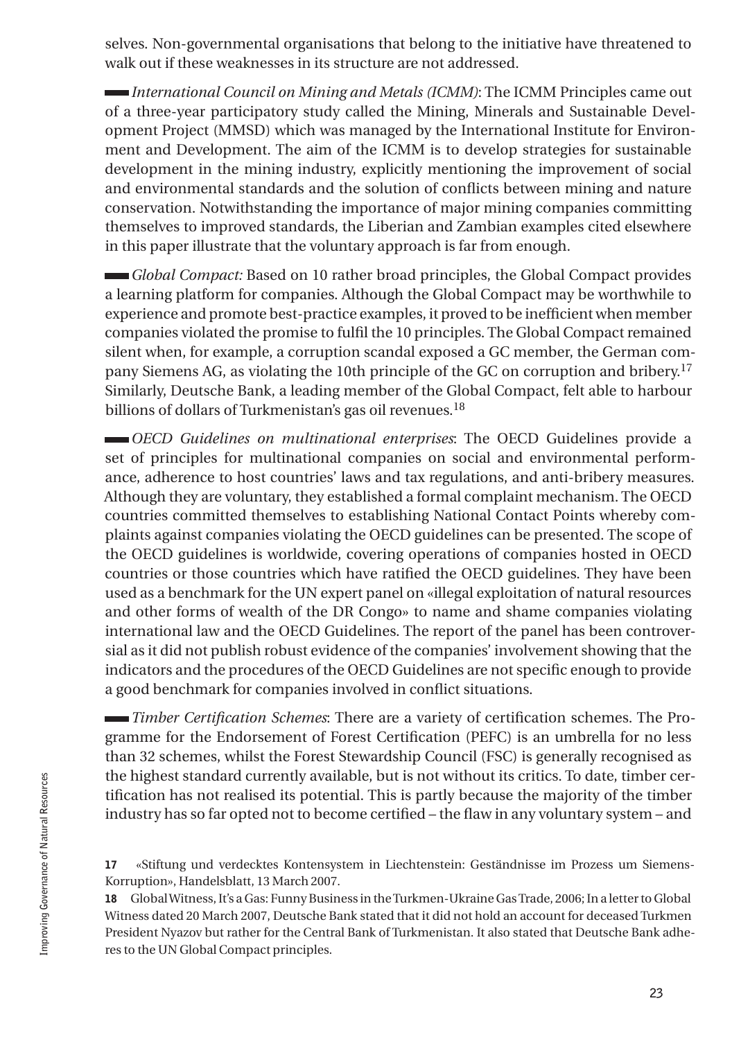selves. Non-governmental organisations that belong to the initiative have threatened to walk out if these weaknesses in its structure are not addressed.

- *International Council on Mining and Metals (ICMM)*: The ICMM Principles came out of a three-year participatory study called the Mining, Minerals and Sustainable Development Project (MMSD) which was managed by the International Institute for Environment and Development. The aim of the ICMM is to develop strategies for sustainable development in the mining industry, explicitly mentioning the improvement of social and environmental standards and the solution of conflicts between mining and nature conservation. Notwithstanding the importance of major mining companies committing themselves to improved standards, the Liberian and Zambian examples cited elsewhere in this paper illustrate that the voluntary approach is far from enough.

- *Global Compact:* Based on 10 rather broad principles, the Global Compact provides a learning platform for companies. Although the Global Compact may be worthwhile to experience and promote best-practice examples, it proved to be inefficient when member companies violated the promise to fulfil the 10 principles. The Global Compact remained silent when, for example, a corruption scandal exposed a GC member, the German company Siemens AG, as violating the 10th principle of the GC on corruption and bribery.[17] Similarly, Deutsche Bank, a leading member of the Global Compact, felt able to harbour billions of dollars of Turkmenistan's gas oil revenues.[18]

- *OECD Guidelines on multinational enterprises*: The OECD Guidelines provide a set of principles for multinational companies on social and environmental performance, adherence to host countries' laws and tax regulations, and anti-bribery measures. Although they are voluntary, they established a formal complaint mechanism. The OECD countries committed themselves to establishing National Contact Points whereby complaints against companies violating the OECD guidelines can be presented. The scope of the OECD guidelines is worldwide, covering operations of companies hosted in OECD countries or those countries which have ratified the OECD guidelines. They have been used as a benchmark for the UN expert panel on «illegal exploitation of natural resources and other forms of wealth of the DR Congo» to name and shame companies violating international law and the OECD Guidelines. The report of the panel has been controversial as it did not publish robust evidence of the companies' involvement showing that the indicators and the procedures of the OECD Guidelines are not specific enough to provide a good benchmark for companies involved in conflict situations.

- *Timber Certification Schemes*: There are a variety of certification schemes. The Programme for the Endorsement of Forest Certification (PEFC) is an umbrella for no less than 32 schemes, whilst the Forest Stewardship Council (FSC) is generally recognised as the highest standard currently available, but is not without its critics. To date, timber certification has not realised its potential. This is partly because the majority of the timber industry has so far opted not to become certified – the flaw in any voluntary system – and

**17** «Stiftung und verdecktes Kontensystem in Liechtenstein: Geständnisse im Prozess um Siemens-Korruption», Handelsblatt, 13 March 2007.

**18** Global Witness, It's a Gas: Funny Business in the Turkmen-Ukraine Gas Trade, 2006; In a letter to Global Witness dated 20 March 2007, Deutsche Bank stated that it did not hold an account for deceased Turkmen President Nyazov but rather for the Central Bank of Turkmenistan. It also stated that Deutsche Bank adheres to the UN Global Compact principles.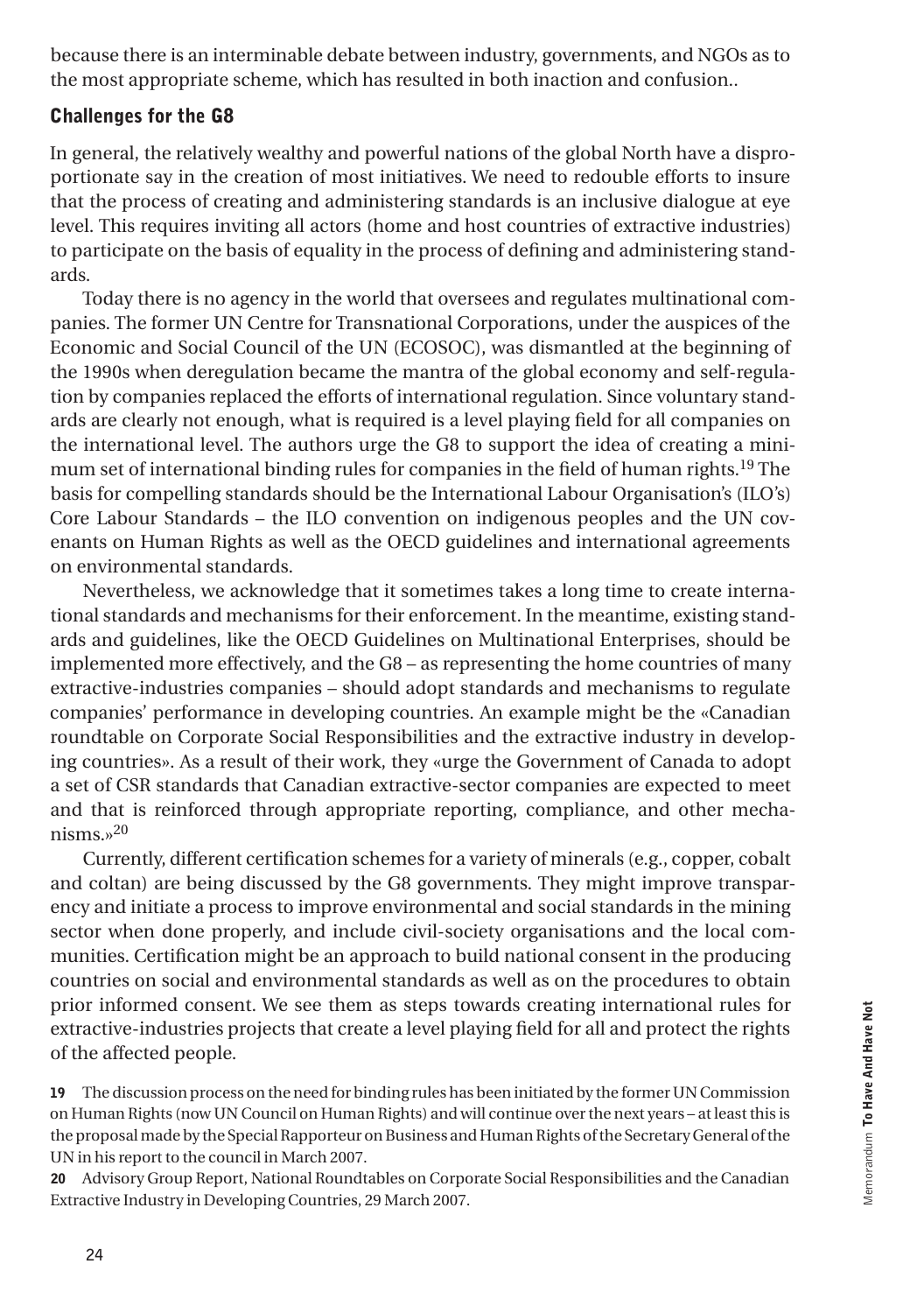because there is an interminable debate between industry, governments, and NGOs as to the most appropriate scheme, which has resulted in both inaction and confusion..

## Challenges for the G8

In general, the relatively wealthy and powerful nations of the global North have a disproportionate say in the creation of most initiatives. We need to redouble efforts to insure that the process of creating and administering standards is an inclusive dialogue at eye level. This requires inviting all actors (home and host countries of extractive industries) to participate on the basis of equality in the process of defining and administering standards.

Today there is no agency in the world that oversees and regulates multinational companies. The former UN Centre for Transnational Corporations, under the auspices of the Economic and Social Council of the UN (ECOSOC), was dismantled at the beginning of the 1990s when deregulation became the mantra of the global economy and self-regulation by companies replaced the efforts of international regulation. Since voluntary standards are clearly not enough, what is required is a level playing field for all companies on the international level. The authors urge the G8 to support the idea of creating a minimum set of international binding rules for companies in the field of human rights.[19] The basis for compelling standards should be the International Labour Organisation's (ILO's) Core Labour Standards – the ILO convention on indigenous peoples and the UN covenants on Human Rights as well as the OECD guidelines and international agreements on environmental standards.

Nevertheless, we acknowledge that it sometimes takes a long time to create international standards and mechanisms for their enforcement. In the meantime, existing standards and guidelines, like the OECD Guidelines on Multinational Enterprises, should be implemented more effectively, and the G8 – as representing the home countries of many extractive-industries companies – should adopt standards and mechanisms to regulate companies' performance in developing countries. An example might be the «Canadian roundtable on Corporate Social Responsibilities and the extractive industry in developing countries». As a result of their work, they «urge the Government of Canada to adopt a set of CSR standards that Canadian extractive-sector companies are expected to meet and that is reinforced through appropriate reporting, compliance, and other mechanisms.»[20]

Currently, different certification schemes for a variety of minerals (e.g., copper, cobalt and coltan) are being discussed by the G8 governments. They might improve transparency and initiate a process to improve environmental and social standards in the mining sector when done properly, and include civil-society organisations and the local communities. Certification might be an approach to build national consent in the producing countries on social and environmental standards as well as on the procedures to obtain prior informed consent. We see them as steps towards creating international rules for extractive-industries projects that create a level playing field for all and protect the rights of the affected people.

**19** The discussion process on the need for binding rules has been initiated by the former UN Commission on Human Rights (now UN Council on Human Rights) and will continue over the next years – at least this is the proposal made by the Special Rapporteur on Business and Human Rights of the Secretary General of the UN in his report to the council in March 2007.

**20** Advisory Group Report, National Roundtables on Corporate Social Responsibilities and the Canadian Extractive Industry in Developing Countries, 29 March 2007.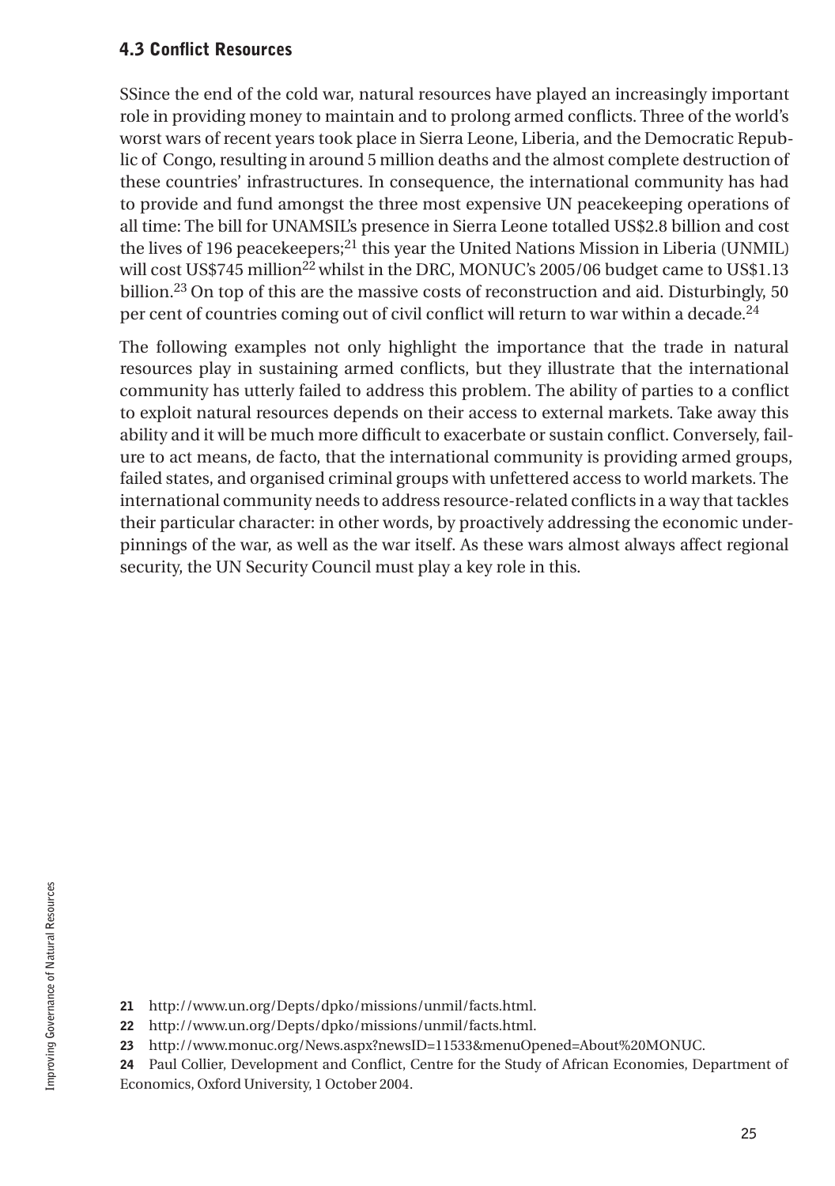### 4.3 Conflict Resources

SSince the end of the cold war, natural resources have played an increasingly important role in providing money to maintain and to prolong armed conflicts. Three of the world's worst wars of recent years took place in Sierra Leone, Liberia, and the Democratic Republic of Congo, resulting in around 5 million deaths and the almost complete destruction of these countries' infrastructures. In consequence, the international community has had to provide and fund amongst the three most expensive UN peacekeeping operations of all time: The bill for UNAMSIL's presence in Sierra Leone totalled US$2.8 billion and cost the lives of 196 peacekeepers;[21] this year the United Nations Mission in Liberia (UNMIL) will cost US$745 million[22] whilst in the DRC, MONUC's 2005/06 budget came to US$1.13 billion.[23] On top of this are the massive costs of reconstruction and aid. Disturbingly, 50 per cent of countries coming out of civil conflict will return to war within a decade.[24]

The following examples not only highlight the importance that the trade in natural resources play in sustaining armed conflicts, but they illustrate that the international community has utterly failed to address this problem. The ability of parties to a conflict to exploit natural resources depends on their access to external markets. Take away this ability and it will be much more difficult to exacerbate or sustain conflict. Conversely, failure to act means, de facto, that the international community is providing armed groups, failed states, and organised criminal groups with unfettered access to world markets. The international community needs to address resource-related conflicts in a way that tackles their particular character: in other words, by proactively addressing the economic underpinnings of the war, as well as the war itself. As these wars almost always affect regional security, the UN Security Council must play a key role in this.

**21** http://www.un.org/Depts/dpko/missions/unmil/facts.html.

**22** http://www.un.org/Depts/dpko/missions/unmil/facts.html.

**23** http://www.monuc.org/News.aspx?newsID=11533&menuOpened=About%20MONUC.

**24** Paul Collier, Development and Conflict, Centre for the Study of African Economies, Department of Economics, Oxford University, 1 October 2004.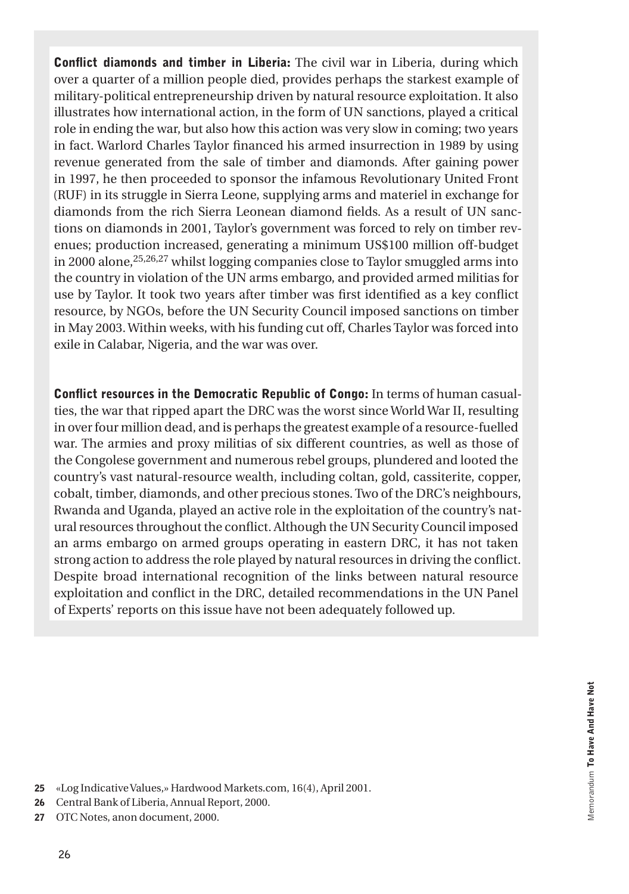**Conflict diamonds and timber in Liberia:** The civil war in Liberia, during which over a quarter of a million people died, provides perhaps the starkest example of military-political entrepreneurship driven by natural resource exploitation. It also illustrates how international action, in the form of UN sanctions, played a critical role in ending the war, but also how this action was very slow in coming; two years in fact. Warlord Charles Taylor financed his armed insurrection in 1989 by using revenue generated from the sale of timber and diamonds. After gaining power in 1997, he then proceeded to sponsor the infamous Revolutionary United Front (RUF) in its struggle in Sierra Leone, supplying arms and materiel in exchange for diamonds from the rich Sierra Leonean diamond fields. As a result of UN sanctions on diamonds in 2001, Taylor's government was forced to rely on timber revenues; production increased, generating a minimum US$100 million off-budget in 2000 alone,[25,26,27] whilst logging companies close to Taylor smuggled arms into the country in violation of the UN arms embargo, and provided armed militias for use by Taylor. It took two years after timber was first identified as a key conflict resource, by NGOs, before the UN Security Council imposed sanctions on timber in May 2003. Within weeks, with his funding cut off, Charles Taylor was forced into exile in Calabar, Nigeria, and the war was over.

**Conflict resources in the Democratic Republic of Congo:** In terms of human casualties, the war that ripped apart the DRC was the worst since World War II, resulting in over four million dead, and is perhaps the greatest example of a resource-fuelled war. The armies and proxy militias of six different countries, as well as those of the Congolese government and numerous rebel groups, plundered and looted the country's vast natural-resource wealth, including coltan, gold, cassiterite, copper, cobalt, timber, diamonds, and other precious stones. Two of the DRC's neighbours, Rwanda and Uganda, played an active role in the exploitation of the country's natural resources throughout the conflict. Although the UN Security Council imposed an arms embargo on armed groups operating in eastern DRC, it has not taken strong action to address the role played by natural resources in driving the conflict. Despite broad international recognition of the links between natural resource exploitation and conflict in the DRC, detailed recommendations in the UN Panel of Experts' reports on this issue have not been adequately followed up.

25 «Log Indicative Values,» Hardwood Markets.com, 16(4), April 2001.

26 Central Bank of Liberia, Annual Report, 2000.

27 OTC Notes, anon document, 2000.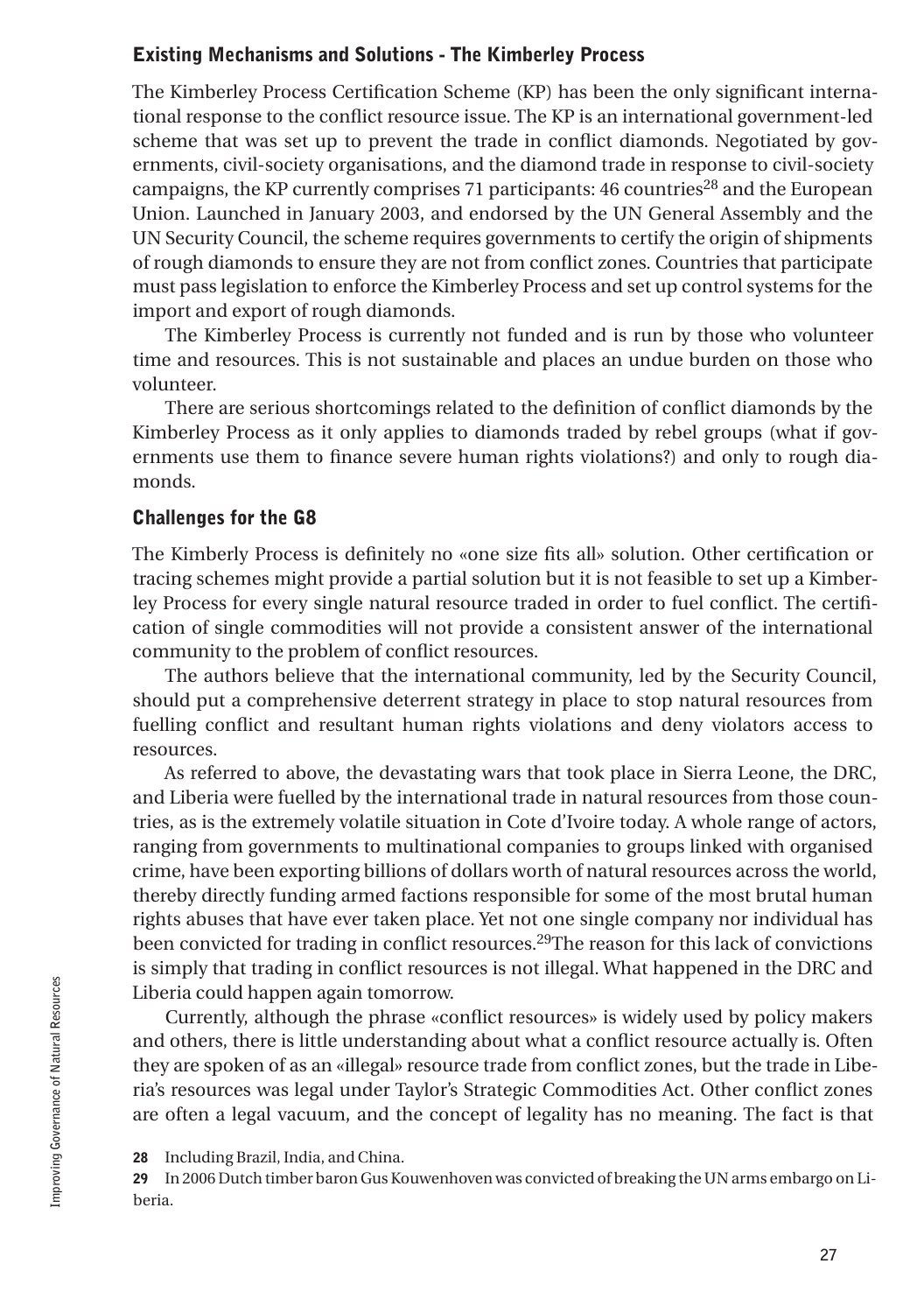### Existing Mechanisms and Solutions - The Kimberley Process

The Kimberley Process Certification Scheme (KP) has been the only significant international response to the conflict resource issue. The KP is an international government-led scheme that was set up to prevent the trade in conflict diamonds. Negotiated by governments, civil-society organisations, and the diamond trade in response to civil-society campaigns, the KP currently comprises 71 participants: 46 countries[28] and the European Union. Launched in January 2003, and endorsed by the UN General Assembly and the UN Security Council, the scheme requires governments to certify the origin of shipments of rough diamonds to ensure they are not from conflict zones. Countries that participate must pass legislation to enforce the Kimberley Process and set up control systems for the import and export of rough diamonds.

The Kimberley Process is currently not funded and is run by those who volunteer time and resources. This is not sustainable and places an undue burden on those who volunteer.

There are serious shortcomings related to the definition of conflict diamonds by the Kimberley Process as it only applies to diamonds traded by rebel groups (what if governments use them to finance severe human rights violations?) and only to rough diamonds.

### Challenges for the G8

The Kimberly Process is definitely no «one size fits all» solution. Other certification or tracing schemes might provide a partial solution but it is not feasible to set up a Kimberley Process for every single natural resource traded in order to fuel conflict. The certification of single commodities will not provide a consistent answer of the international community to the problem of conflict resources.

The authors believe that the international community, led by the Security Council, should put a comprehensive deterrent strategy in place to stop natural resources from fuelling conflict and resultant human rights violations and deny violators access to resources.

As referred to above, the devastating wars that took place in Sierra Leone, the DRC, and Liberia were fuelled by the international trade in natural resources from those countries, as is the extremely volatile situation in Cote d'Ivoire today. A whole range of actors, ranging from governments to multinational companies to groups linked with organised crime, have been exporting billions of dollars worth of natural resources across the world, thereby directly funding armed factions responsible for some of the most brutal human rights abuses that have ever taken place. Yet not one single company nor individual has been convicted for trading in conflict resources.[29] The reason for this lack of convictions is simply that trading in conflict resources is not illegal. What happened in the DRC and Liberia could happen again tomorrow.

Currently, although the phrase «conflict resources» is widely used by policy makers and others, there is little understanding about what a conflict resource actually is. Often they are spoken of as an «illegal» resource trade from conflict zones, but the trade in Liberia's resources was legal under Taylor's Strategic Commodities Act. Other conflict zones are often a legal vacuum, and the concept of legality has no meaning. The fact is that

**28** Including Brazil, India, and China.

**29** In 2006 Dutch timber baron Gus Kouwenhoven was convicted of breaking the UN arms embargo on Liberia.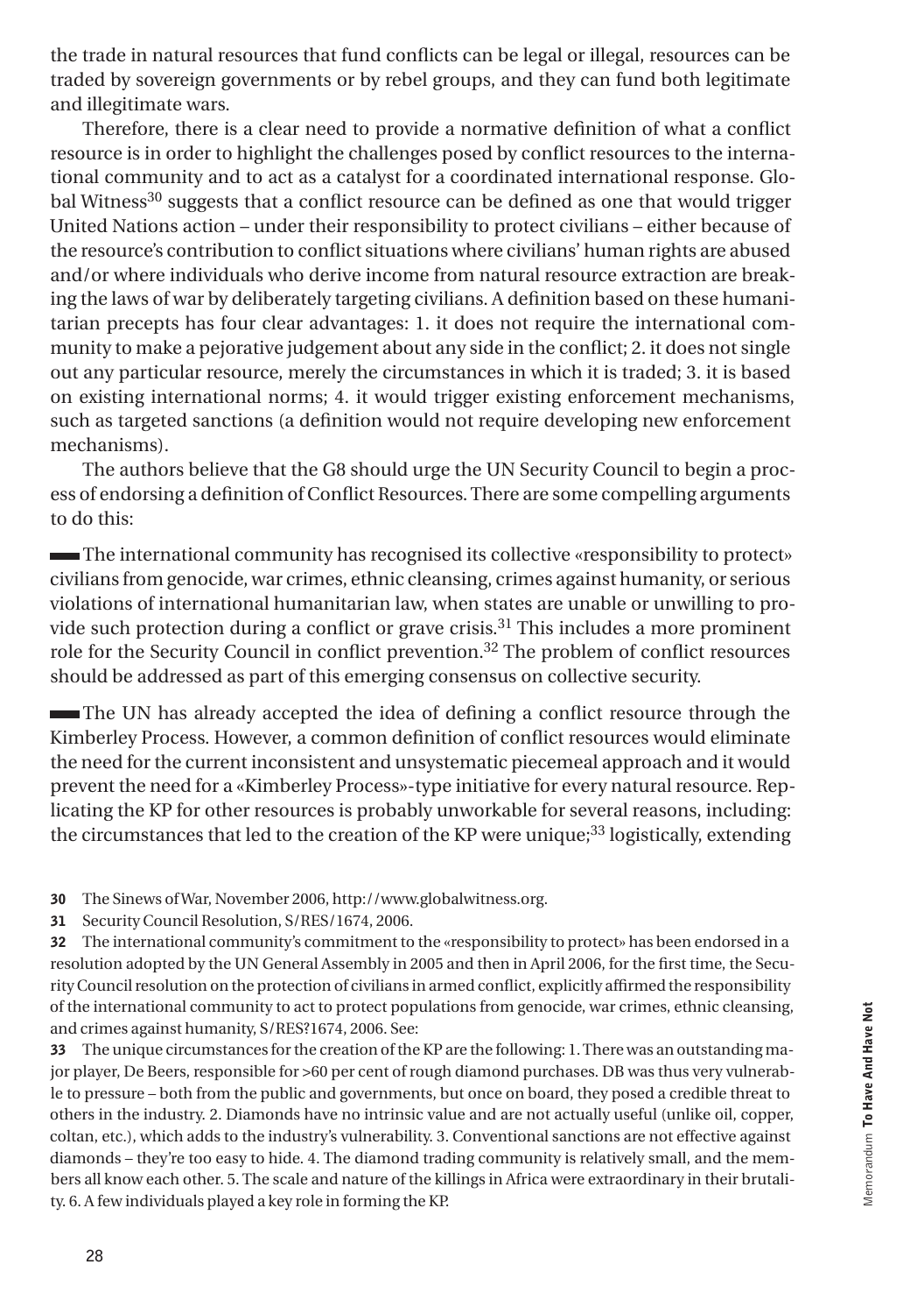the trade in natural resources that fund conflicts can be legal or illegal, resources can be traded by sovereign governments or by rebel groups, and they can fund both legitimate and illegitimate wars.

Therefore, there is a clear need to provide a normative definition of what a conflict resource is in order to highlight the challenges posed by conflict resources to the international community and to act as a catalyst for a coordinated international response. Global Witness[30] suggests that a conflict resource can be defined as one that would trigger United Nations action – under their responsibility to protect civilians – either because of the resource's contribution to conflict situations where civilians' human rights are abused and/or where individuals who derive income from natural resource extraction are breaking the laws of war by deliberately targeting civilians. A definition based on these humanitarian precepts has four clear advantages: 1. it does not require the international community to make a pejorative judgement about any side in the conflict; 2. it does not single out any particular resource, merely the circumstances in which it is traded; 3. it is based on existing international norms; 4. it would trigger existing enforcement mechanisms, such as targeted sanctions (a definition would not require developing new enforcement mechanisms).

The authors believe that the G8 should urge the UN Security Council to begin a process of endorsing a definition of Conflict Resources. There are some compelling arguments to do this:

- The international community has recognised its collective «responsibility to protect» civilians from genocide, war crimes, ethnic cleansing, crimes against humanity, or serious violations of international humanitarian law, when states are unable or unwilling to provide such protection during a conflict or grave crisis.[31] This includes a more prominent role for the Security Council in conflict prevention.[32] The problem of conflict resources should be addressed as part of this emerging consensus on collective security.

- The UN has already accepted the idea of defining a conflict resource through the Kimberley Process. However, a common definition of conflict resources would eliminate the need for the current inconsistent and unsystematic piecemeal approach and it would prevent the need for a «Kimberley Process»-type initiative for every natural resource. Replicating the KP for other resources is probably unworkable for several reasons, including: the circumstances that led to the creation of the KP were unique;[33] logistically, extending

**30** The Sinews of War, November 2006, http://www.globalwitness.org.

**31** Security Council Resolution, S/RES/1674, 2006.

**32** The international community's commitment to the «responsibility to protect» has been endorsed in a resolution adopted by the UN General Assembly in 2005 and then in April 2006, for the first time, the Security Council resolution on the protection of civilians in armed conflict, explicitly affirmed the responsibility of the international community to act to protect populations from genocide, war crimes, ethnic cleansing, and crimes against humanity, S/RES?1674, 2006. See:

**33** The unique circumstances for the creation of the KP are the following: 1. There was an outstanding major player, De Beers, responsible for >60 per cent of rough diamond purchases. DB was thus very vulnerable to pressure – both from the public and governments, but once on board, they posed a credible threat to others in the industry. 2. Diamonds have no intrinsic value and are not actually useful (unlike oil, copper, coltan, etc.), which adds to the industry's vulnerability. 3. Conventional sanctions are not effective against diamonds – they're too easy to hide. 4. The diamond trading community is relatively small, and the members all know each other. 5. The scale and nature of the killings in Africa were extraordinary in their brutality. 6. A few individuals played a key role in forming the KP.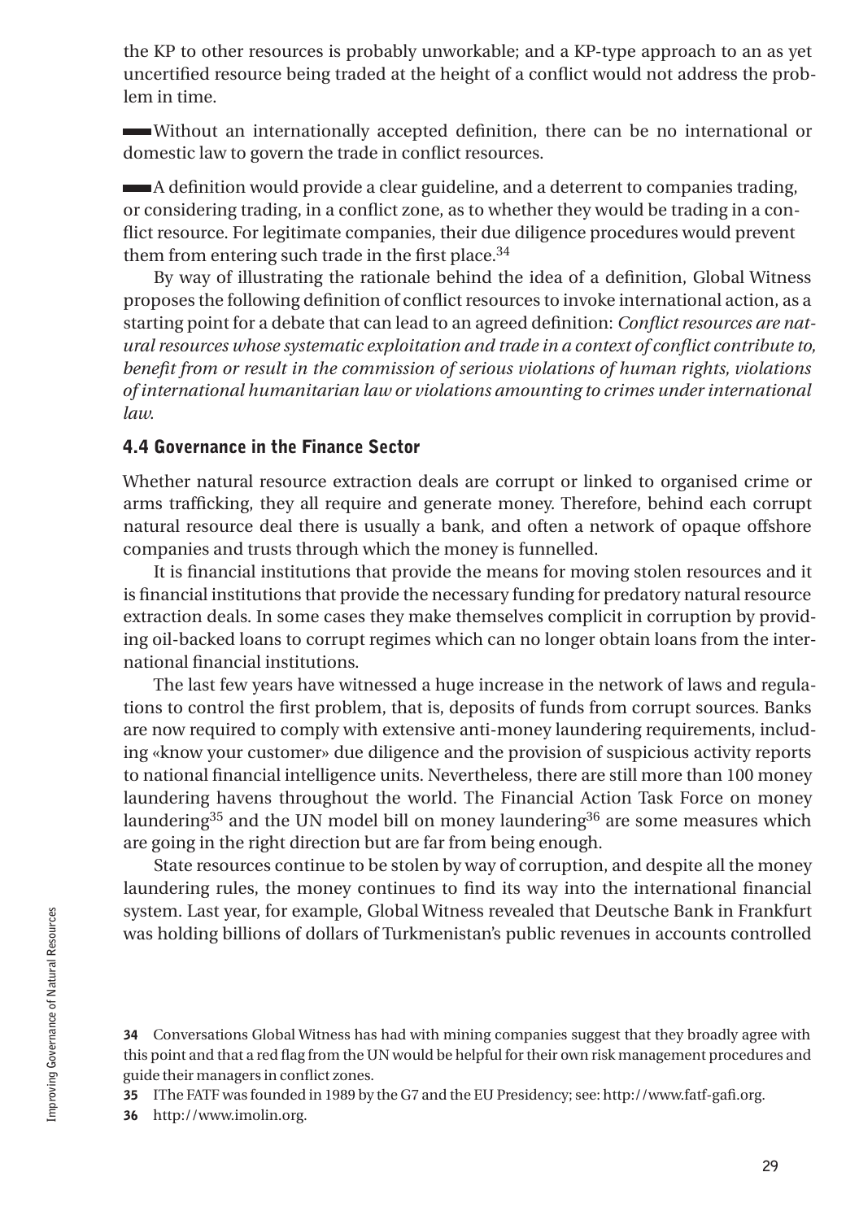the KP to other resources is probably unworkable; and a KP-type approach to an as yet uncertified resource being traded at the height of a conflict would not address the problem in time.

- Without an internationally accepted definition, there can be no international or domestic law to govern the trade in conflict resources.

- A definition would provide a clear guideline, and a deterrent to companies trading, or considering trading, in a conflict zone, as to whether they would be trading in a conflict resource. For legitimate companies, their due diligence procedures would prevent them from entering such trade in the first place.[34]

By way of illustrating the rationale behind the idea of a definition, Global Witness proposes the following definition of conflict resources to invoke international action, as a starting point for a debate that can lead to an agreed definition: *Conflict resources are natural resources whose systematic exploitation and trade in a context of conflict contribute to, benefit from or result in the commission of serious violations of human rights, violations of international humanitarian law or violations amounting to crimes under international law.*

### 4.4 Governance in the Finance Sector

Whether natural resource extraction deals are corrupt or linked to organised crime or arms trafficking, they all require and generate money. Therefore, behind each corrupt natural resource deal there is usually a bank, and often a network of opaque offshore companies and trusts through which the money is funnelled.

It is financial institutions that provide the means for moving stolen resources and it is financial institutions that provide the necessary funding for predatory natural resource extraction deals. In some cases they make themselves complicit in corruption by providing oil-backed loans to corrupt regimes which can no longer obtain loans from the international financial institutions.

The last few years have witnessed a huge increase in the network of laws and regulations to control the first problem, that is, deposits of funds from corrupt sources. Banks are now required to comply with extensive anti-money laundering requirements, including «know your customer» due diligence and the provision of suspicious activity reports to national financial intelligence units. Nevertheless, there are still more than 100 money laundering havens throughout the world. The Financial Action Task Force on money laundering[35] and the UN model bill on money laundering[36] are some measures which are going in the right direction but are far from being enough.

State resources continue to be stolen by way of corruption, and despite all the money laundering rules, the money continues to find its way into the international financial system. Last year, for example, Global Witness revealed that Deutsche Bank in Frankfurt was holding billions of dollars of Turkmenistan's public revenues in accounts controlled

---

**34** Conversations Global Witness has had with mining companies suggest that they broadly agree with this point and that a red flag from the UN would be helpful for their own risk management procedures and guide their managers in conflict zones.

**35** IThe FATF was founded in 1989 by the G7 and the EU Presidency; see: http://www.fatf-gafi.org.

**36** http://www.imolin.org.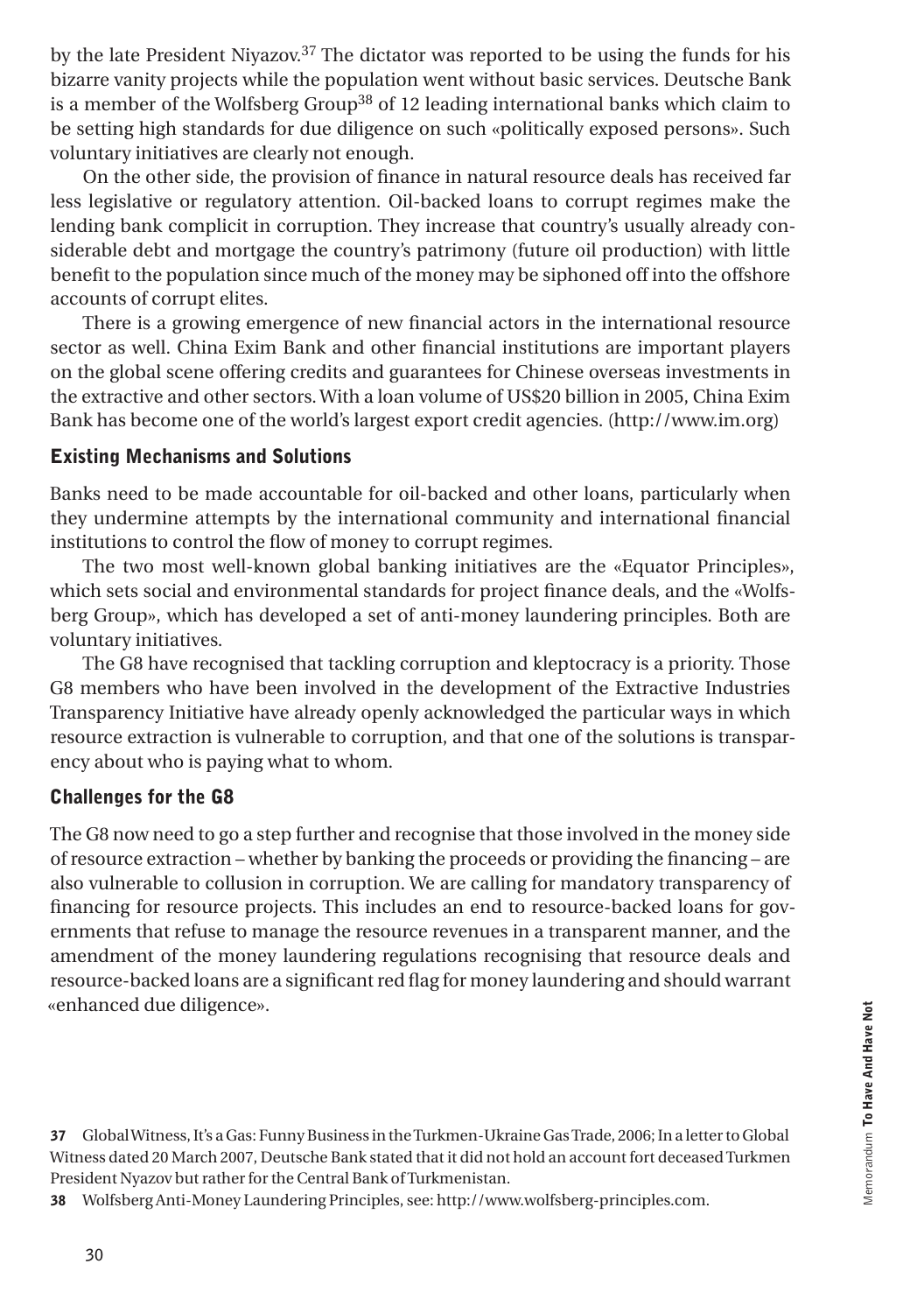by the late President Niyazov.[37] The dictator was reported to be using the funds for his bizarre vanity projects while the population went without basic services. Deutsche Bank is a member of the Wolfsberg Group[38] of 12 leading international banks which claim to be setting high standards for due diligence on such «politically exposed persons». Such voluntary initiatives are clearly not enough.

On the other side, the provision of finance in natural resource deals has received far less legislative or regulatory attention. Oil-backed loans to corrupt regimes make the lending bank complicit in corruption. They increase that country's usually already considerable debt and mortgage the country's patrimony (future oil production) with little benefit to the population since much of the money may be siphoned off into the offshore accounts of corrupt elites.

There is a growing emergence of new financial actors in the international resource sector as well. China Exim Bank and other financial institutions are important players on the global scene offering credits and guarantees for Chinese overseas investments in the extractive and other sectors. With a loan volume of US$20 billion in 2005, China Exim Bank has become one of the world's largest export credit agencies. (http://www.im.org)

### Existing Mechanisms and Solutions

Banks need to be made accountable for oil-backed and other loans, particularly when they undermine attempts by the international community and international financial institutions to control the flow of money to corrupt regimes.

The two most well-known global banking initiatives are the «Equator Principles», which sets social and environmental standards for project finance deals, and the «Wolfsberg Group», which has developed a set of anti-money laundering principles. Both are voluntary initiatives.

The G8 have recognised that tackling corruption and kleptocracy is a priority. Those G8 members who have been involved in the development of the Extractive Industries Transparency Initiative have already openly acknowledged the particular ways in which resource extraction is vulnerable to corruption, and that one of the solutions is transparency about who is paying what to whom.

### Challenges for the G8

The G8 now need to go a step further and recognise that those involved in the money side of resource extraction – whether by banking the proceeds or providing the financing – are also vulnerable to collusion in corruption. We are calling for mandatory transparency of financing for resource projects. This includes an end to resource-backed loans for governments that refuse to manage the resource revenues in a transparent manner, and the amendment of the money laundering regulations recognising that resource deals and resource-backed loans are a significant red flag for money laundering and should warrant «enhanced due diligence».

[37] Global Witness, It's a Gas: Funny Business in the Turkmen-Ukraine Gas Trade, 2006; In a letter to Global Witness dated 20 March 2007, Deutsche Bank stated that it did not hold an account fort deceased Turkmen President Nyazov but rather for the Central Bank of Turkmenistan.

[38] Wolfsberg Anti-Money Laundering Principles, see: http://www.wolfsberg-principles.com.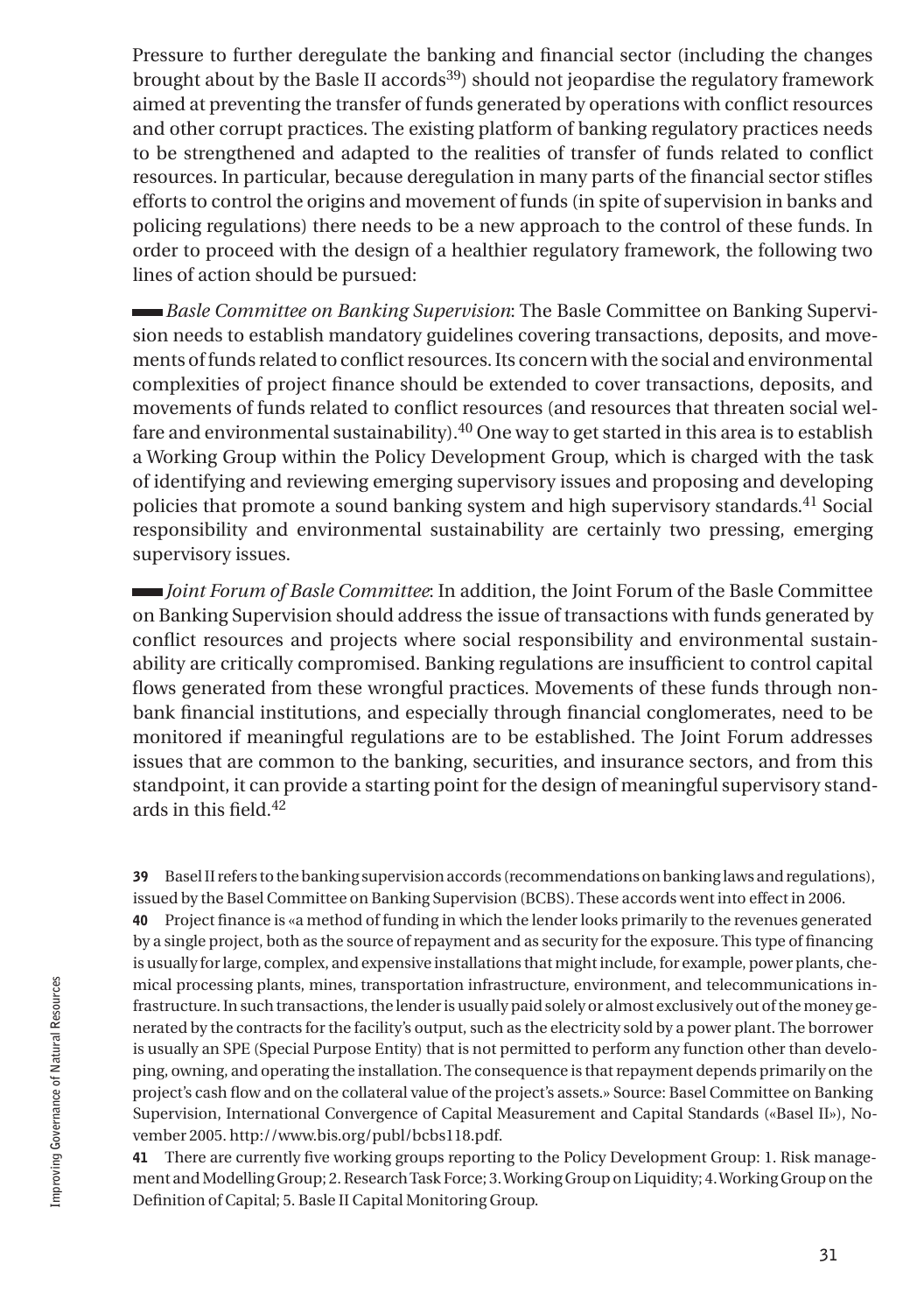Pressure to further deregulate the banking and financial sector (including the changes brought about by the Basle II accords[39]) should not jeopardise the regulatory framework aimed at preventing the transfer of funds generated by operations with conflict resources and other corrupt practices. The existing platform of banking regulatory practices needs to be strengthened and adapted to the realities of transfer of funds related to conflict resources. In particular, because deregulation in many parts of the financial sector stifles efforts to control the origins and movement of funds (in spite of supervision in banks and policing regulations) there needs to be a new approach to the control of these funds. In order to proceed with the design of a healthier regulatory framework, the following two lines of action should be pursued:

- *Basle Committee on Banking Supervision*: The Basle Committee on Banking Supervision needs to establish mandatory guidelines covering transactions, deposits, and movements of funds related to conflict resources. Its concern with the social and environmental complexities of project finance should be extended to cover transactions, deposits, and movements of funds related to conflict resources (and resources that threaten social welfare and environmental sustainability).[40] One way to get started in this area is to establish a Working Group within the Policy Development Group, which is charged with the task of identifying and reviewing emerging supervisory issues and proposing and developing policies that promote a sound banking system and high supervisory standards.[41] Social responsibility and environmental sustainability are certainly two pressing, emerging supervisory issues.

- *Joint Forum of Basle Committee*: In addition, the Joint Forum of the Basle Committee on Banking Supervision should address the issue of transactions with funds generated by conflict resources and projects where social responsibility and environmental sustainability are critically compromised. Banking regulations are insufficient to control capital flows generated from these wrongful practices. Movements of these funds through non-bank financial institutions, and especially through financial conglomerates, need to be monitored if meaningful regulations are to be established. The Joint Forum addresses issues that are common to the banking, securities, and insurance sectors, and from this standpoint, it can provide a starting point for the design of meaningful supervisory standards in this field.[42]

---

**39** Basel II refers to the banking supervision accords (recommendations on banking laws and regulations), issued by the Basel Committee on Banking Supervision (BCBS). These accords went into effect in 2006.

**40** Project finance is «a method of funding in which the lender looks primarily to the revenues generated by a single project, both as the source of repayment and as security for the exposure. This type of financing is usually for large, complex, and expensive installations that might include, for example, power plants, chemical processing plants, mines, transportation infrastructure, environment, and telecommunications infrastructure. In such transactions, the lender is usually paid solely or almost exclusively out of the money generated by the contracts for the facility's output, such as the electricity sold by a power plant. The borrower is usually an SPE (Special Purpose Entity) that is not permitted to perform any function other than developing, owning, and operating the installation. The consequence is that repayment depends primarily on the project's cash flow and on the collateral value of the project's assets.» Source: Basel Committee on Banking Supervision, International Convergence of Capital Measurement and Capital Standards («Basel II»), November 2005. http://www.bis.org/publ/bcbs118.pdf.

**41** There are currently five working groups reporting to the Policy Development Group: 1. Risk management and Modelling Group; 2. Research Task Force; 3. Working Group on Liquidity; 4. Working Group on the Definition of Capital; 5. Basle II Capital Monitoring Group.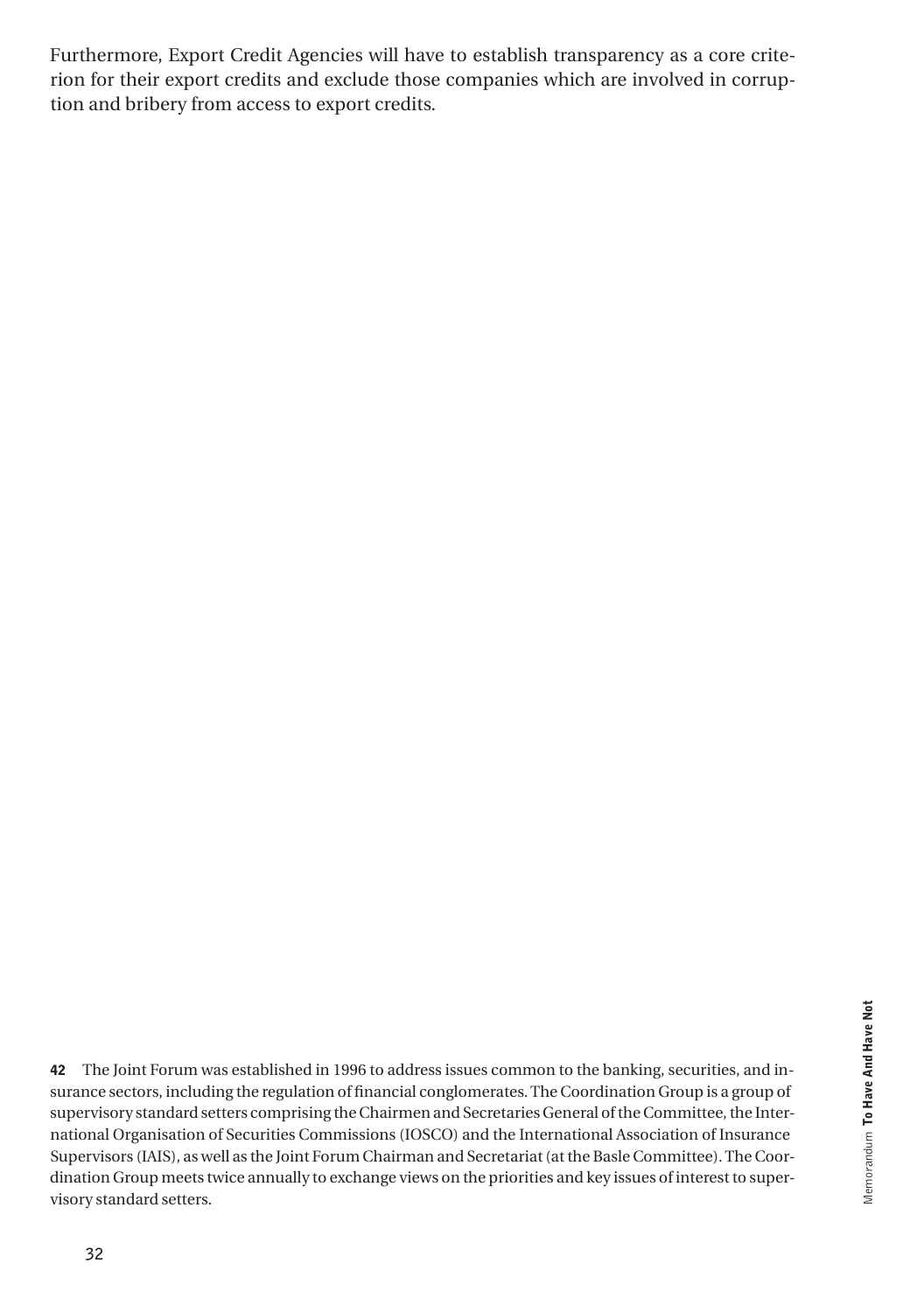Furthermore, Export Credit Agencies will have to establish transparency as a core criterion for their export credits and exclude those companies which are involved in corruption and bribery from access to export credits.

**42** The Joint Forum was established in 1996 to address issues common to the banking, securities, and insurance sectors, including the regulation of financial conglomerates. The Coordination Group is a group of supervisory standard setters comprising the Chairmen and Secretaries General of the Committee, the International Organisation of Securities Commissions (IOSCO) and the International Association of Insurance Supervisors (IAIS), as well as the Joint Forum Chairman and Secretariat (at the Basle Committee). The Coordination Group meets twice annually to exchange views on the priorities and key issues of interest to supervisory standard setters.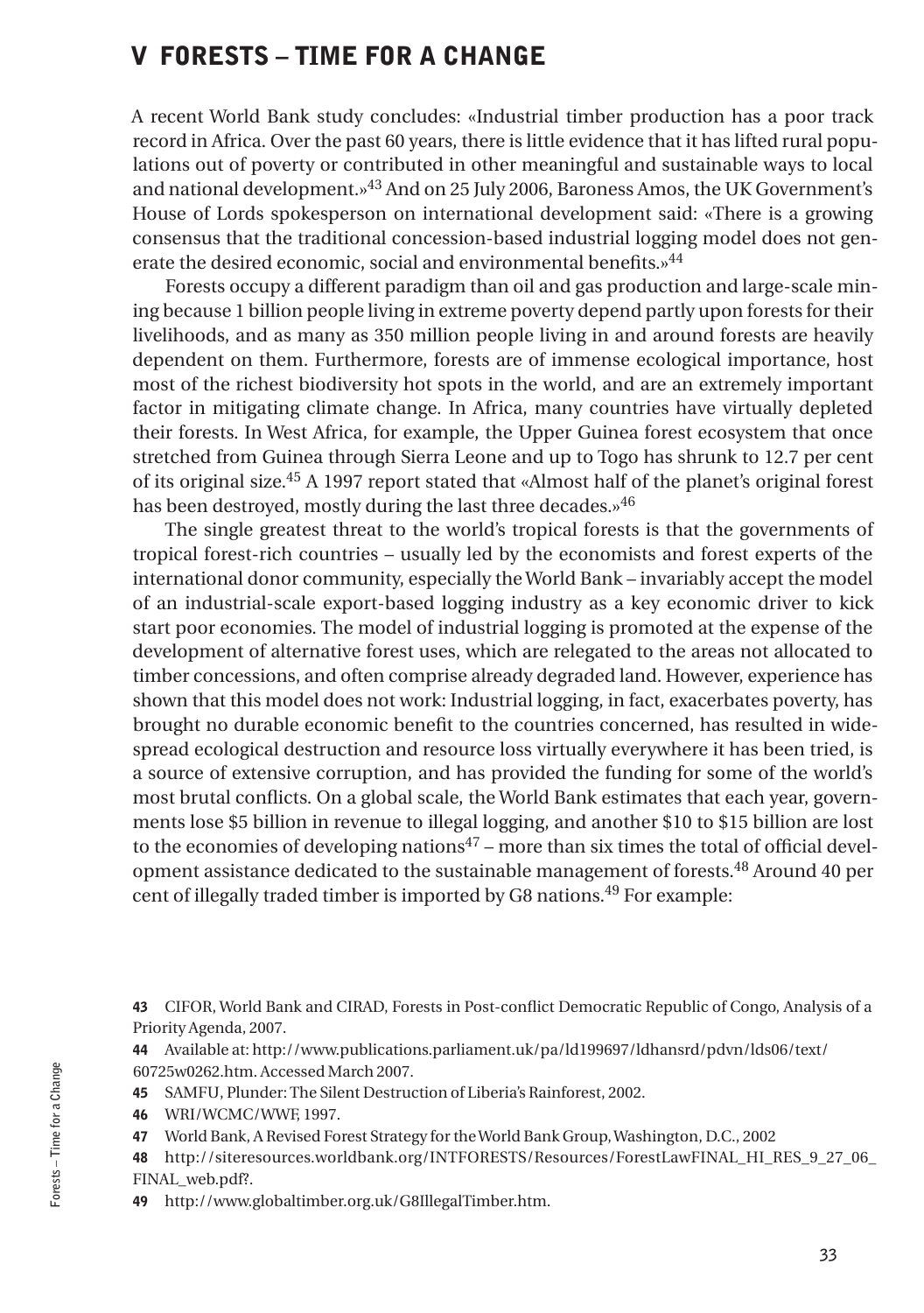## V FORESTS – TIME FOR A CHANGE

A recent World Bank study concludes: «Industrial timber production has a poor track record in Africa. Over the past 60 years, there is little evidence that it has lifted rural populations out of poverty or contributed in other meaningful and sustainable ways to local and national development.»[43] And on 25 July 2006, Baroness Amos, the UK Government's House of Lords spokesperson on international development said: «There is a growing consensus that the traditional concession-based industrial logging model does not generate the desired economic, social and environmental benefits.»[44]

Forests occupy a different paradigm than oil and gas production and large-scale mining because 1 billion people living in extreme poverty depend partly upon forests for their livelihoods, and as many as 350 million people living in and around forests are heavily dependent on them. Furthermore, forests are of immense ecological importance, host most of the richest biodiversity hot spots in the world, and are an extremely important factor in mitigating climate change. In Africa, many countries have virtually depleted their forests. In West Africa, for example, the Upper Guinea forest ecosystem that once stretched from Guinea through Sierra Leone and up to Togo has shrunk to 12.7 per cent of its original size.[45] A 1997 report stated that «Almost half of the planet's original forest has been destroyed, mostly during the last three decades.»[46]

The single greatest threat to the world's tropical forests is that the governments of tropical forest-rich countries – usually led by the economists and forest experts of the international donor community, especially the World Bank – invariably accept the model of an industrial-scale export-based logging industry as a key economic driver to kick start poor economies. The model of industrial logging is promoted at the expense of the development of alternative forest uses, which are relegated to the areas not allocated to timber concessions, and often comprise already degraded land. However, experience has shown that this model does not work: Industrial logging, in fact, exacerbates poverty, has brought no durable economic benefit to the countries concerned, has resulted in widespread ecological destruction and resource loss virtually everywhere it has been tried, is a source of extensive corruption, and has provided the funding for some of the world's most brutal conflicts. On a global scale, the World Bank estimates that each year, governments lose $5 billion in revenue to illegal logging, and another $10 to $15 billion are lost to the economies of developing nations[47] – more than six times the total of official development assistance dedicated to the sustainable management of forests.[48] Around 40 per cent of illegally traded timber is imported by G8 nations.[49] For example:

---

43 CIFOR, World Bank and CIRAD, Forests in Post-conflict Democratic Republic of Congo, Analysis of a Priority Agenda, 2007.

44 Available at: http://www.publications.parliament.uk/pa/ld199697/ldhansrd/pdvn/lds06/text/60725w0262.htm. Accessed March 2007.

45 SAMFU, Plunder: The Silent Destruction of Liberia's Rainforest, 2002.

46 WRI/WCMC/WWF, 1997.

47 World Bank, A Revised Forest Strategy for the World Bank Group, Washington, D.C., 2002

48 http://siteresources.worldbank.org/INTFORESTS/Resources/ForestLawFINAL_HI_RES_9_27_06_FINAL_web.pdf?.

49 http://www.globaltimber.org.uk/G8IllegalTimber.htm.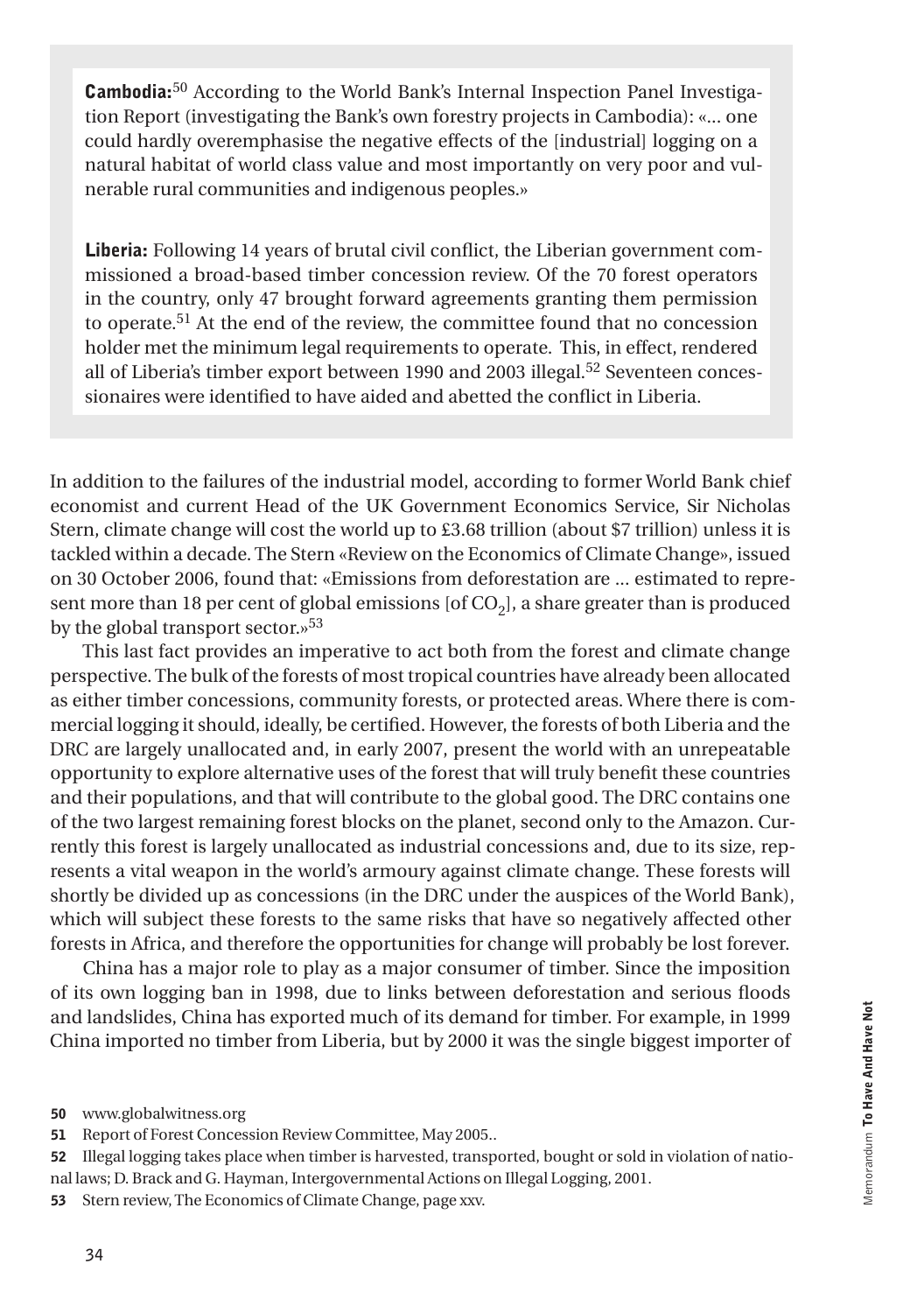**Cambodia:**[50] According to the World Bank's Internal Inspection Panel Investigation Report (investigating the Bank's own forestry projects in Cambodia): «... one could hardly overemphasise the negative effects of the [industrial] logging on a natural habitat of world class value and most importantly on very poor and vulnerable rural communities and indigenous peoples.»

**Liberia:** Following 14 years of brutal civil conflict, the Liberian government commissioned a broad-based timber concession review. Of the 70 forest operators in the country, only 47 brought forward agreements granting them permission to operate.[51] At the end of the review, the committee found that no concession holder met the minimum legal requirements to operate. This, in effect, rendered all of Liberia's timber export between 1990 and 2003 illegal.[52] Seventeen concessionaires were identified to have aided and abetted the conflict in Liberia.

In addition to the failures of the industrial model, according to former World Bank chief economist and current Head of the UK Government Economics Service, Sir Nicholas Stern, climate change will cost the world up to £3.68 trillion (about $7 trillion) unless it is tackled within a decade. The Stern «Review on the Economics of Climate Change», issued on 30 October 2006, found that: «Emissions from deforestation are ... estimated to represent more than 18 per cent of global emissions [of $CO_2$], a share greater than is produced by the global transport sector.»[53]

This last fact provides an imperative to act both from the forest and climate change perspective. The bulk of the forests of most tropical countries have already been allocated as either timber concessions, community forests, or protected areas. Where there is commercial logging it should, ideally, be certified. However, the forests of both Liberia and the DRC are largely unallocated and, in early 2007, present the world with an unrepeatable opportunity to explore alternative uses of the forest that will truly benefit these countries and their populations, and that will contribute to the global good. The DRC contains one of the two largest remaining forest blocks on the planet, second only to the Amazon. Currently this forest is largely unallocated as industrial concessions and, due to its size, represents a vital weapon in the world's armoury against climate change. These forests will shortly be divided up as concessions (in the DRC under the auspices of the World Bank), which will subject these forests to the same risks that have so negatively affected other forests in Africa, and therefore the opportunities for change will probably be lost forever.

China has a major role to play as a major consumer of timber. Since the imposition of its own logging ban in 1998, due to links between deforestation and serious floods and landslides, China has exported much of its demand for timber. For example, in 1999 China imported no timber from Liberia, but by 2000 it was the single biggest importer of

**50** www.globalwitness.org

**51** Report of Forest Concession Review Committee, May 2005..

**52** Illegal logging takes place when timber is harvested, transported, bought or sold in violation of national laws; D. Brack and G. Hayman, Intergovernmental Actions on Illegal Logging, 2001.

**53** Stern review, The Economics of Climate Change, page xxv.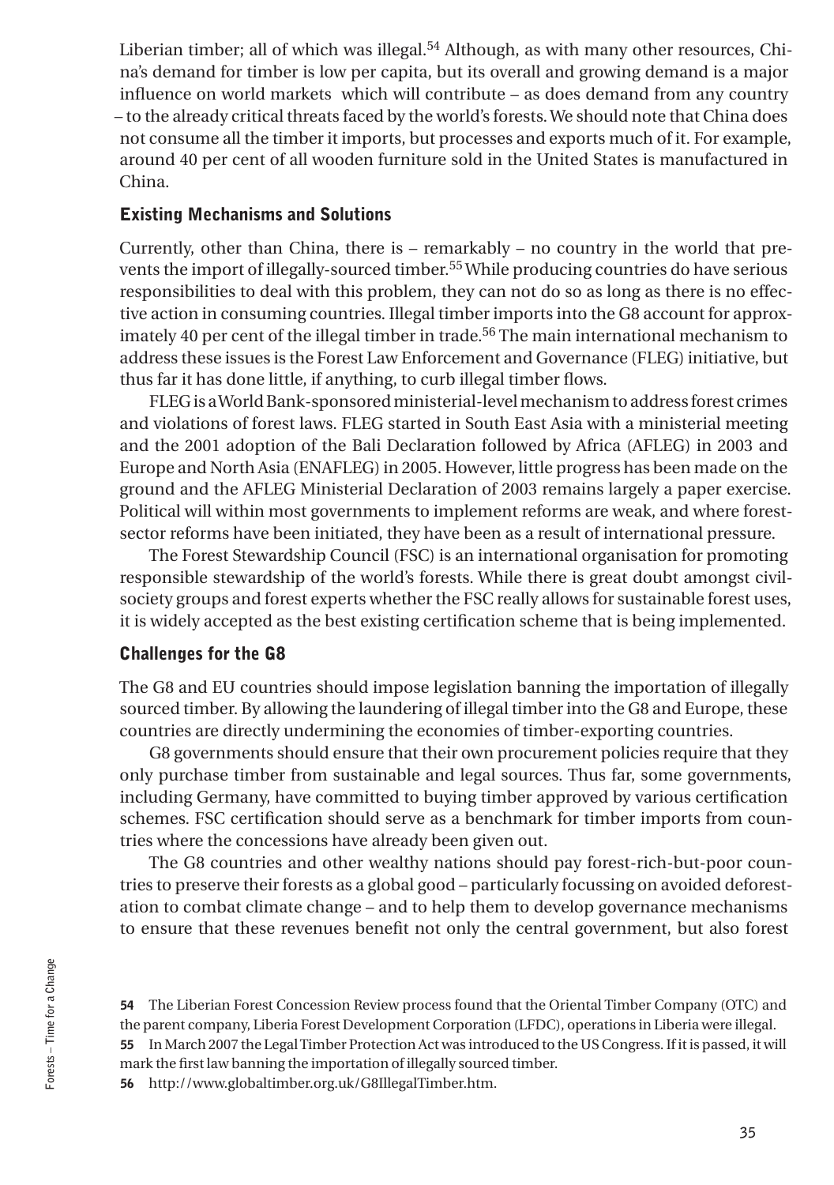Liberian timber; all of which was illegal.[54] Although, as with many other resources, China's demand for timber is low per capita, but its overall and growing demand is a major influence on world markets which will contribute – as does demand from any country – to the already critical threats faced by the world's forests. We should note that China does not consume all the timber it imports, but processes and exports much of it. For example, around 40 per cent of all wooden furniture sold in the United States is manufactured in China.

## Existing Mechanisms and Solutions

Currently, other than China, there is – remarkably – no country in the world that prevents the import of illegally-sourced timber.[55] While producing countries do have serious responsibilities to deal with this problem, they can not do so as long as there is no effective action in consuming countries. Illegal timber imports into the G8 account for approximately 40 per cent of the illegal timber in trade.[56] The main international mechanism to address these issues is the Forest Law Enforcement and Governance (FLEG) initiative, but thus far it has done little, if anything, to curb illegal timber flows.

FLEG is a World Bank-sponsored ministerial-level mechanism to address forest crimes and violations of forest laws. FLEG started in South East Asia with a ministerial meeting and the 2001 adoption of the Bali Declaration followed by Africa (AFLEG) in 2003 and Europe and North Asia (ENAFLEG) in 2005. However, little progress has been made on the ground and the AFLEG Ministerial Declaration of 2003 remains largely a paper exercise. Political will within most governments to implement reforms are weak, and where forest-sector reforms have been initiated, they have been as a result of international pressure.

The Forest Stewardship Council (FSC) is an international organisation for promoting responsible stewardship of the world's forests. While there is great doubt amongst civil-society groups and forest experts whether the FSC really allows for sustainable forest uses, it is widely accepted as the best existing certification scheme that is being implemented.

## Challenges for the G8

The G8 and EU countries should impose legislation banning the importation of illegally sourced timber. By allowing the laundering of illegal timber into the G8 and Europe, these countries are directly undermining the economies of timber-exporting countries.

G8 governments should ensure that their own procurement policies require that they only purchase timber from sustainable and legal sources. Thus far, some governments, including Germany, have committed to buying timber approved by various certification schemes. FSC certification should serve as a benchmark for timber imports from countries where the concessions have already been given out.

The G8 countries and other wealthy nations should pay forest-rich-but-poor countries to preserve their forests as a global good – particularly focussing on avoided deforestation to combat climate change – and to help them to develop governance mechanisms to ensure that these revenues benefit not only the central government, but also forest

54 The Liberian Forest Concession Review process found that the Oriental Timber Company (OTC) and the parent company, Liberia Forest Development Corporation (LFDC), operations in Liberia were illegal.

55 In March 2007 the Legal Timber Protection Act was introduced to the US Congress. If it is passed, it will mark the first law banning the importation of illegally sourced timber.

56 http://www.globaltimber.org.uk/G8IllegalTimber.htm.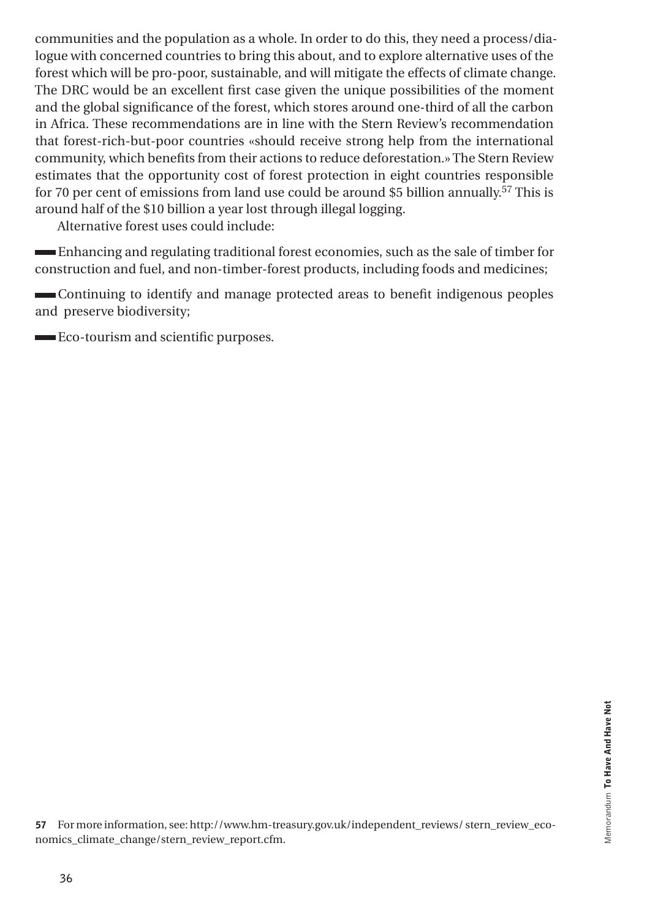communities and the population as a whole. In order to do this, they need a process/dialogue with concerned countries to bring this about, and to explore alternative uses of the forest which will be pro-poor, sustainable, and will mitigate the effects of climate change. The DRC would be an excellent first case given the unique possibilities of the moment and the global significance of the forest, which stores around one-third of all the carbon in Africa. These recommendations are in line with the Stern Review's recommendation that forest-rich-but-poor countries «should receive strong help from the international community, which benefits from their actions to reduce deforestation.» The Stern Review estimates that the opportunity cost of forest protection in eight countries responsible for 70 per cent of emissions from land use could be around $5 billion annually.[57] This is around half of the $10 billion a year lost through illegal logging.

Alternative forest uses could include:

- Enhancing and regulating traditional forest economies, such as the sale of timber for construction and fuel, and non-timber-forest products, including foods and medicines;
- Continuing to identify and manage protected areas to benefit indigenous peoples and preserve biodiversity;
- Eco-tourism and scientific purposes.

**57** For more information, see: http://www.hm-treasury.gov.uk/independent_reviews/ stern_review_economics_climate_change/stern_review_report.cfm.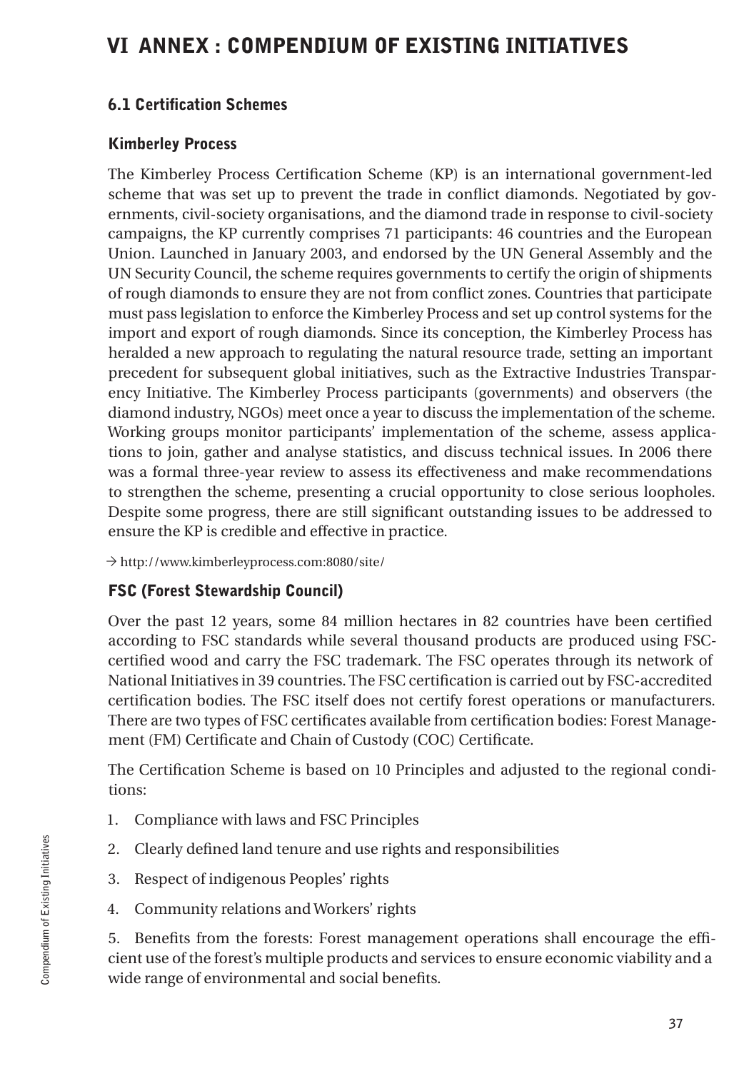# VI ANNEX : COMPENDIUM OF EXISTING INITIATIVES

## 6.1 Certification Schemes

### Kimberley Process

The Kimberley Process Certification Scheme (KP) is an international government-led scheme that was set up to prevent the trade in conflict diamonds. Negotiated by governments, civil-society organisations, and the diamond trade in response to civil-society campaigns, the KP currently comprises 71 participants: 46 countries and the European Union. Launched in January 2003, and endorsed by the UN General Assembly and the UN Security Council, the scheme requires governments to certify the origin of shipments of rough diamonds to ensure they are not from conflict zones. Countries that participate must pass legislation to enforce the Kimberley Process and set up control systems for the import and export of rough diamonds. Since its conception, the Kimberley Process has heralded a new approach to regulating the natural resource trade, setting an important precedent for subsequent global initiatives, such as the Extractive Industries Transparency Initiative. The Kimberley Process participants (governments) and observers (the diamond industry, NGOs) meet once a year to discuss the implementation of the scheme. Working groups monitor participants' implementation of the scheme, assess applications to join, gather and analyse statistics, and discuss technical issues. In 2006 there was a formal three-year review to assess its effectiveness and make recommendations to strengthen the scheme, presenting a crucial opportunity to close serious loopholes. Despite some progress, there are still significant outstanding issues to be addressed to ensure the KP is credible and effective in practice.

→ http://www.kimberleyprocess.com:8080/site/

### FSC (Forest Stewardship Council)

Over the past 12 years, some 84 million hectares in 82 countries have been certified according to FSC standards while several thousand products are produced using FSC-certified wood and carry the FSC trademark. The FSC operates through its network of National Initiatives in 39 countries. The FSC certification is carried out by FSC-accredited certification bodies. The FSC itself does not certify forest operations or manufacturers. There are two types of FSC certificates available from certification bodies: Forest Management (FM) Certificate and Chain of Custody (COC) Certificate.

The Certification Scheme is based on 10 Principles and adjusted to the regional conditions:

1. Compliance with laws and FSC Principles
2. Clearly defined land tenure and use rights and responsibilities
3. Respect of indigenous Peoples' rights
4. Community relations and Workers' rights
5. Benefits from the forests: Forest management operations shall encourage the efficient use of the forest's multiple products and services to ensure economic viability and a wide range of environmental and social benefits.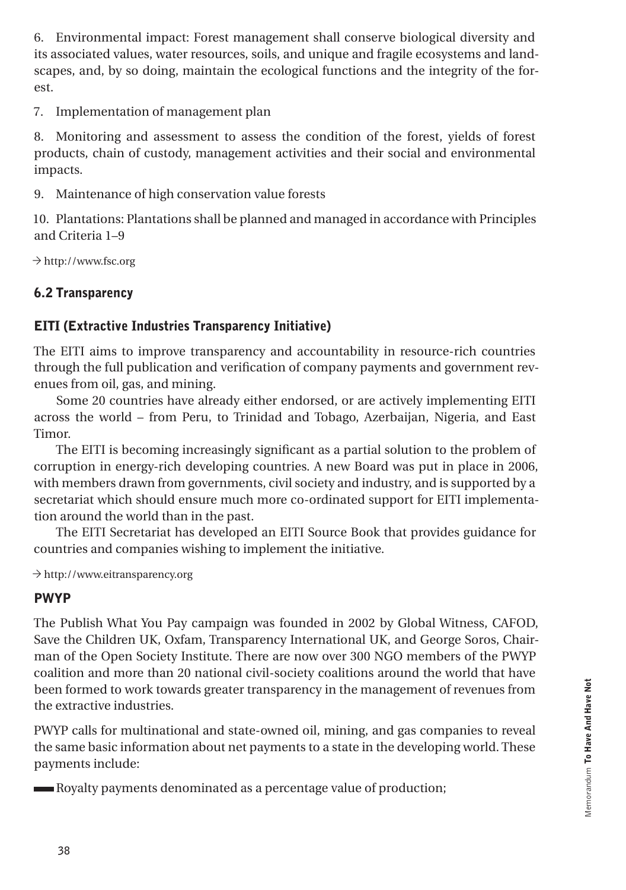6. Environmental impact: Forest management shall conserve biological diversity and its associated values, water resources, soils, and unique and fragile ecosystems and landscapes, and, by so doing, maintain the ecological functions and the integrity of the forest.

7. Implementation of management plan

8. Monitoring and assessment to assess the condition of the forest, yields of forest products, chain of custody, management activities and their social and environmental impacts.

9. Maintenance of high conservation value forests

10. Plantations: Plantations shall be planned and managed in accordance with Principles and Criteria 1–9

→ http://www.fsc.org

## 6.2 Transparency

### EITI (Extractive Industries Transparency Initiative)

The EITI aims to improve transparency and accountability in resource-rich countries through the full publication and verification of company payments and government revenues from oil, gas, and mining.

Some 20 countries have already either endorsed, or are actively implementing EITI across the world – from Peru, to Trinidad and Tobago, Azerbaijan, Nigeria, and East Timor.

The EITI is becoming increasingly significant as a partial solution to the problem of corruption in energy-rich developing countries. A new Board was put in place in 2006, with members drawn from governments, civil society and industry, and is supported by a secretariat which should ensure much more co-ordinated support for EITI implementation around the world than in the past.

The EITI Secretariat has developed an EITI Source Book that provides guidance for countries and companies wishing to implement the initiative.

→ http://www.eitransparency.org

### PWYP

The Publish What You Pay campaign was founded in 2002 by Global Witness, CAFOD, Save the Children UK, Oxfam, Transparency International UK, and George Soros, Chairman of the Open Society Institute. There are now over 300 NGO members of the PWYP coalition and more than 20 national civil-society coalitions around the world that have been formed to work towards greater transparency in the management of revenues from the extractive industries.

PWYP calls for multinational and state-owned oil, mining, and gas companies to reveal the same basic information about net payments to a state in the developing world. These payments include:

- Royalty payments denominated as a percentage value of production;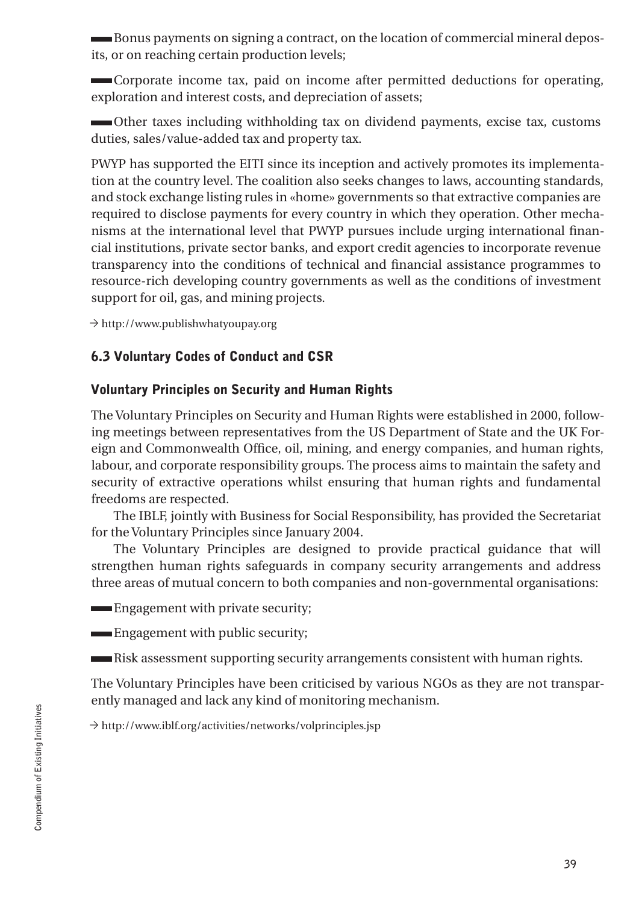- Bonus payments on signing a contract, on the location of commercial mineral deposits, or on reaching certain production levels;
- Corporate income tax, paid on income after permitted deductions for operating, exploration and interest costs, and depreciation of assets;
- Other taxes including withholding tax on dividend payments, excise tax, customs duties, sales/value-added tax and property tax.

PWYP has supported the EITI since its inception and actively promotes its implementation at the country level. The coalition also seeks changes to laws, accounting standards, and stock exchange listing rules in «home» governments so that extractive companies are required to disclose payments for every country in which they operation. Other mechanisms at the international level that PWYP pursues include urging international financial institutions, private sector banks, and export credit agencies to incorporate revenue transparency into the conditions of technical and financial assistance programmes to resource-rich developing country governments as well as the conditions of investment support for oil, gas, and mining projects.

→ http://www.publishwhatyoupay.org

## 6.3 Voluntary Codes of Conduct and CSR

### Voluntary Principles on Security and Human Rights

The Voluntary Principles on Security and Human Rights were established in 2000, following meetings between representatives from the US Department of State and the UK Foreign and Commonwealth Office, oil, mining, and energy companies, and human rights, labour, and corporate responsibility groups. The process aims to maintain the safety and security of extractive operations whilst ensuring that human rights and fundamental freedoms are respected.

The IBLF, jointly with Business for Social Responsibility, has provided the Secretariat for the Voluntary Principles since January 2004.

The Voluntary Principles are designed to provide practical guidance that will strengthen human rights safeguards in company security arrangements and address three areas of mutual concern to both companies and non-governmental organisations:

- Engagement with private security;
- Engagement with public security;
- Risk assessment supporting security arrangements consistent with human rights.

The Voluntary Principles have been criticised by various NGOs as they are not transparently managed and lack any kind of monitoring mechanism.

→ http://www.iblf.org/activities/networks/volprinciples.jsp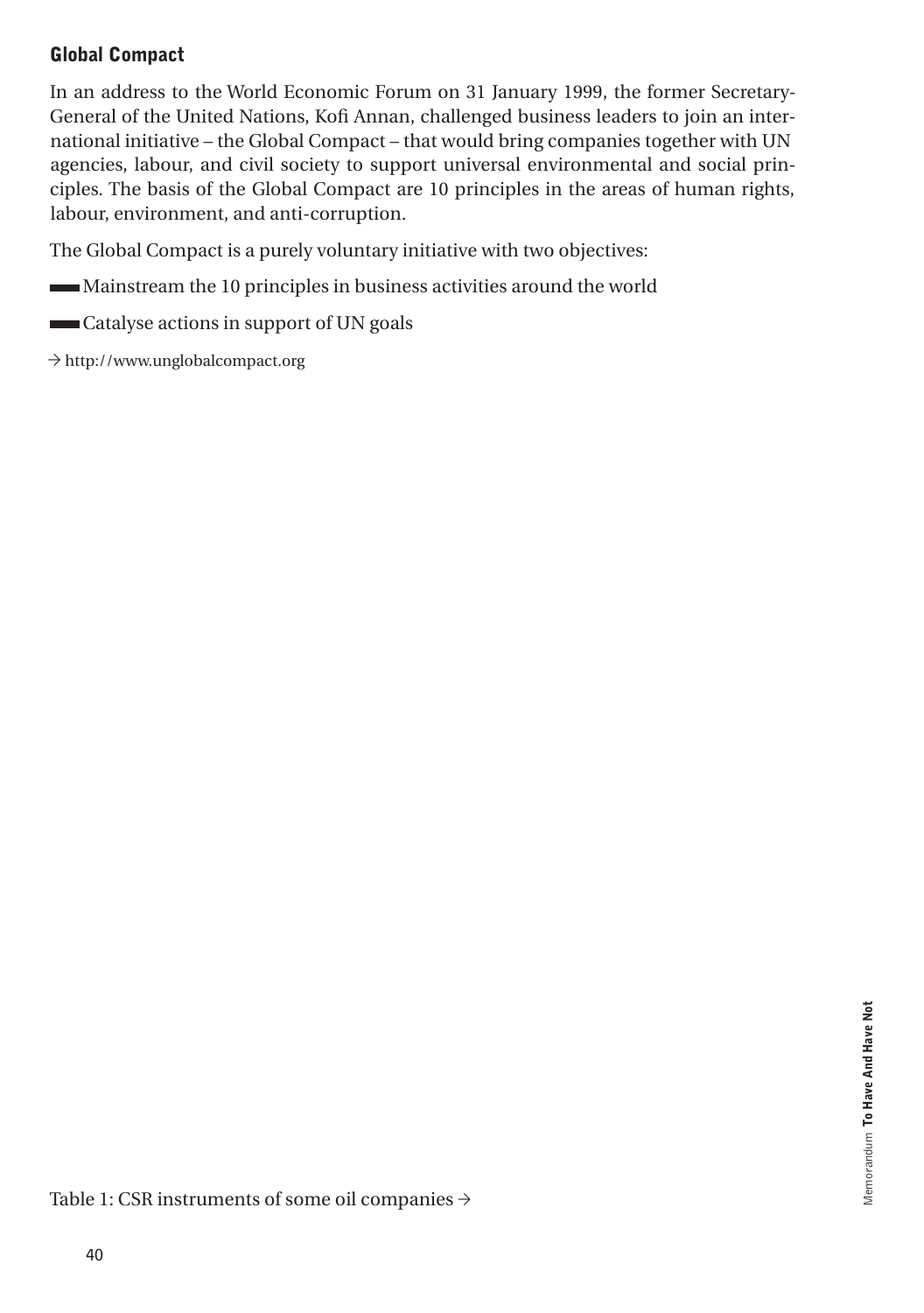## Global Compact

In an address to the World Economic Forum on 31 January 1999, the former Secretary-General of the United Nations, Kofi Annan, challenged business leaders to join an international initiative – the Global Compact – that would bring companies together with UN agencies, labour, and civil society to support universal environmental and social principles. The basis of the Global Compact are 10 principles in the areas of human rights, labour, environment, and anti-corruption.

The Global Compact is a purely voluntary initiative with two objectives:

- Mainstream the 10 principles in business activities around the world
- Catalyse actions in support of UN goals

→ http://www.unglobalcompact.org

Table 1: CSR instruments of some oil companies →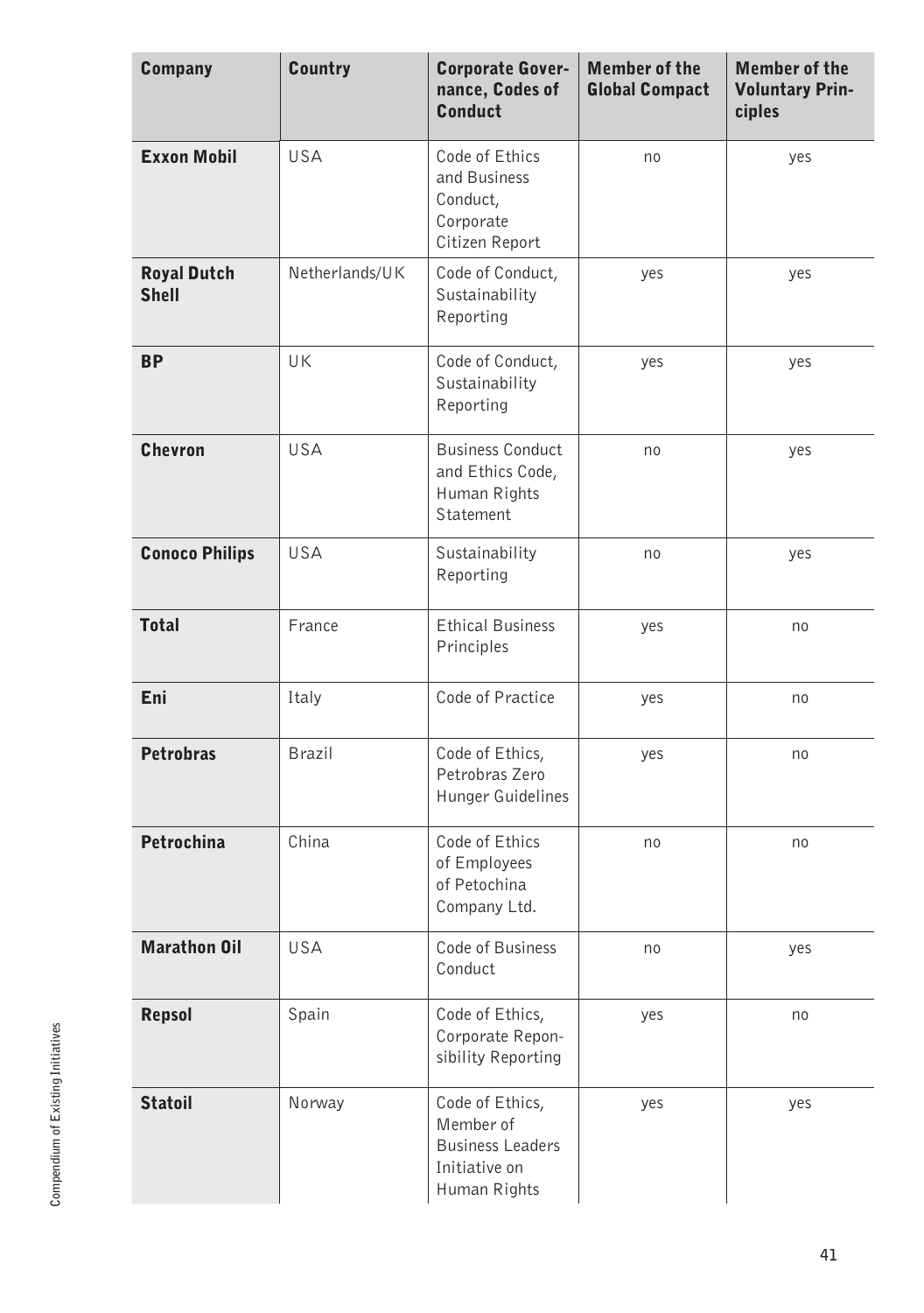| Company | Country | Corporate Governance, Codes of Conduct | Member of the Global Compact | Member of the Voluntary Principles |
|---|---|---|---|---|
| **Exxon Mobil** | USA | Code of Ethics and Business Conduct, Corporate Citizen Report | no | yes |
| **Royal Dutch Shell** | Netherlands/UK | Code of Conduct, Sustainability Reporting | yes | yes |
| **BP** | UK | Code of Conduct, Sustainability Reporting | yes | yes |
| **Chevron** | USA | Business Conduct and Ethics Code, Human Rights Statement | no | yes |
| **Conoco Philips** | USA | Sustainability Reporting | no | yes |
| **Total** | France | Ethical Business Principles | yes | no |
| **Eni** | Italy | Code of Practice | yes | no |
| **Petrobras** | Brazil | Code of Ethics, Petrobras Zero Hunger Guidelines | yes | no |
| **Petrochina** | China | Code of Ethics of Employees of Petochina Company Ltd. | no | no |
| **Marathon Oil** | USA | Code of Business Conduct | no | yes |
| **Repsol** | Spain | Code of Ethics, Corporate Reponsibility Reporting | yes | no |
| **Statoil** | Norway | Code of Ethics, Member of Business Leaders Initiative on Human Rights | yes | yes |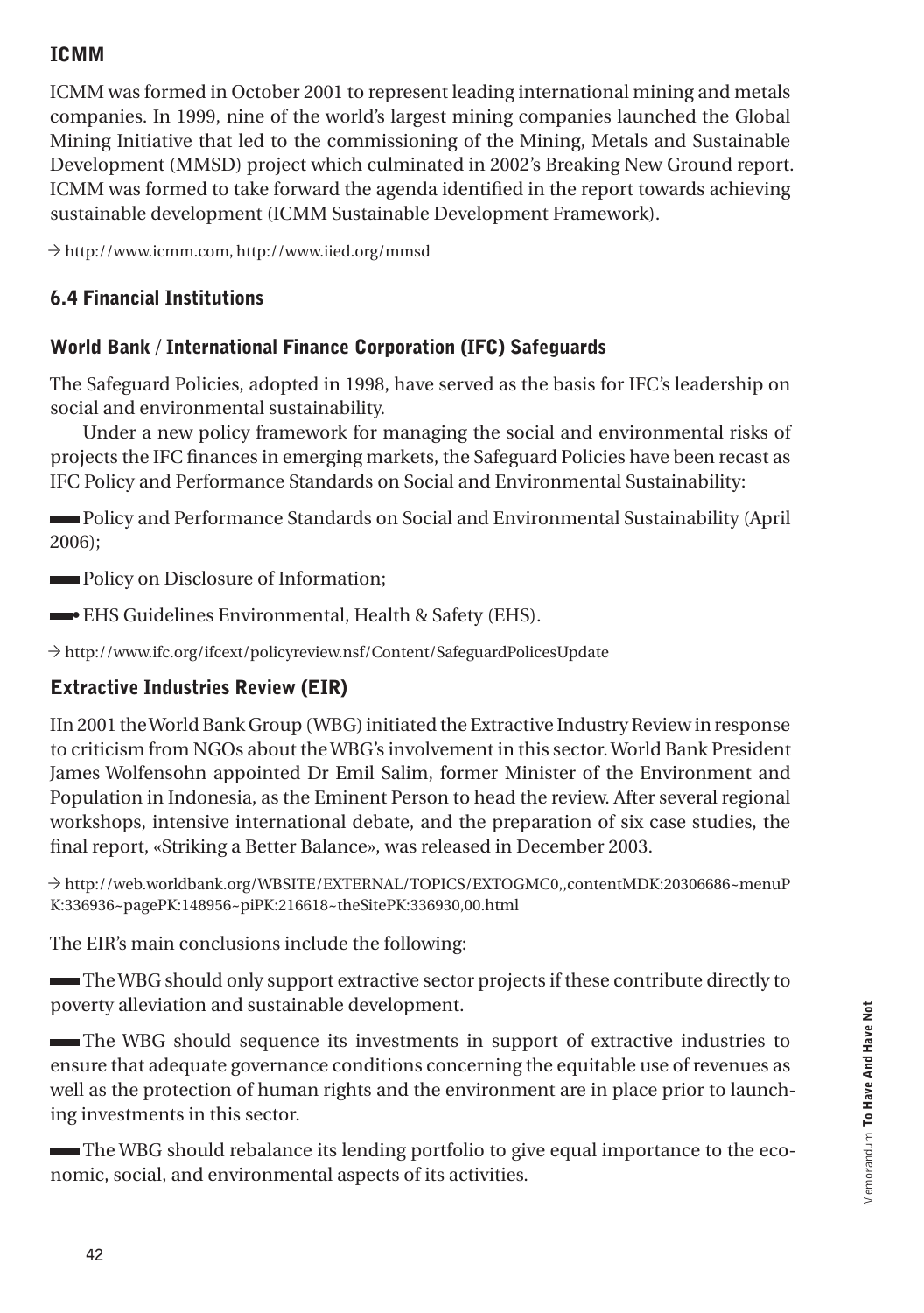### ICMM

ICMM was formed in October 2001 to represent leading international mining and metals companies. In 1999, nine of the world's largest mining companies launched the Global Mining Initiative that led to the commissioning of the Mining, Metals and Sustainable Development (MMSD) project which culminated in 2002's Breaking New Ground report. ICMM was formed to take forward the agenda identified in the report towards achieving sustainable development (ICMM Sustainable Development Framework).

→ http://www.icmm.com, http://www.iied.org/mmsd

## 6.4 Financial Institutions

### World Bank / International Finance Corporation (IFC) Safeguards

The Safeguard Policies, adopted in 1998, have served as the basis for IFC's leadership on social and environmental sustainability.

Under a new policy framework for managing the social and environmental risks of projects the IFC finances in emerging markets, the Safeguard Policies have been recast as IFC Policy and Performance Standards on Social and Environmental Sustainability:

- Policy and Performance Standards on Social and Environmental Sustainability (April 2006);
- Policy on Disclosure of Information;
- • EHS Guidelines Environmental, Health & Safety (EHS).

→ http://www.ifc.org/ifcext/policyreview.nsf/Content/SafeguardPolicesUpdate

### Extractive Industries Review (EIR)

IIn 2001 the World Bank Group (WBG) initiated the Extractive Industry Review in response to criticism from NGOs about the WBG's involvement in this sector. World Bank President James Wolfensohn appointed Dr Emil Salim, former Minister of the Environment and Population in Indonesia, as the Eminent Person to head the review. After several regional workshops, intensive international debate, and the preparation of six case studies, the final report, «Striking a Better Balance», was released in December 2003.

→ http://web.worldbank.org/WBSITE/EXTERNAL/TOPICS/EXTOGMC0,,contentMDK:20306686~menuPK:336936~pagePK:148956~piPK:216618~theSitePK:336930,00.html

The EIR's main conclusions include the following:

- The WBG should only support extractive sector projects if these contribute directly to poverty alleviation and sustainable development.
- The WBG should sequence its investments in support of extractive industries to ensure that adequate governance conditions concerning the equitable use of revenues as well as the protection of human rights and the environment are in place prior to launching investments in this sector.
- The WBG should rebalance its lending portfolio to give equal importance to the economic, social, and environmental aspects of its activities.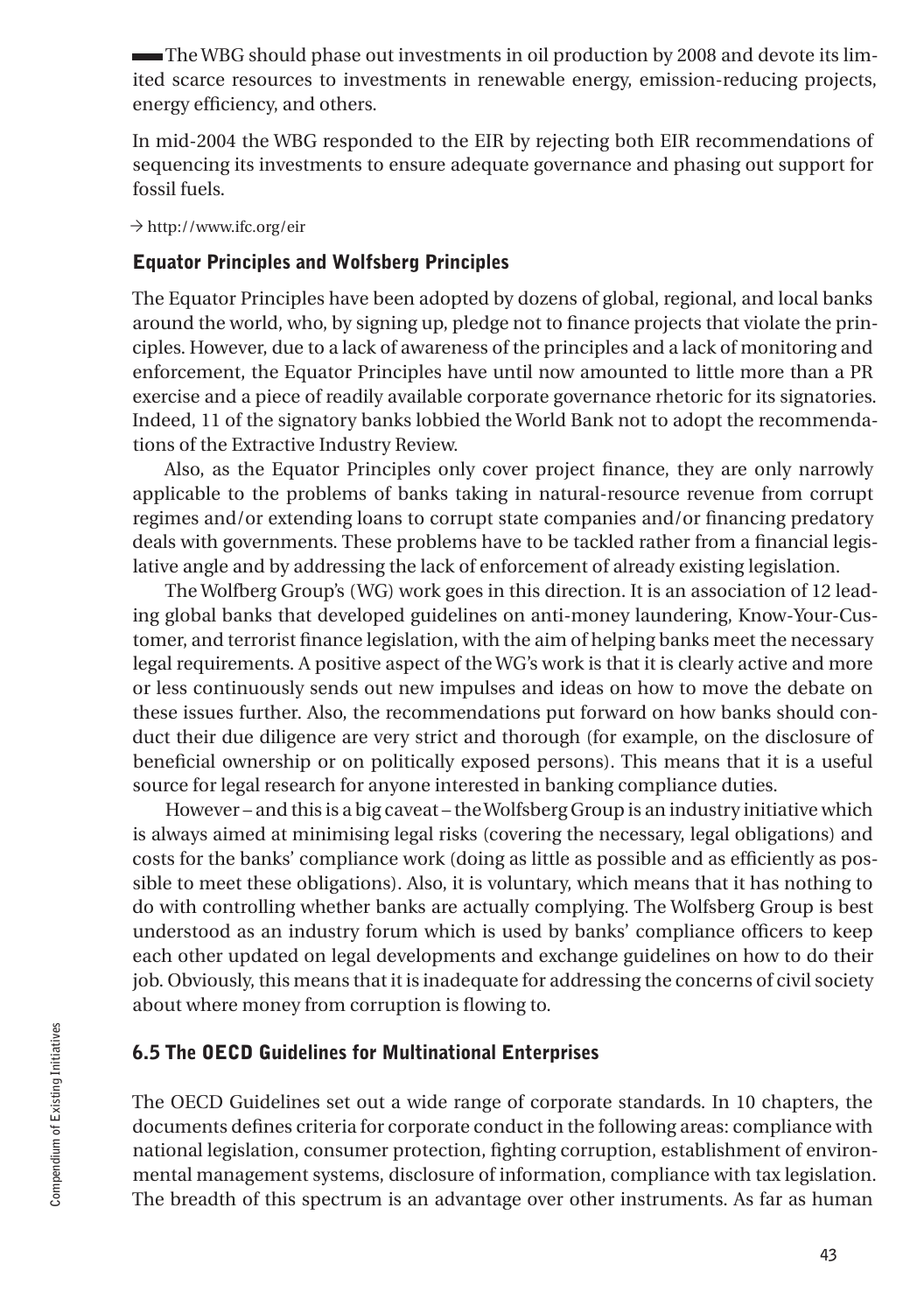- The WBG should phase out investments in oil production by 2008 and devote its limited scarce resources to investments in renewable energy, emission-reducing projects, energy efficiency, and others.

In mid-2004 the WBG responded to the EIR by rejecting both EIR recommendations of sequencing its investments to ensure adequate governance and phasing out support for fossil fuels.

→ http://www.ifc.org/eir

### Equator Principles and Wolfsberg Principles

The Equator Principles have been adopted by dozens of global, regional, and local banks around the world, who, by signing up, pledge not to finance projects that violate the principles. However, due to a lack of awareness of the principles and a lack of monitoring and enforcement, the Equator Principles have until now amounted to little more than a PR exercise and a piece of readily available corporate governance rhetoric for its signatories. Indeed, 11 of the signatory banks lobbied the World Bank not to adopt the recommendations of the Extractive Industry Review.

Also, as the Equator Principles only cover project finance, they are only narrowly applicable to the problems of banks taking in natural-resource revenue from corrupt regimes and/or extending loans to corrupt state companies and/or financing predatory deals with governments. These problems have to be tackled rather from a financial legislative angle and by addressing the lack of enforcement of already existing legislation.

The Wolfberg Group's (WG) work goes in this direction. It is an association of 12 leading global banks that developed guidelines on anti-money laundering, Know-Your-Customer, and terrorist finance legislation, with the aim of helping banks meet the necessary legal requirements. A positive aspect of the WG's work is that it is clearly active and more or less continuously sends out new impulses and ideas on how to move the debate on these issues further. Also, the recommendations put forward on how banks should conduct their due diligence are very strict and thorough (for example, on the disclosure of beneficial ownership or on politically exposed persons). This means that it is a useful source for legal research for anyone interested in banking compliance duties.

However – and this is a big caveat – the Wolfsberg Group is an industry initiative which is always aimed at minimising legal risks (covering the necessary, legal obligations) and costs for the banks' compliance work (doing as little as possible and as efficiently as possible to meet these obligations). Also, it is voluntary, which means that it has nothing to do with controlling whether banks are actually complying. The Wolfsberg Group is best understood as an industry forum which is used by banks' compliance officers to keep each other updated on legal developments and exchange guidelines on how to do their job. Obviously, this means that it is inadequate for addressing the concerns of civil society about where money from corruption is flowing to.

## 6.5 The OECD Guidelines for Multinational Enterprises

The OECD Guidelines set out a wide range of corporate standards. In 10 chapters, the documents defines criteria for corporate conduct in the following areas: compliance with national legislation, consumer protection, fighting corruption, establishment of environmental management systems, disclosure of information, compliance with tax legislation. The breadth of this spectrum is an advantage over other instruments. As far as human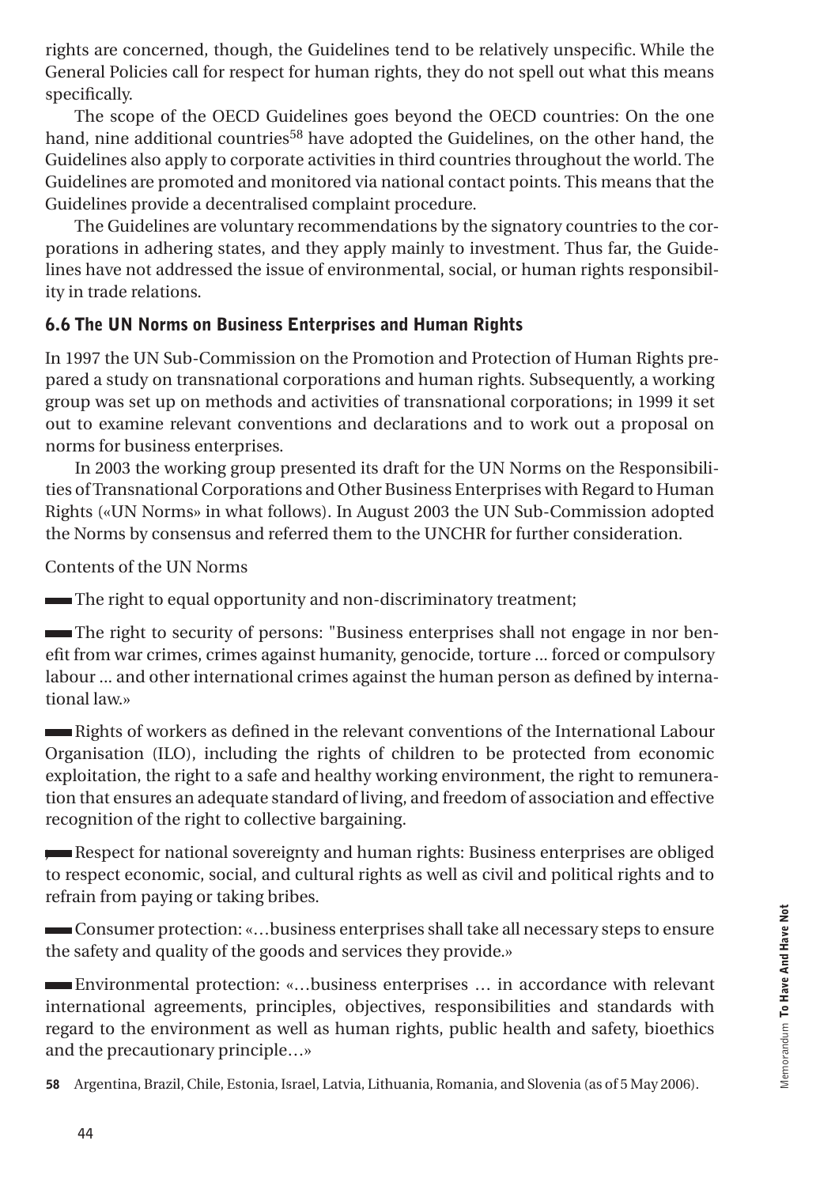rights are concerned, though, the Guidelines tend to be relatively unspecific. While the General Policies call for respect for human rights, they do not spell out what this means specifically.

The scope of the OECD Guidelines goes beyond the OECD countries: On the one hand, nine additional countries[58] have adopted the Guidelines, on the other hand, the Guidelines also apply to corporate activities in third countries throughout the world. The Guidelines are promoted and monitored via national contact points. This means that the Guidelines provide a decentralised complaint procedure.

The Guidelines are voluntary recommendations by the signatory countries to the corporations in adhering states, and they apply mainly to investment. Thus far, the Guidelines have not addressed the issue of environmental, social, or human rights responsibility in trade relations.

### 6.6 The UN Norms on Business Enterprises and Human Rights

In 1997 the UN Sub-Commission on the Promotion and Protection of Human Rights prepared a study on transnational corporations and human rights. Subsequently, a working group was set up on methods and activities of transnational corporations; in 1999 it set out to examine relevant conventions and declarations and to work out a proposal on norms for business enterprises.

In 2003 the working group presented its draft for the UN Norms on the Responsibilities of Transnational Corporations and Other Business Enterprises with Regard to Human Rights («UN Norms» in what follows). In August 2003 the UN Sub-Commission adopted the Norms by consensus and referred them to the UNCHR for further consideration.

Contents of the UN Norms

- The right to equal opportunity and non-discriminatory treatment;
- The right to security of persons: "Business enterprises shall not engage in nor benefit from war crimes, crimes against humanity, genocide, torture ... forced or compulsory labour ... and other international crimes against the human person as defined by international law.»
- Rights of workers as defined in the relevant conventions of the International Labour Organisation (ILO), including the rights of children to be protected from economic exploitation, the right to a safe and healthy working environment, the right to remuneration that ensures an adequate standard of living, and freedom of association and effective recognition of the right to collective bargaining.
- Respect for national sovereignty and human rights: Business enterprises are obliged to respect economic, social, and cultural rights as well as civil and political rights and to refrain from paying or taking bribes.
- Consumer protection: «…business enterprises shall take all necessary steps to ensure the safety and quality of the goods and services they provide.»
- Environmental protection: «…business enterprises … in accordance with relevant international agreements, principles, objectives, responsibilities and standards with regard to the environment as well as human rights, public health and safety, bioethics and the precautionary principle…»

58 Argentina, Brazil, Chile, Estonia, Israel, Latvia, Lithuania, Romania, and Slovenia (as of 5 May 2006).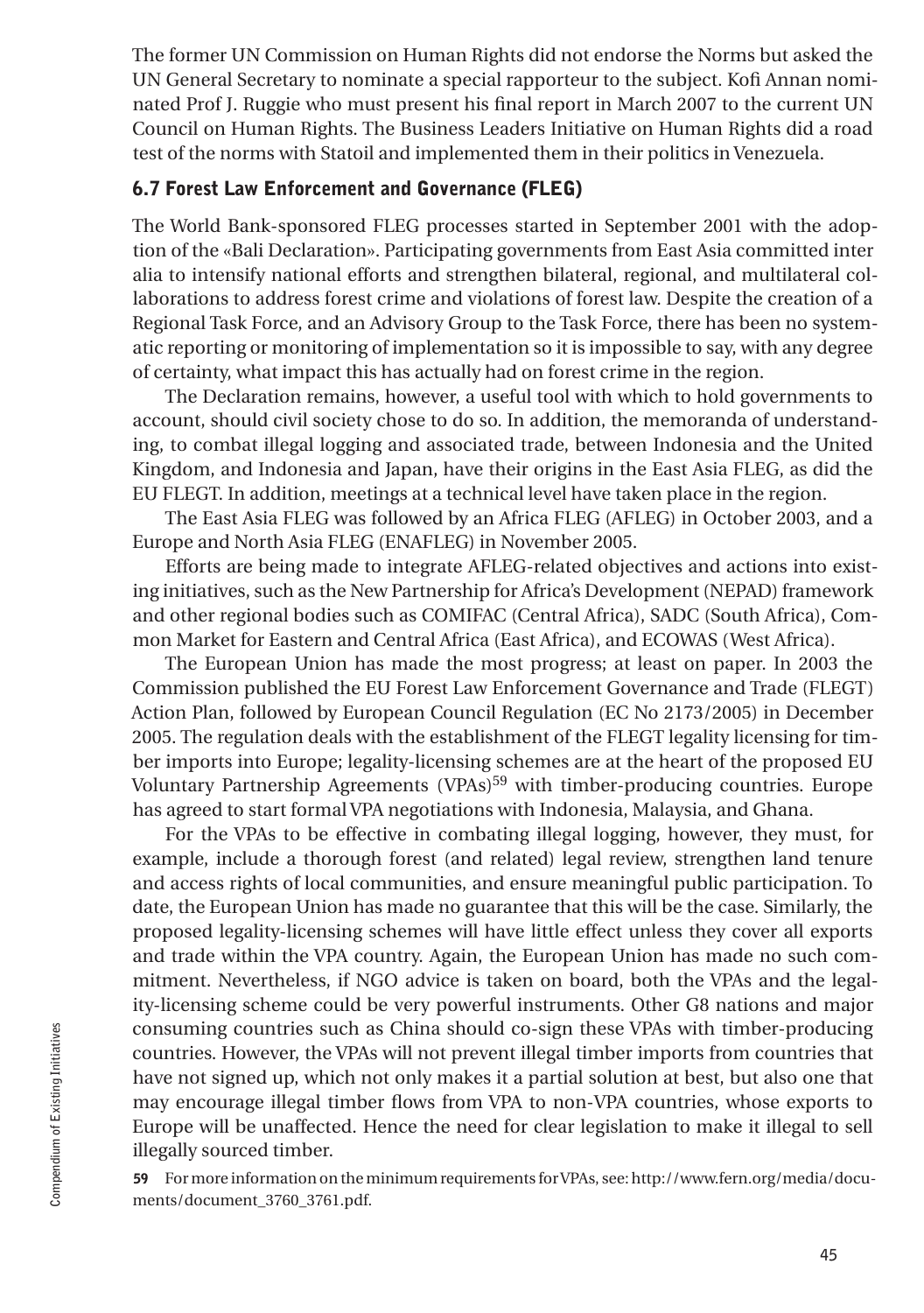The former UN Commission on Human Rights did not endorse the Norms but asked the UN General Secretary to nominate a special rapporteur to the subject. Kofi Annan nominated Prof J. Ruggie who must present his final report in March 2007 to the current UN Council on Human Rights. The Business Leaders Initiative on Human Rights did a road test of the norms with Statoil and implemented them in their politics in Venezuela.

### 6.7 Forest Law Enforcement and Governance (FLEG)

The World Bank-sponsored FLEG processes started in September 2001 with the adoption of the «Bali Declaration». Participating governments from East Asia committed inter alia to intensify national efforts and strengthen bilateral, regional, and multilateral collaborations to address forest crime and violations of forest law. Despite the creation of a Regional Task Force, and an Advisory Group to the Task Force, there has been no systematic reporting or monitoring of implementation so it is impossible to say, with any degree of certainty, what impact this has actually had on forest crime in the region.

The Declaration remains, however, a useful tool with which to hold governments to account, should civil society chose to do so. In addition, the memoranda of understanding, to combat illegal logging and associated trade, between Indonesia and the United Kingdom, and Indonesia and Japan, have their origins in the East Asia FLEG, as did the EU FLEGT. In addition, meetings at a technical level have taken place in the region.

The East Asia FLEG was followed by an Africa FLEG (AFLEG) in October 2003, and a Europe and North Asia FLEG (ENAFLEG) in November 2005.

Efforts are being made to integrate AFLEG-related objectives and actions into existing initiatives, such as the New Partnership for Africa's Development (NEPAD) framework and other regional bodies such as COMIFAC (Central Africa), SADC (South Africa), Common Market for Eastern and Central Africa (East Africa), and ECOWAS (West Africa).

The European Union has made the most progress; at least on paper. In 2003 the Commission published the EU Forest Law Enforcement Governance and Trade (FLEGT) Action Plan, followed by European Council Regulation (EC No 2173/2005) in December 2005. The regulation deals with the establishment of the FLEGT legality licensing for timber imports into Europe; legality-licensing schemes are at the heart of the proposed EU Voluntary Partnership Agreements (VPAs)[59] with timber-producing countries. Europe has agreed to start formal VPA negotiations with Indonesia, Malaysia, and Ghana.

For the VPAs to be effective in combating illegal logging, however, they must, for example, include a thorough forest (and related) legal review, strengthen land tenure and access rights of local communities, and ensure meaningful public participation. To date, the European Union has made no guarantee that this will be the case. Similarly, the proposed legality-licensing schemes will have little effect unless they cover all exports and trade within the VPA country. Again, the European Union has made no such commitment. Nevertheless, if NGO advice is taken on board, both the VPAs and the legality-licensing scheme could be very powerful instruments. Other G8 nations and major consuming countries such as China should co-sign these VPAs with timber-producing countries. However, the VPAs will not prevent illegal timber imports from countries that have not signed up, which not only makes it a partial solution at best, but also one that may encourage illegal timber flows from VPA to non-VPA countries, whose exports to Europe will be unaffected. Hence the need for clear legislation to make it illegal to sell illegally sourced timber.

**59** For more information on the minimum requirements for VPAs, see: http://www.fern.org/media/documents/document_3760_3761.pdf.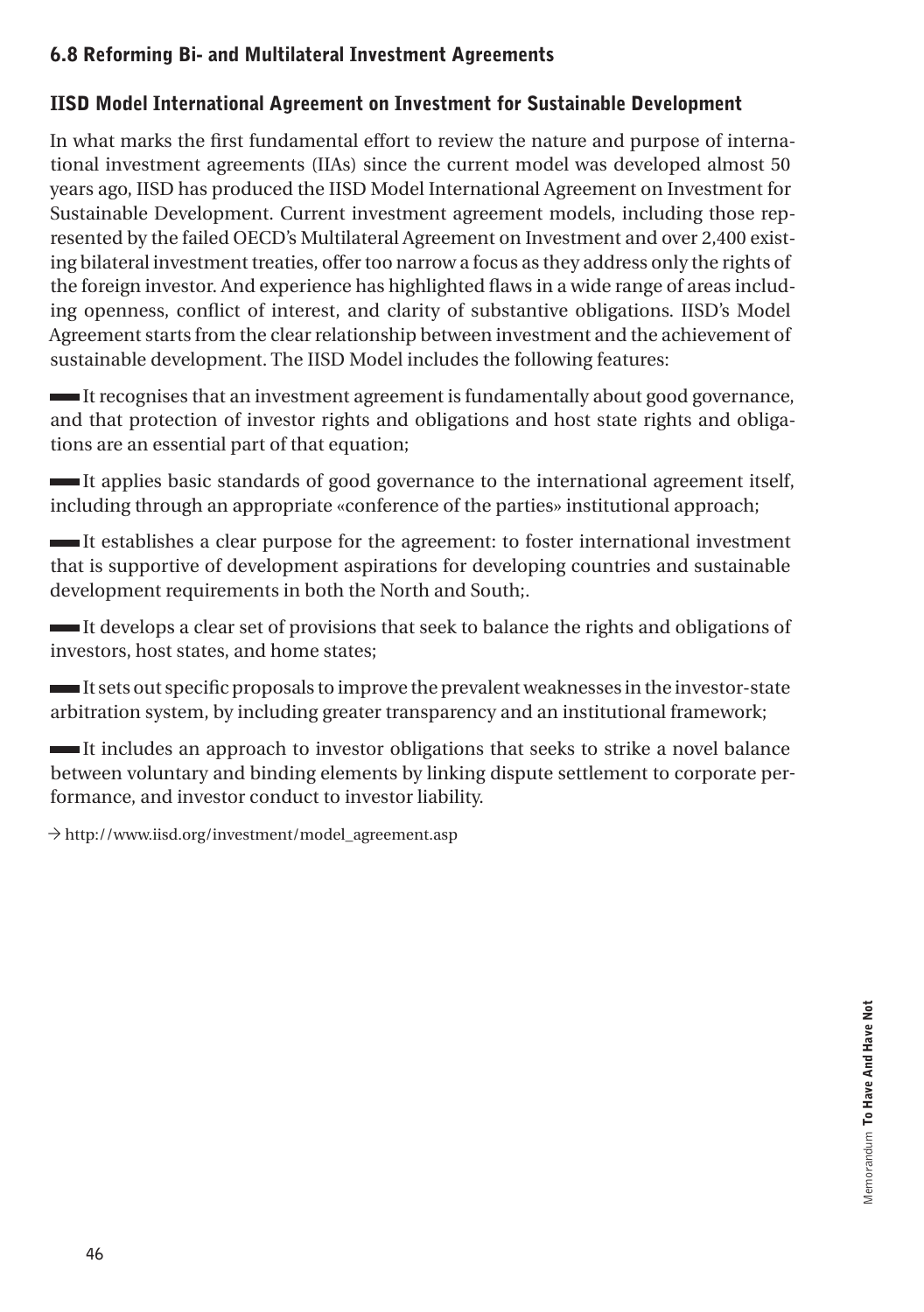## 6.8 Reforming Bi- and Multilateral Investment Agreements

### IISD Model International Agreement on Investment for Sustainable Development

In what marks the first fundamental effort to review the nature and purpose of international investment agreements (IIAs) since the current model was developed almost 50 years ago, IISD has produced the IISD Model International Agreement on Investment for Sustainable Development. Current investment agreement models, including those represented by the failed OECD's Multilateral Agreement on Investment and over 2,400 existing bilateral investment treaties, offer too narrow a focus as they address only the rights of the foreign investor. And experience has highlighted flaws in a wide range of areas including openness, conflict of interest, and clarity of substantive obligations. IISD's Model Agreement starts from the clear relationship between investment and the achievement of sustainable development. The IISD Model includes the following features:

- It recognises that an investment agreement is fundamentally about good governance, and that protection of investor rights and obligations and host state rights and obligations are an essential part of that equation;
- It applies basic standards of good governance to the international agreement itself, including through an appropriate «conference of the parties» institutional approach;
- It establishes a clear purpose for the agreement: to foster international investment that is supportive of development aspirations for developing countries and sustainable development requirements in both the North and South;.
- It develops a clear set of provisions that seek to balance the rights and obligations of investors, host states, and home states;
- It sets out specific proposals to improve the prevalent weaknesses in the investor-state arbitration system, by including greater transparency and an institutional framework;
- It includes an approach to investor obligations that seeks to strike a novel balance between voluntary and binding elements by linking dispute settlement to corporate performance, and investor conduct to investor liability.

→ http://www.iisd.org/investment/model_agreement.asp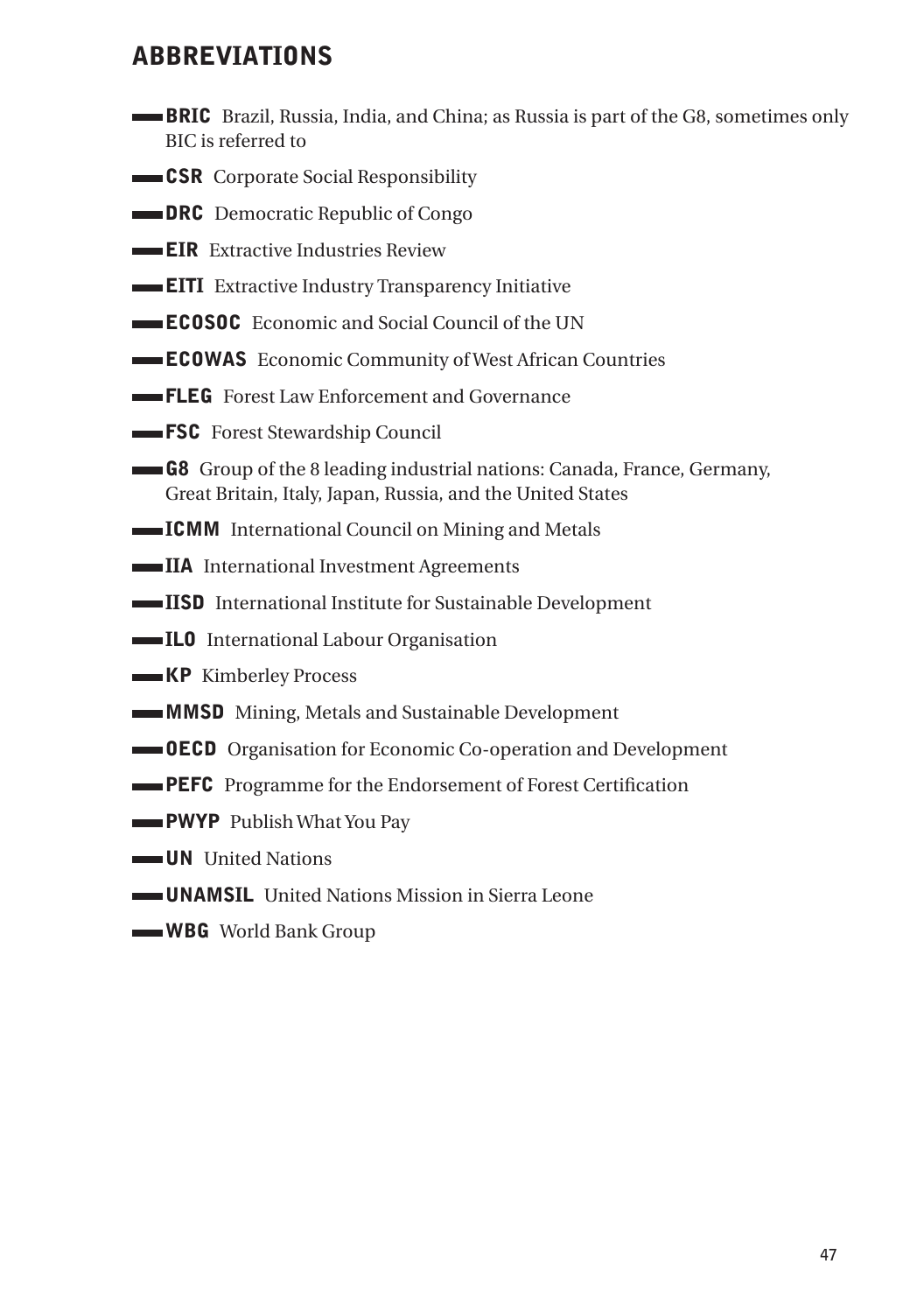## ABBREVIATIONS

- **BRIC** Brazil, Russia, India, and China; as Russia is part of the G8, sometimes only BIC is referred to
- **CSR** Corporate Social Responsibility
- **DRC** Democratic Republic of Congo
- **EIR** Extractive Industries Review
- **EITI** Extractive Industry Transparency Initiative
- **ECOSOC** Economic and Social Council of the UN
- **ECOWAS** Economic Community of West African Countries
- **FLEG** Forest Law Enforcement and Governance
- **FSC** Forest Stewardship Council
- **G8** Group of the 8 leading industrial nations: Canada, France, Germany, Great Britain, Italy, Japan, Russia, and the United States
- **ICMM** International Council on Mining and Metals
- **IIA** International Investment Agreements
- **IISD** International Institute for Sustainable Development
- **ILO** International Labour Organisation
- **KP** Kimberley Process
- **MMSD** Mining, Metals and Sustainable Development
- **OECD** Organisation for Economic Co-operation and Development
- **PEFC** Programme for the Endorsement of Forest Certification
- **PWYP** Publish What You Pay
- **UN** United Nations
- **UNAMSIL** United Nations Mission in Sierra Leone
- **WBG** World Bank Group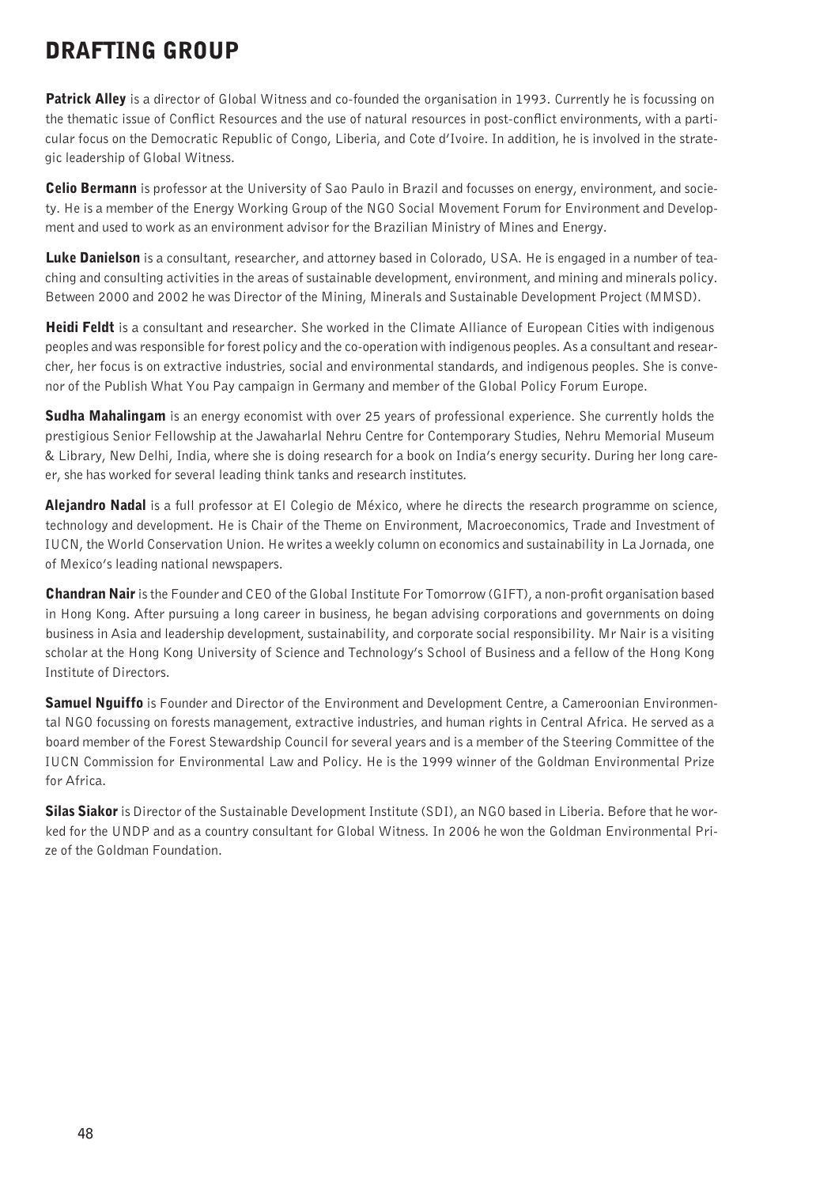# DRAFTING GROUP

**Patrick Alley** is a director of Global Witness and co-founded the organisation in 1993. Currently he is focussing on the thematic issue of Conflict Resources and the use of natural resources in post-conflict environments, with a particular focus on the Democratic Republic of Congo, Liberia, and Cote d'Ivoire. In addition, he is involved in the strategic leadership of Global Witness.

**Celio Bermann** is professor at the University of Sao Paulo in Brazil and focusses on energy, environment, and society. He is a member of the Energy Working Group of the NGO Social Movement Forum for Environment and Development and used to work as an environment advisor for the Brazilian Ministry of Mines and Energy.

**Luke Danielson** is a consultant, researcher, and attorney based in Colorado, USA. He is engaged in a number of teaching and consulting activities in the areas of sustainable development, environment, and mining and minerals policy. Between 2000 and 2002 he was Director of the Mining, Minerals and Sustainable Development Project (MMSD).

**Heidi Feldt** is a consultant and researcher. She worked in the Climate Alliance of European Cities with indigenous peoples and was responsible for forest policy and the co-operation with indigenous peoples. As a consultant and researcher, her focus is on extractive industries, social and environmental standards, and indigenous peoples. She is convenor of the Publish What You Pay campaign in Germany and member of the Global Policy Forum Europe.

**Sudha Mahalingam** is an energy economist with over 25 years of professional experience. She currently holds the prestigious Senior Fellowship at the Jawaharlal Nehru Centre for Contemporary Studies, Nehru Memorial Museum & Library, New Delhi, India, where she is doing research for a book on India's energy security. During her long career, she has worked for several leading think tanks and research institutes.

**Alejandro Nadal** is a full professor at El Colegio de México, where he directs the research programme on science, technology and development. He is Chair of the Theme on Environment, Macroeconomics, Trade and Investment of IUCN, the World Conservation Union. He writes a weekly column on economics and sustainability in La Jornada, one of Mexico's leading national newspapers.

**Chandran Nair** is the Founder and CEO of the Global Institute For Tomorrow (GIFT), a non-profit organisation based in Hong Kong. After pursuing a long career in business, he began advising corporations and governments on doing business in Asia and leadership development, sustainability, and corporate social responsibility. Mr Nair is a visiting scholar at the Hong Kong University of Science and Technology's School of Business and a fellow of the Hong Kong Institute of Directors.

**Samuel Nguiffo** is Founder and Director of the Environment and Development Centre, a Cameroonian Environmental NGO focussing on forests management, extractive industries, and human rights in Central Africa. He served as a board member of the Forest Stewardship Council for several years and is a member of the Steering Committee of the IUCN Commission for Environmental Law and Policy. He is the 1999 winner of the Goldman Environmental Prize for Africa.

**Silas Siakor** is Director of the Sustainable Development Institute (SDI), an NGO based in Liberia. Before that he worked for the UNDP and as a country consultant for Global Witness. In 2006 he won the Goldman Environmental Prize of the Goldman Foundation.